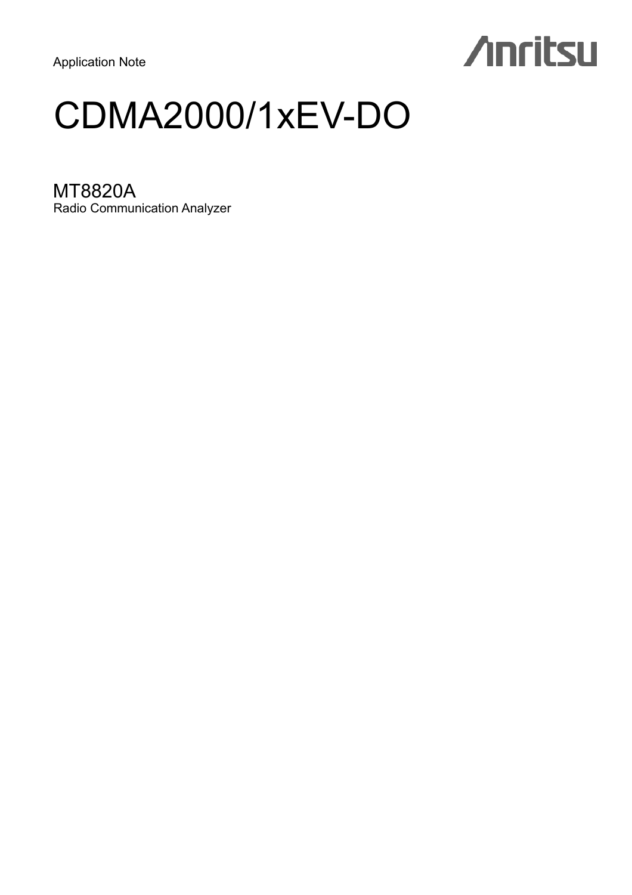Application Note

Anritsu

# CDMA2000/1xEV-DO

## MT8820A

Radio Communication Analyzer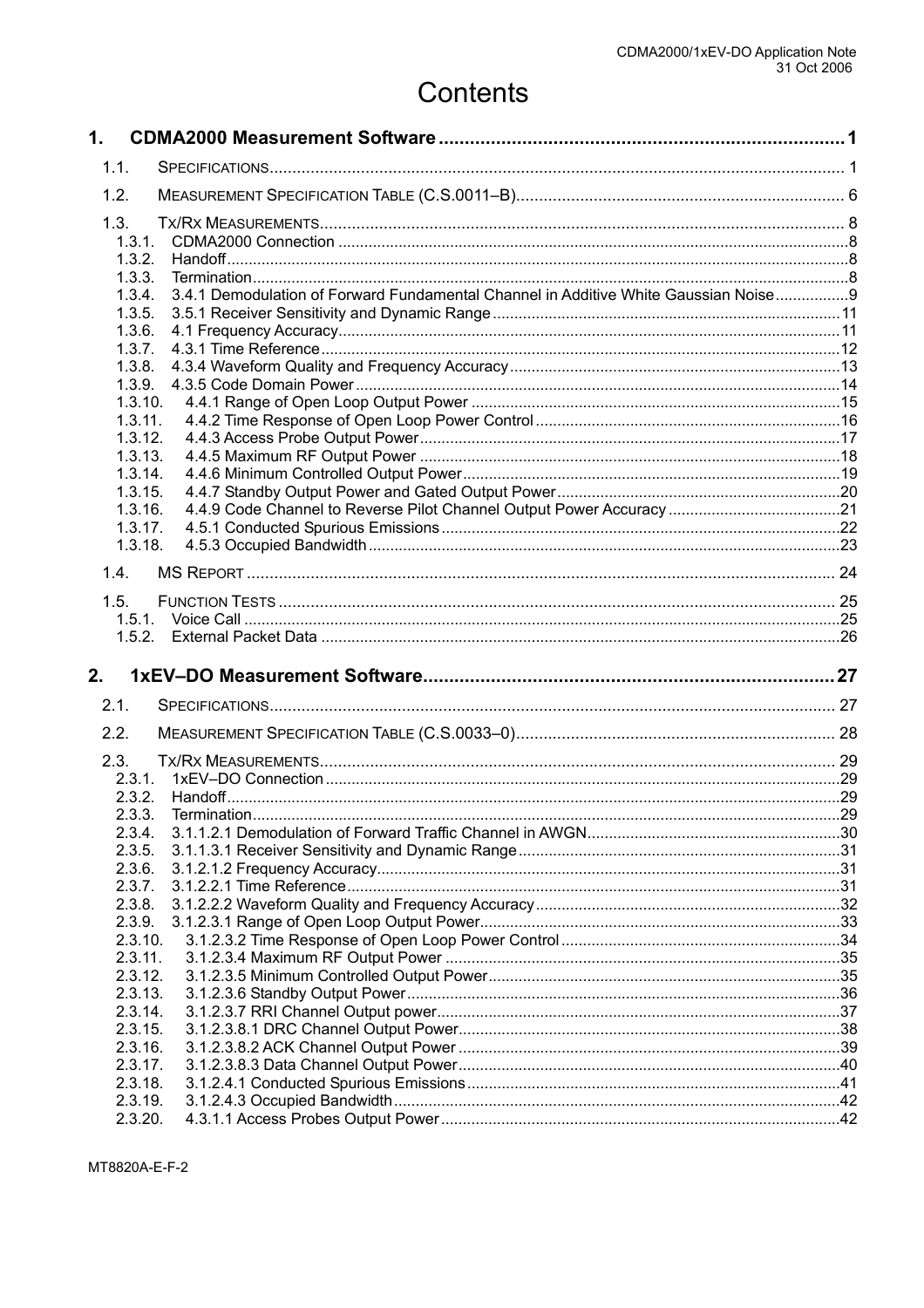# Contents

**1. CDMA2000 Measurement Software ... 1**

- 1.1. Specifications ... 1
- 1.2. Measurement Specification Table (C.S.0011–B) ... 6
- 1.3. Tx/Rx Measurements ... 8
  - 1.3.1. CDMA2000 Connection ... 8
  - 1.3.2. Handoff ... 8
  - 1.3.3. Termination ... 8
  - 1.3.4. 3.4.1 Demodulation of Forward Fundamental Channel in Additive White Gaussian Noise ... 9
  - 1.3.5. 3.5.1 Receiver Sensitivity and Dynamic Range ... 11
  - 1.3.6. 4.1 Frequency Accuracy ... 11
  - 1.3.7. 4.3.1 Time Reference ... 12
  - 1.3.8. 4.3.4 Waveform Quality and Frequency Accuracy ... 13
  - 1.3.9. 4.3.5 Code Domain Power ... 14
  - 1.3.10. 4.4.1 Range of Open Loop Output Power ... 15
  - 1.3.11. 4.4.2 Time Response of Open Loop Power Control ... 16
  - 1.3.12. 4.4.3 Access Probe Output Power ... 17
  - 1.3.13. 4.4.5 Maximum RF Output Power ... 18
  - 1.3.14. 4.4.6 Minimum Controlled Output Power ... 19
  - 1.3.15. 4.4.7 Standby Output Power and Gated Output Power ... 20
  - 1.3.16. 4.4.9 Code Channel to Reverse Pilot Channel Output Power Accuracy ... 21
  - 1.3.17. 4.5.1 Conducted Spurious Emissions ... 22
  - 1.3.18. 4.5.3 Occupied Bandwidth ... 23
- 1.4. MS Report ... 24
- 1.5. Function Tests ... 25
  - 1.5.1. Voice Call ... 25
  - 1.5.2. External Packet Data ... 26

**2. 1xEV–DO Measurement Software ... 27**

- 2.1. Specifications ... 27
- 2.2. Measurement Specification Table (C.S.0033–0) ... 28
- 2.3. Tx/Rx Measurements ... 29
  - 2.3.1. 1xEV–DO Connection ... 29
  - 2.3.2. Handoff ... 29
  - 2.3.3. Termination ... 29
  - 2.3.4. 3.1.1.2.1 Demodulation of Forward Traffic Channel in AWGN ... 30
  - 2.3.5. 3.1.1.3.1 Receiver Sensitivity and Dynamic Range ... 31
  - 2.3.6. 3.1.2.1.2 Frequency Accuracy ... 31
  - 2.3.7. 3.1.2.2.1 Time Reference ... 31
  - 2.3.8. 3.1.2.2.2 Waveform Quality and Frequency Accuracy ... 32
  - 2.3.9. 3.1.2.3.1 Range of Open Loop Output Power ... 33
  - 2.3.10. 3.1.2.3.2 Time Response of Open Loop Power Control ... 34
  - 2.3.11. 3.1.2.3.4 Maximum RF Output Power ... 35
  - 2.3.12. 3.1.2.3.5 Minimum Controlled Output Power ... 35
  - 2.3.13. 3.1.2.3.6 Standby Output Power ... 36
  - 2.3.14. 3.1.2.3.7 RRI Channel Output power ... 37
  - 2.3.15. 3.1.2.3.8.1 DRC Channel Output Power ... 38
  - 2.3.16. 3.1.2.3.8.2 ACK Channel Output Power ... 39
  - 2.3.17. 3.1.2.3.8.3 Data Channel Output Power ... 40
  - 2.3.18. 3.1.2.4.1 Conducted Spurious Emissions ... 41
  - 2.3.19. 3.1.2.4.3 Occupied Bandwidth ... 42
  - 2.3.20. 4.3.1.1 Access Probes Output Power ... 42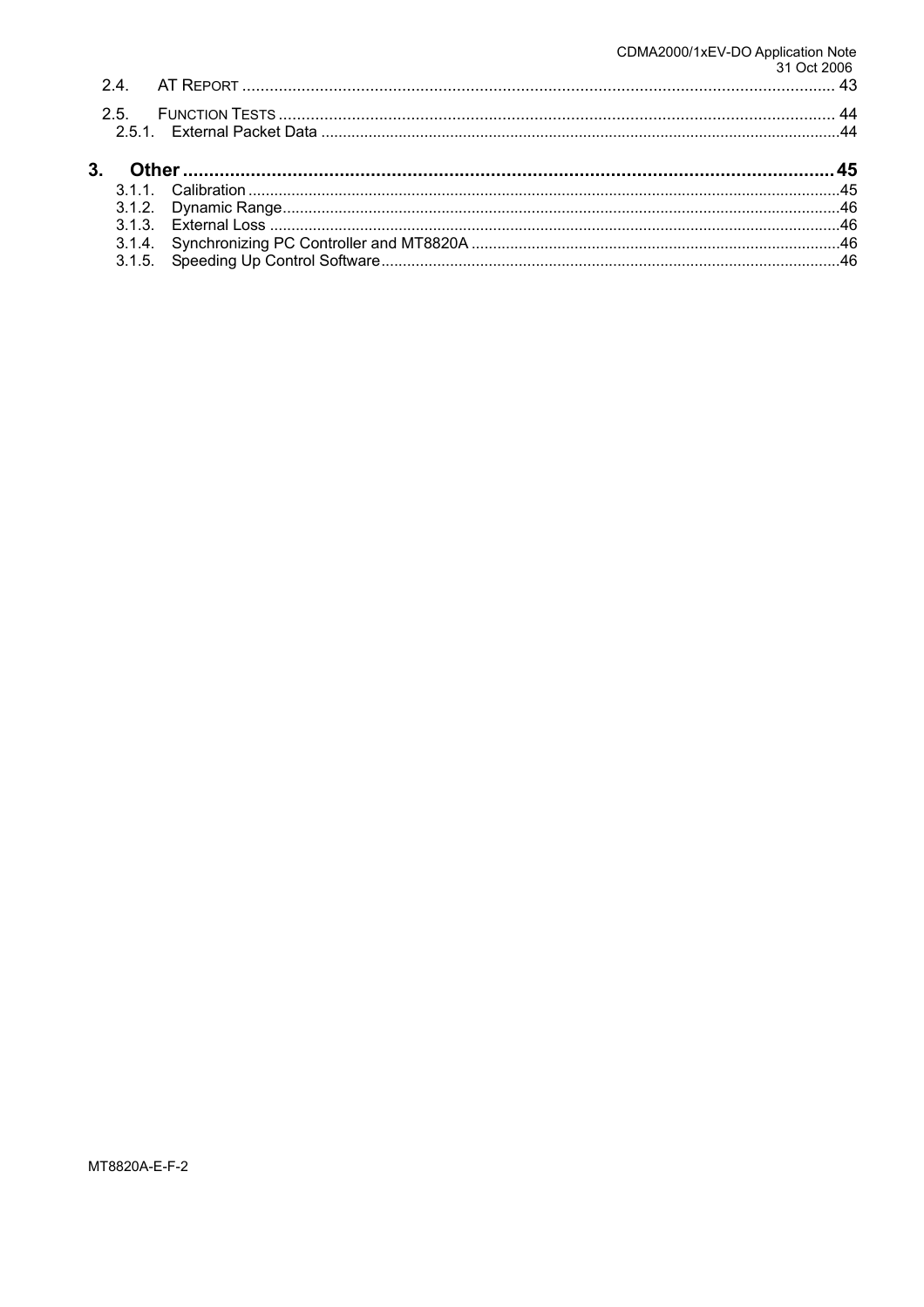2.4. AT REPORT .................................................................................................................................. 43

2.5. FUNCTION TESTS ......................................................................................................................... 44

2.5.1. External Packet Data .....................................................................................................................44

**3. Other ............................................................................................................................................. 45**

3.1.1. Calibration .......................................................................................................................................45

3.1.2. Dynamic Range...............................................................................................................................46

3.1.3. External Loss ..................................................................................................................................46

3.1.4. Synchronizing PC Controller and MT8820A ...................................................................................46

3.1.5. Speeding Up Control Software........................................................................................................46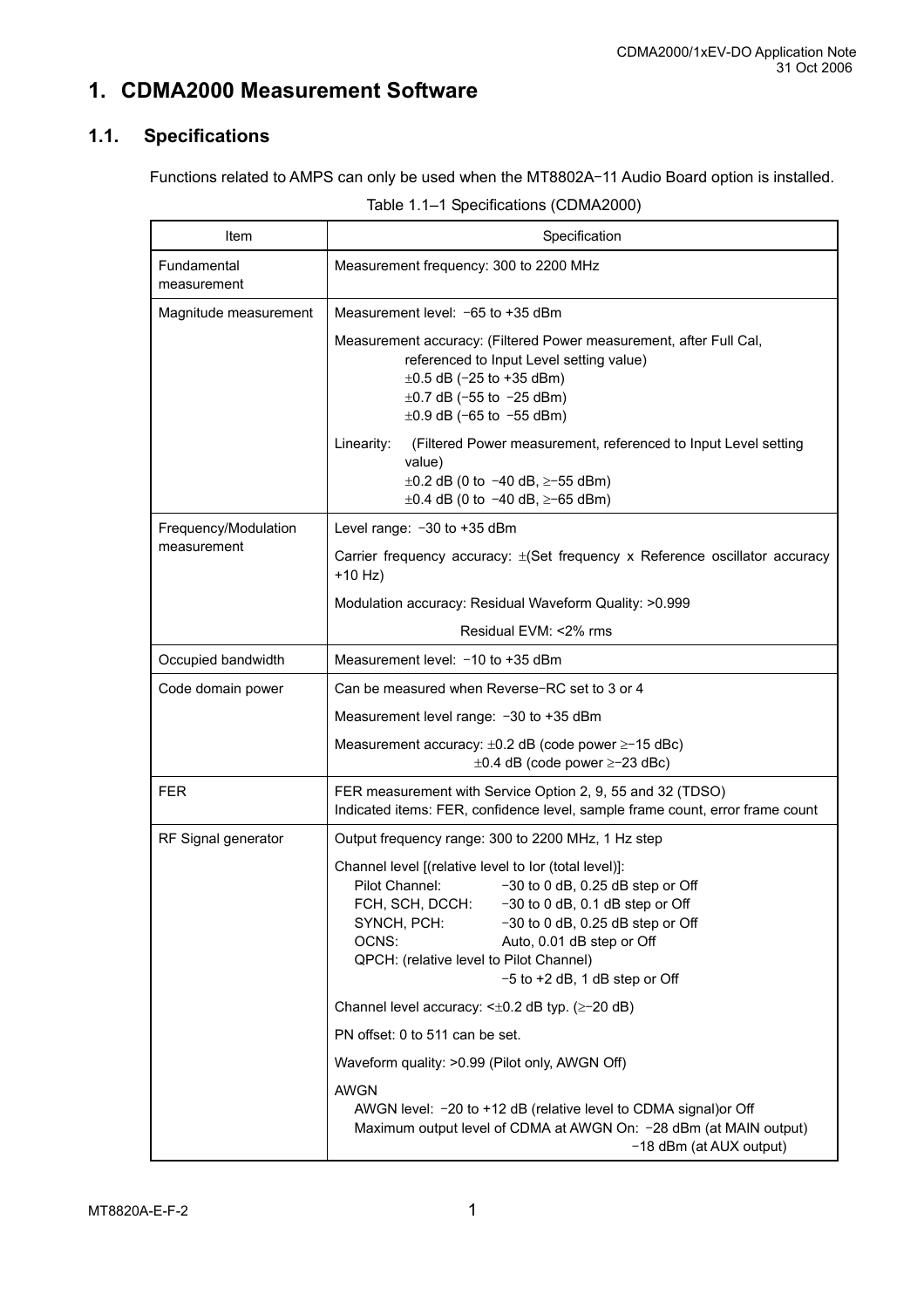# 1. CDMA2000 Measurement Software

## 1.1. Specifications

Functions related to AMPS can only be used when the MT8802A−11 Audio Board option is installed.

Table 1.1–1 Specifications (CDMA2000)

| Item | Specification |
|---|---|
| Fundamental measurement | Measurement frequency: 300 to 2200 MHz |
| Magnitude measurement | Measurement level: −65 to +35 dBm<br><br>Measurement accuracy: (Filtered Power measurement, after Full Cal, referenced to Input Level setting value)<br>±0.5 dB (−25 to +35 dBm)<br>±0.7 dB (−55 to −25 dBm)<br>±0.9 dB (−65 to −55 dBm)<br><br>Linearity: (Filtered Power measurement, referenced to Input Level setting value)<br>±0.2 dB (0 to −40 dB, ≥−55 dBm)<br>±0.4 dB (0 to −40 dB, ≥−65 dBm) |
| Frequency/Modulation measurement | Level range: −30 to +35 dBm<br><br>Carrier frequency accuracy: ±(Set frequency x Reference oscillator accuracy +10 Hz)<br><br>Modulation accuracy: Residual Waveform Quality: >0.999<br>Residual EVM: <2% rms |
| Occupied bandwidth | Measurement level: −10 to +35 dBm |
| Code domain power | Can be measured when Reverse−RC set to 3 or 4<br><br>Measurement level range: −30 to +35 dBm<br><br>Measurement accuracy: ±0.2 dB (code power ≥−15 dBc)<br>±0.4 dB (code power ≥−23 dBc) |
| FER | FER measurement with Service Option 2, 9, 55 and 32 (TDSO)<br>Indicated items: FER, confidence level, sample frame count, error frame count |
| RF Signal generator | Output frequency range: 300 to 2200 MHz, 1 Hz step<br><br>Channel level [(relative level to Ior (total level)]:<br>Pilot Channel: −30 to 0 dB, 0.25 dB step or Off<br>FCH, SCH, DCCH: −30 to 0 dB, 0.1 dB step or Off<br>SYNCH, PCH: −30 to 0 dB, 0.25 dB step or Off<br>OCNS: Auto, 0.01 dB step or Off<br>QPCH: (relative level to Pilot Channel)<br>−5 to +2 dB, 1 dB step or Off<br><br>Channel level accuracy: <±0.2 dB typ. (≥−20 dB)<br><br>PN offset: 0 to 511 can be set.<br><br>Waveform quality: >0.99 (Pilot only, AWGN Off)<br><br>AWGN<br>AWGN level: −20 to +12 dB (relative level to CDMA signal)or Off<br>Maximum output level of CDMA at AWGN On: −28 dBm (at MAIN output)<br>−18 dBm (at AUX output) |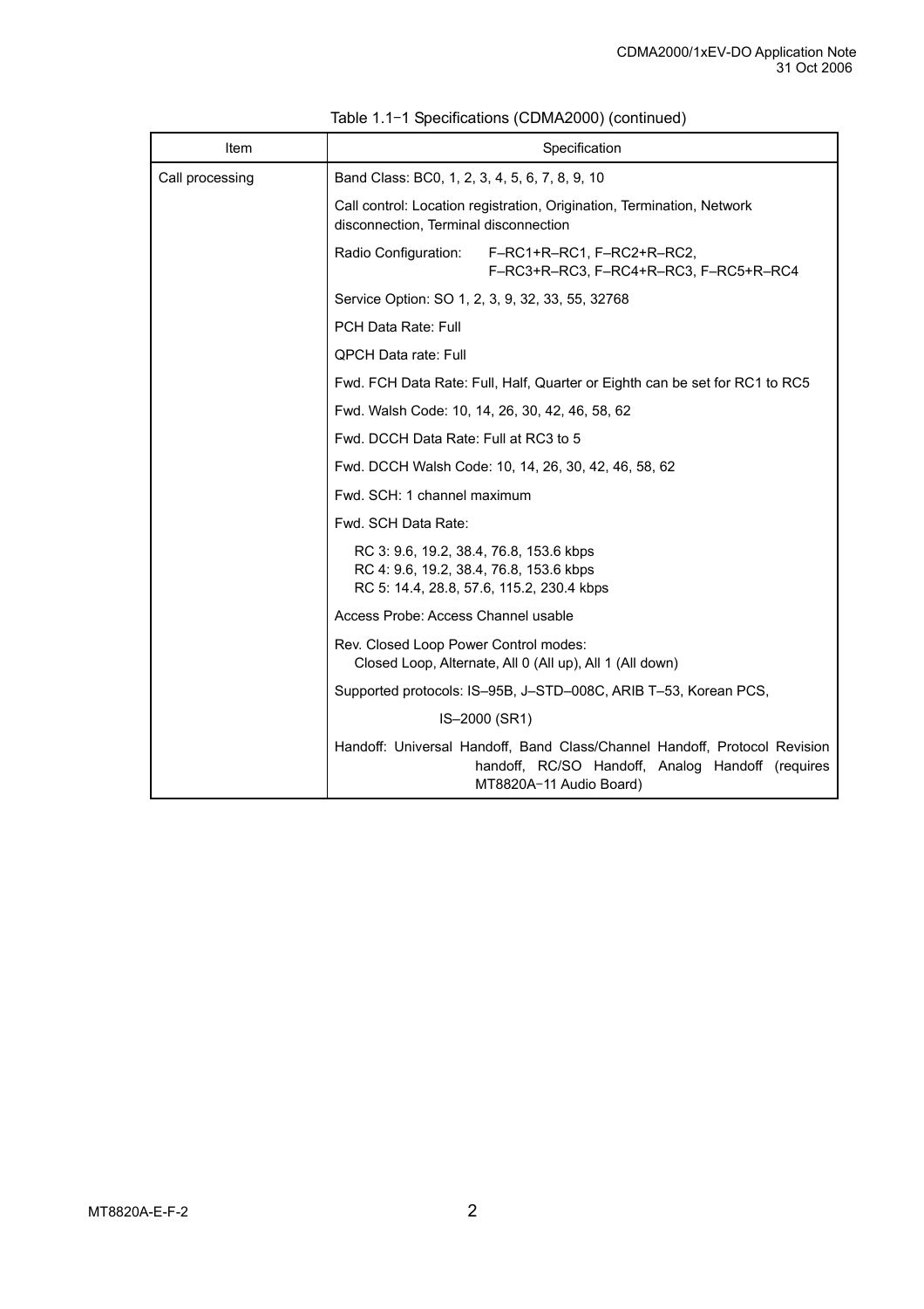Table 1.1−1 Specifications (CDMA2000) (continued)

| Item | Specification |
|---|---|
| Call processing | Band Class: BC0, 1, 2, 3, 4, 5, 6, 7, 8, 9, 10 |
| | Call control: Location registration, Origination, Termination, Network disconnection, Terminal disconnection |
| | Radio Configuration: F–RC1+R–RC1, F–RC2+R–RC2, F–RC3+R–RC3, F–RC4+R–RC3, F–RC5+R–RC4 |
| | Service Option: SO 1, 2, 3, 9, 32, 33, 55, 32768 |
| | PCH Data Rate: Full |
| | QPCH Data rate: Full |
| | Fwd. FCH Data Rate: Full, Half, Quarter or Eighth can be set for RC1 to RC5 |
| | Fwd. Walsh Code: 10, 14, 26, 30, 42, 46, 58, 62 |
| | Fwd. DCCH Data Rate: Full at RC3 to 5 |
| | Fwd. DCCH Walsh Code: 10, 14, 26, 30, 42, 46, 58, 62 |
| | Fwd. SCH: 1 channel maximum |
| | Fwd. SCH Data Rate: |
| | RC 3: 9.6, 19.2, 38.4, 76.8, 153.6 kbps<br>RC 4: 9.6, 19.2, 38.4, 76.8, 153.6 kbps<br>RC 5: 14.4, 28.8, 57.6, 115.2, 230.4 kbps |
| | Access Probe: Access Channel usable |
| | Rev. Closed Loop Power Control modes:<br>Closed Loop, Alternate, All 0 (All up), All 1 (All down) |
| | Supported protocols: IS–95B, J–STD–008C, ARIB T–53, Korean PCS, |
| | IS–2000 (SR1) |
| | Handoff: Universal Handoff, Band Class/Channel Handoff, Protocol Revision handoff, RC/SO Handoff, Analog Handoff (requires MT8820A−11 Audio Board) |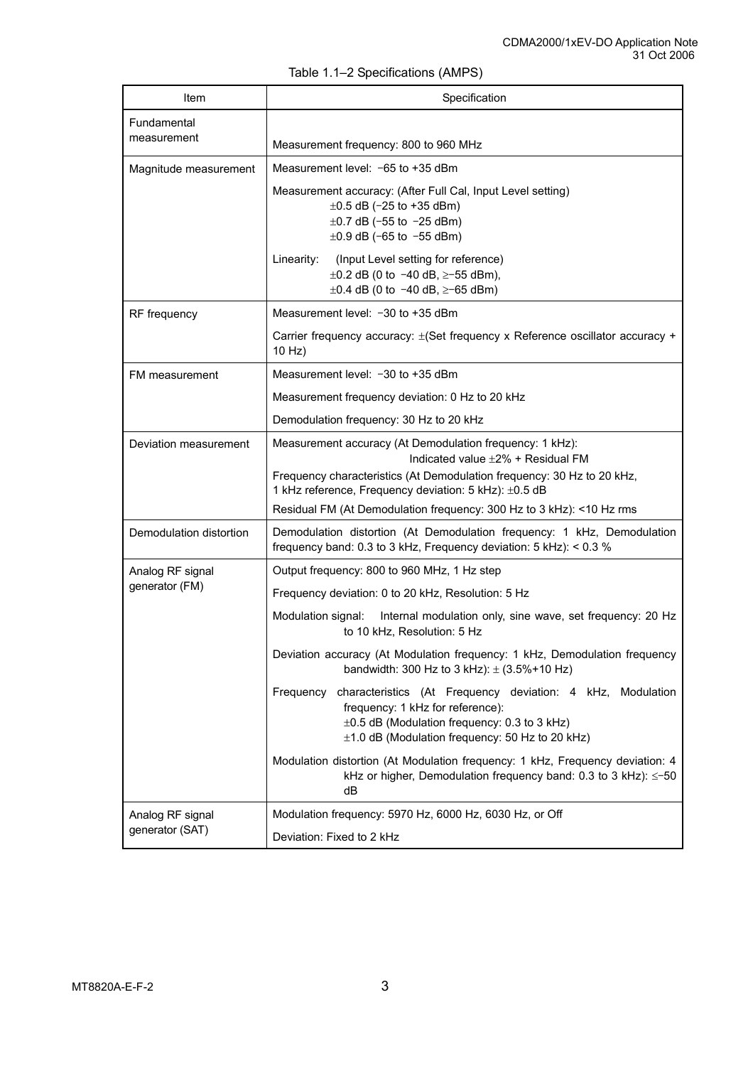Table 1.1–2 Specifications (AMPS)

| Item | Specification |
|---|---|
| Fundamental measurement | Measurement frequency: 800 to 960 MHz |
| Magnitude measurement | Measurement level: −65 to +35 dBm<br>Measurement accuracy: (After Full Cal, Input Level setting)<br>±0.5 dB (−25 to +35 dBm)<br>±0.7 dB (−55 to −25 dBm)<br>±0.9 dB (−65 to −55 dBm)<br>Linearity: (Input Level setting for reference)<br>±0.2 dB (0 to −40 dB, ≥−55 dBm),<br>±0.4 dB (0 to −40 dB, ≥−65 dBm) |
| RF frequency | Measurement level: −30 to +35 dBm<br>Carrier frequency accuracy: ±(Set frequency x Reference oscillator accuracy + 10 Hz) |
| FM measurement | Measurement level: −30 to +35 dBm<br>Measurement frequency deviation: 0 Hz to 20 kHz<br>Demodulation frequency: 30 Hz to 20 kHz |
| Deviation measurement | Measurement accuracy (At Demodulation frequency: 1 kHz):<br>Indicated value ±2% + Residual FM<br>Frequency characteristics (At Demodulation frequency: 30 Hz to 20 kHz, 1 kHz reference, Frequency deviation: 5 kHz): ±0.5 dB<br>Residual FM (At Demodulation frequency: 300 Hz to 3 kHz): <10 Hz rms |
| Demodulation distortion | Demodulation distortion (At Demodulation frequency: 1 kHz, Demodulation frequency band: 0.3 to 3 kHz, Frequency deviation: 5 kHz): < 0.3 % |
| Analog RF signal generator (FM) | Output frequency: 800 to 960 MHz, 1 Hz step<br>Frequency deviation: 0 to 20 kHz, Resolution: 5 Hz<br>Modulation signal: Internal modulation only, sine wave, set frequency: 20 Hz to 10 kHz, Resolution: 5 Hz<br>Deviation accuracy (At Modulation frequency: 1 kHz, Demodulation frequency bandwidth: 300 Hz to 3 kHz): ± (3.5%+10 Hz)<br>Frequency characteristics (At Frequency deviation: 4 kHz, Modulation frequency: 1 kHz for reference):<br>±0.5 dB (Modulation frequency: 0.3 to 3 kHz)<br>±1.0 dB (Modulation frequency: 50 Hz to 20 kHz)<br>Modulation distortion (At Modulation frequency: 1 kHz, Frequency deviation: 4 kHz or higher, Demodulation frequency band: 0.3 to 3 kHz): ≤−50 dB |
| Analog RF signal generator (SAT) | Modulation frequency: 5970 Hz, 6000 Hz, 6030 Hz, or Off<br>Deviation: Fixed to 2 kHz |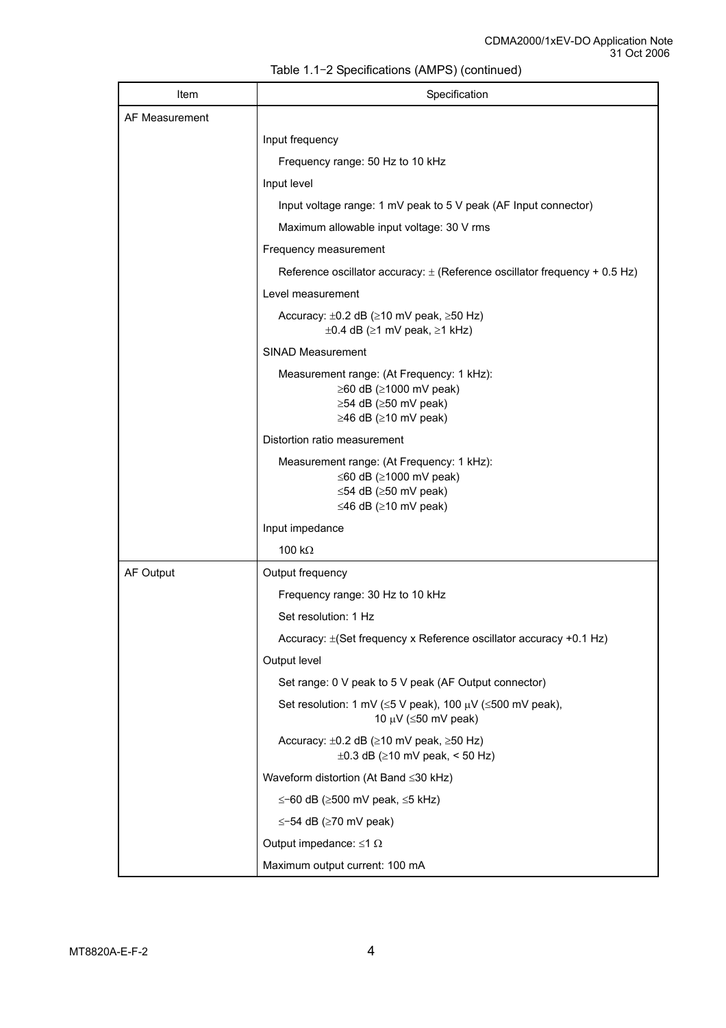Table 1.1−2 Specifications (AMPS) (continued)

| Item | Specification |
|---|---|
| AF Measurement | |
| | Input frequency |
| | Frequency range: 50 Hz to 10 kHz |
| | Input level |
| | Input voltage range: 1 mV peak to 5 V peak (AF Input connector) |
| | Maximum allowable input voltage: 30 V rms |
| | Frequency measurement |
| | Reference oscillator accuracy: ± (Reference oscillator frequency + 0.5 Hz) |
| | Level measurement |
| | Accuracy: ±0.2 dB (≥10 mV peak, ≥50 Hz)<br>±0.4 dB (≥1 mV peak, ≥1 kHz) |
| | SINAD Measurement |
| | Measurement range: (At Frequency: 1 kHz):<br>≥60 dB (≥1000 mV peak)<br>≥54 dB (≥50 mV peak)<br>≥46 dB (≥10 mV peak) |
| | Distortion ratio measurement |
| | Measurement range: (At Frequency: 1 kHz):<br>≤60 dB (≥1000 mV peak)<br>≤54 dB (≥50 mV peak)<br>≤46 dB (≥10 mV peak) |
| | Input impedance |
| | 100 kΩ |
| AF Output | Output frequency |
| | Frequency range: 30 Hz to 10 kHz |
| | Set resolution: 1 Hz |
| | Accuracy: ±(Set frequency x Reference oscillator accuracy +0.1 Hz) |
| | Output level |
| | Set range: 0 V peak to 5 V peak (AF Output connector) |
| | Set resolution: 1 mV (≤5 V peak), 100 μV (≤500 mV peak),<br>10 μV (≤50 mV peak) |
| | Accuracy: ±0.2 dB (≥10 mV peak, ≥50 Hz)<br>±0.3 dB (≥10 mV peak, < 50 Hz) |
| | Waveform distortion (At Band ≤30 kHz) |
| | ≤−60 dB (≥500 mV peak, ≤5 kHz) |
| | ≤−54 dB (≥70 mV peak) |
| | Output impedance: ≤1 Ω |
| | Maximum output current: 100 mA |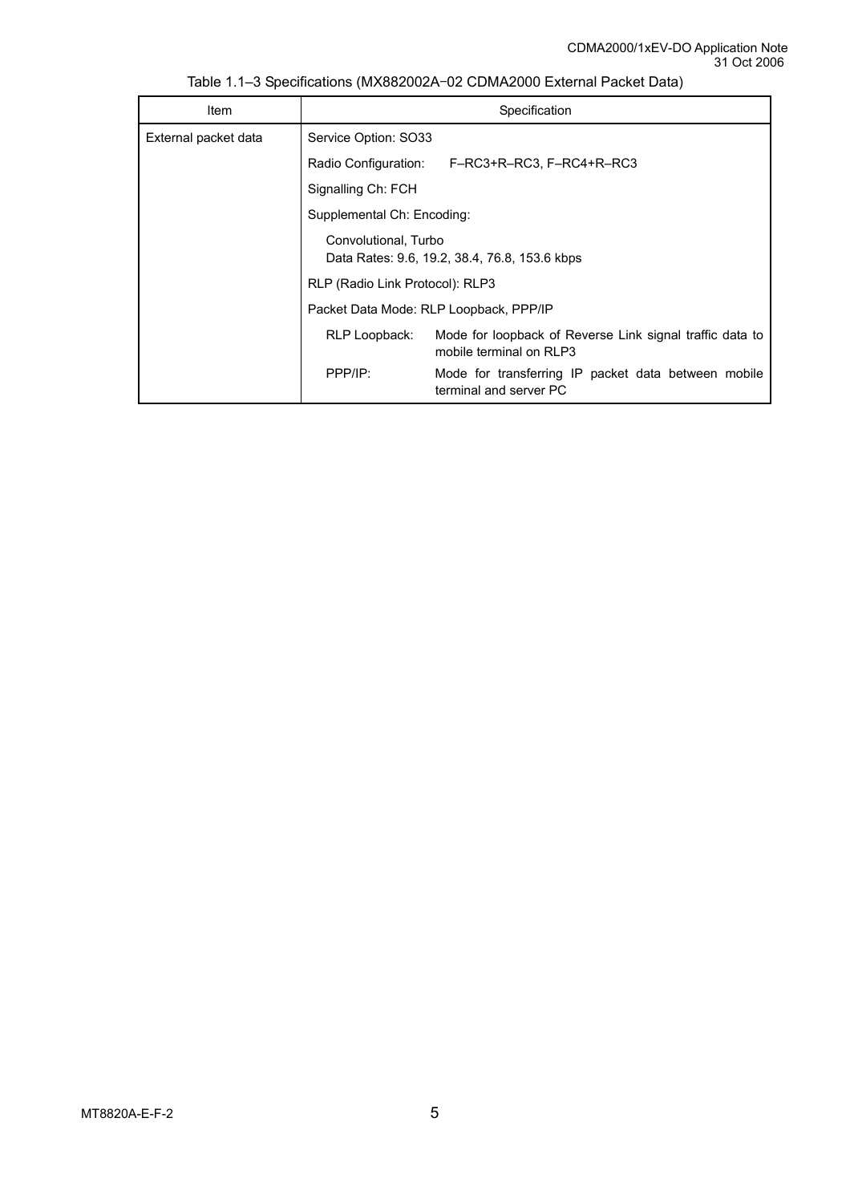Table 1.1–3 Specifications (MX882002A−02 CDMA2000 External Packet Data)

| Item | Specification |
|---|---|
| External packet data | Service Option: SO33 |
| | Radio Configuration: F–RC3+R–RC3, F–RC4+R–RC3 |
| | Signalling Ch: FCH |
| | Supplemental Ch: Encoding: |
| | Convolutional, Turbo<br>Data Rates: 9.6, 19.2, 38.4, 76.8, 153.6 kbps |
| | RLP (Radio Link Protocol): RLP3 |
| | Packet Data Mode: RLP Loopback, PPP/IP |
| | RLP Loopback: Mode for loopback of Reverse Link signal traffic data to mobile terminal on RLP3 |
| | PPP/IP: Mode for transferring IP packet data between mobile terminal and server PC |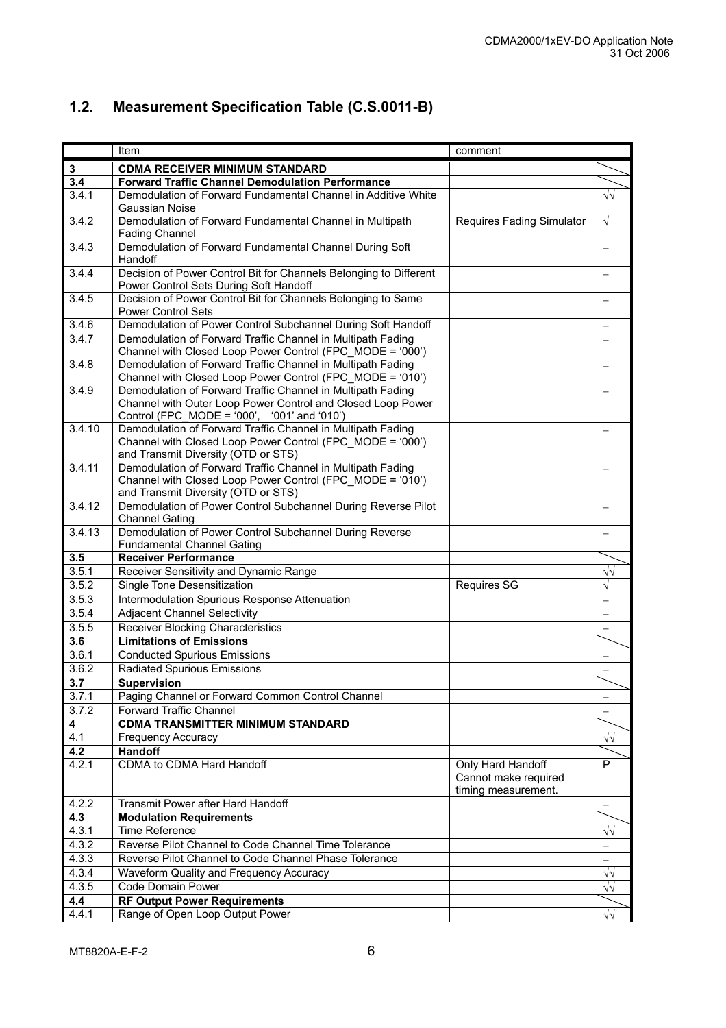## 1.2. Measurement Specification Table (C.S.0011-B)

| | Item | comment | |
|---|---|---|---|
| **3** | **CDMA RECEIVER MINIMUM STANDARD** | | |
| **3.4** | **Forward Traffic Channel Demodulation Performance** | | |
| 3.4.1 | Demodulation of Forward Fundamental Channel in Additive White Gaussian Noise | | √√ |
| 3.4.2 | Demodulation of Forward Fundamental Channel in Multipath Fading Channel | Requires Fading Simulator | √ |
| 3.4.3 | Demodulation of Forward Fundamental Channel During Soft Handoff | | – |
| 3.4.4 | Decision of Power Control Bit for Channels Belonging to Different Power Control Sets During Soft Handoff | | – |
| 3.4.5 | Decision of Power Control Bit for Channels Belonging to Same Power Control Sets | | – |
| 3.4.6 | Demodulation of Power Control Subchannel During Soft Handoff | | – |
| 3.4.7 | Demodulation of Forward Traffic Channel in Multipath Fading Channel with Closed Loop Power Control (FPC_MODE = '000') | | – |
| 3.4.8 | Demodulation of Forward Traffic Channel in Multipath Fading Channel with Closed Loop Power Control (FPC_MODE = '010') | | – |
| 3.4.9 | Demodulation of Forward Traffic Channel in Multipath Fading Channel with Outer Loop Power Control and Closed Loop Power Control (FPC_MODE = '000', '001' and '010') | | – |
| 3.4.10 | Demodulation of Forward Traffic Channel in Multipath Fading Channel with Closed Loop Power Control (FPC_MODE = '000') and Transmit Diversity (OTD or STS) | | – |
| 3.4.11 | Demodulation of Forward Traffic Channel in Multipath Fading Channel with Closed Loop Power Control (FPC_MODE = '010') and Transmit Diversity (OTD or STS) | | – |
| 3.4.12 | Demodulation of Power Control Subchannel During Reverse Pilot Channel Gating | | – |
| 3.4.13 | Demodulation of Power Control Subchannel During Reverse Fundamental Channel Gating | | – |
| **3.5** | **Receiver Performance** | | |
| 3.5.1 | Receiver Sensitivity and Dynamic Range | | √√ |
| 3.5.2 | Single Tone Desensitization | Requires SG | √ |
| 3.5.3 | Intermodulation Spurious Response Attenuation | | – |
| 3.5.4 | Adjacent Channel Selectivity | | – |
| 3.5.5 | Receiver Blocking Characteristics | | – |
| **3.6** | **Limitations of Emissions** | | |
| 3.6.1 | Conducted Spurious Emissions | | – |
| 3.6.2 | Radiated Spurious Emissions | | – |
| **3.7** | **Supervision** | | |
| 3.7.1 | Paging Channel or Forward Common Control Channel | | – |
| 3.7.2 | Forward Traffic Channel | | – |
| **4** | **CDMA TRANSMITTER MINIMUM STANDARD** | | |
| 4.1 | Frequency Accuracy | | √√ |
| **4.2** | **Handoff** | | |
| 4.2.1 | CDMA to CDMA Hard Handoff | Only Hard Handoff Cannot make required timing measurement. | P |
| 4.2.2 | Transmit Power after Hard Handoff | | – |
| **4.3** | **Modulation Requirements** | | |
| 4.3.1 | Time Reference | | √√ |
| 4.3.2 | Reverse Pilot Channel to Code Channel Time Tolerance | | – |
| 4.3.3 | Reverse Pilot Channel to Code Channel Phase Tolerance | | – |
| 4.3.4 | Waveform Quality and Frequency Accuracy | | √√ |
| 4.3.5 | Code Domain Power | | √√ |
| **4.4** | **RF Output Power Requirements** | | |
| 4.4.1 | Range of Open Loop Output Power | | √√ |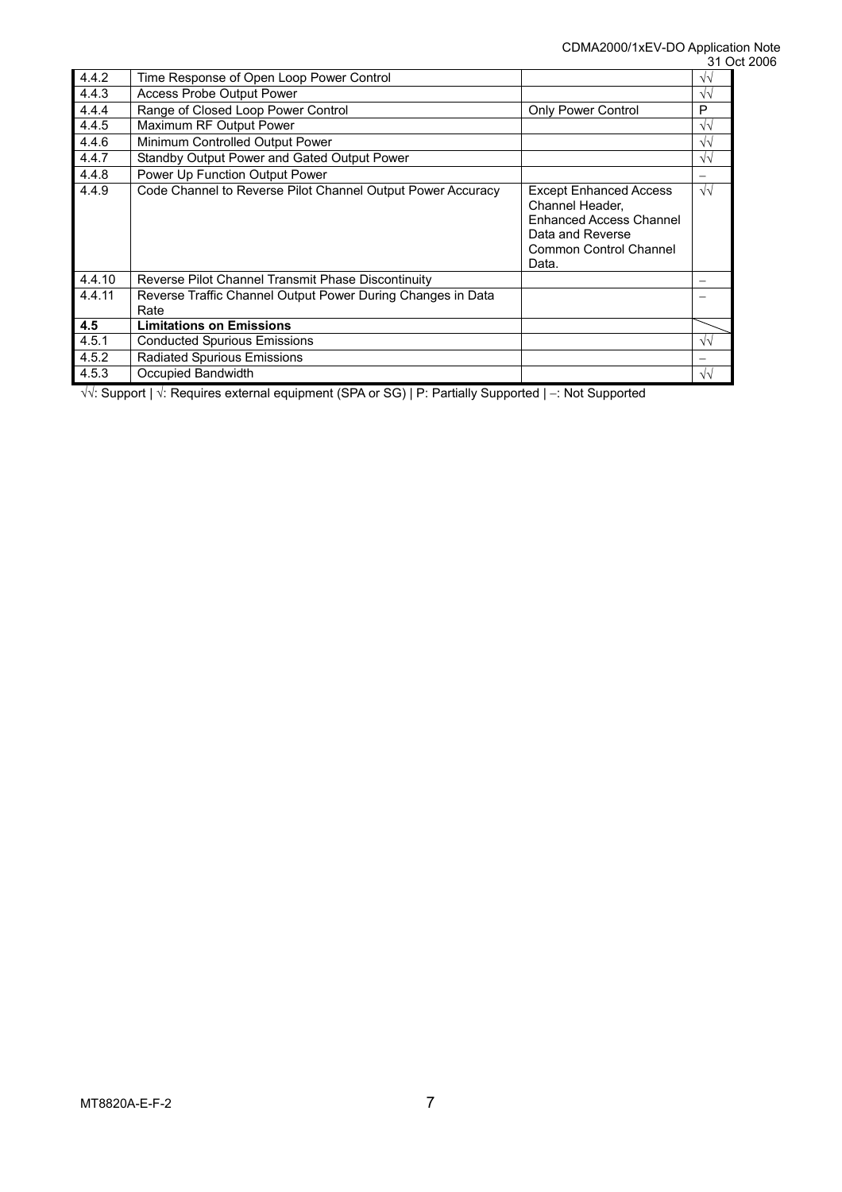| | | | |
|---|---|---|---|
| 4.4.2 | Time Response of Open Loop Power Control | | √√ |
| 4.4.3 | Access Probe Output Power | | √√ |
| 4.4.4 | Range of Closed Loop Power Control | Only Power Control | P |
| 4.4.5 | Maximum RF Output Power | | √√ |
| 4.4.6 | Minimum Controlled Output Power | | √√ |
| 4.4.7 | Standby Output Power and Gated Output Power | | √√ |
| 4.4.8 | Power Up Function Output Power | | – |
| 4.4.9 | Code Channel to Reverse Pilot Channel Output Power Accuracy | Except Enhanced Access Channel Header, Enhanced Access Channel Data and Reverse Common Control Channel Data. | √√ |
| 4.4.10 | Reverse Pilot Channel Transmit Phase Discontinuity | | – |
| 4.4.11 | Reverse Traffic Channel Output Power During Changes in Data Rate | | – |
| **4.5** | **Limitations on Emissions** | | |
| 4.5.1 | Conducted Spurious Emissions | | √√ |
| 4.5.2 | Radiated Spurious Emissions | | – |
| 4.5.3 | Occupied Bandwidth | | √√ |

√√: Support | √: Requires external equipment (SPA or SG) | P: Partially Supported | –: Not Supported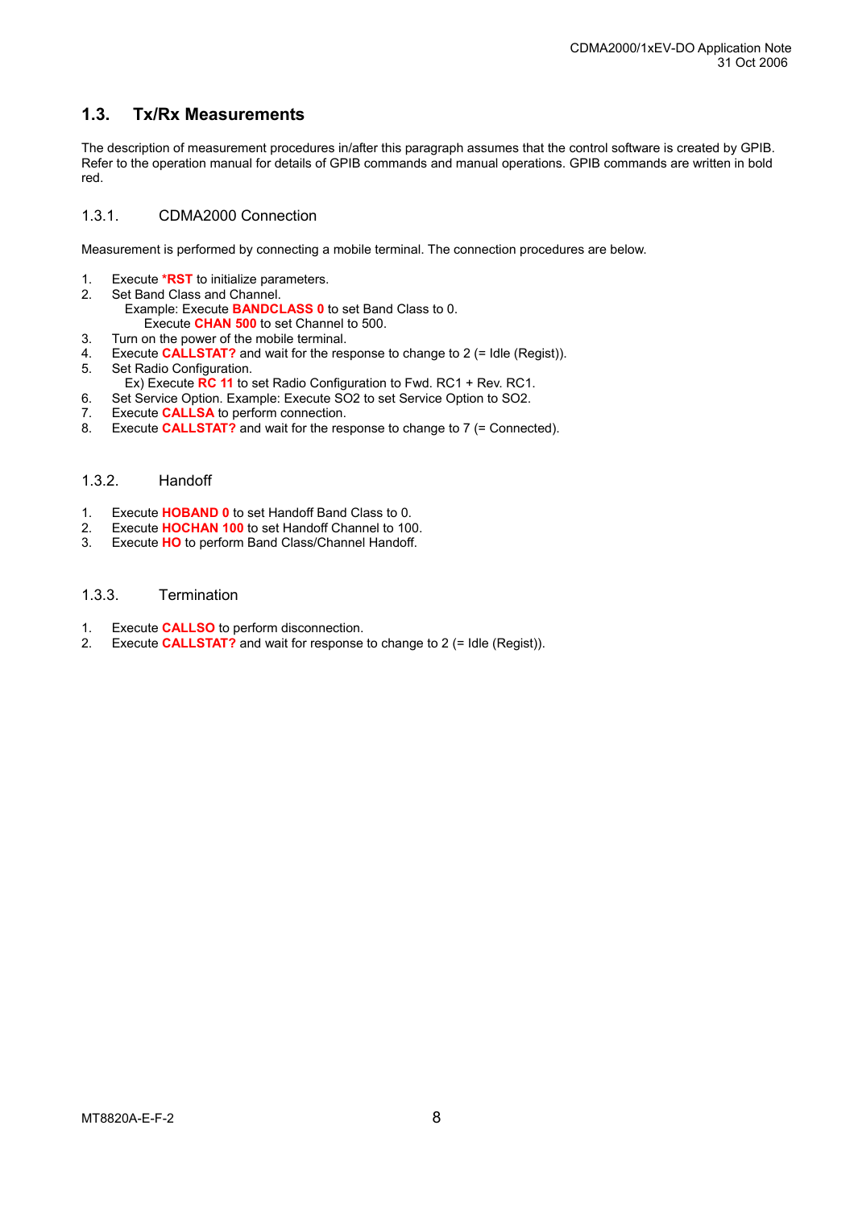## 1.3. Tx/Rx Measurements

The description of measurement procedures in/after this paragraph assumes that the control software is created by GPIB. Refer to the operation manual for details of GPIB commands and manual operations. GPIB commands are written in bold red.

### 1.3.1. CDMA2000 Connection

Measurement is performed by connecting a mobile terminal. The connection procedures are below.

1. Execute **\*RST** to initialize parameters.
2. Set Band Class and Channel.
   Example: Execute **BANDCLASS 0** to set Band Class to 0.
   Execute **CHAN 500** to set Channel to 500.
3. Turn on the power of the mobile terminal.
4. Execute **CALLSTAT?** and wait for the response to change to 2 (= Idle (Regist)).
5. Set Radio Configuration.
   Ex) Execute **RC 11** to set Radio Configuration to Fwd. RC1 + Rev. RC1.
6. Set Service Option. Example: Execute SO2 to set Service Option to SO2.
7. Execute **CALLSA** to perform connection.
8. Execute **CALLSTAT?** and wait for the response to change to 7 (= Connected).

### 1.3.2. Handoff

1. Execute **HOBAND 0** to set Handoff Band Class to 0.
2. Execute **HOCHAN 100** to set Handoff Channel to 100.
3. Execute **HO** to perform Band Class/Channel Handoff.

### 1.3.3. Termination

1. Execute **CALLSO** to perform disconnection.
2. Execute **CALLSTAT?** and wait for response to change to 2 (= Idle (Regist)).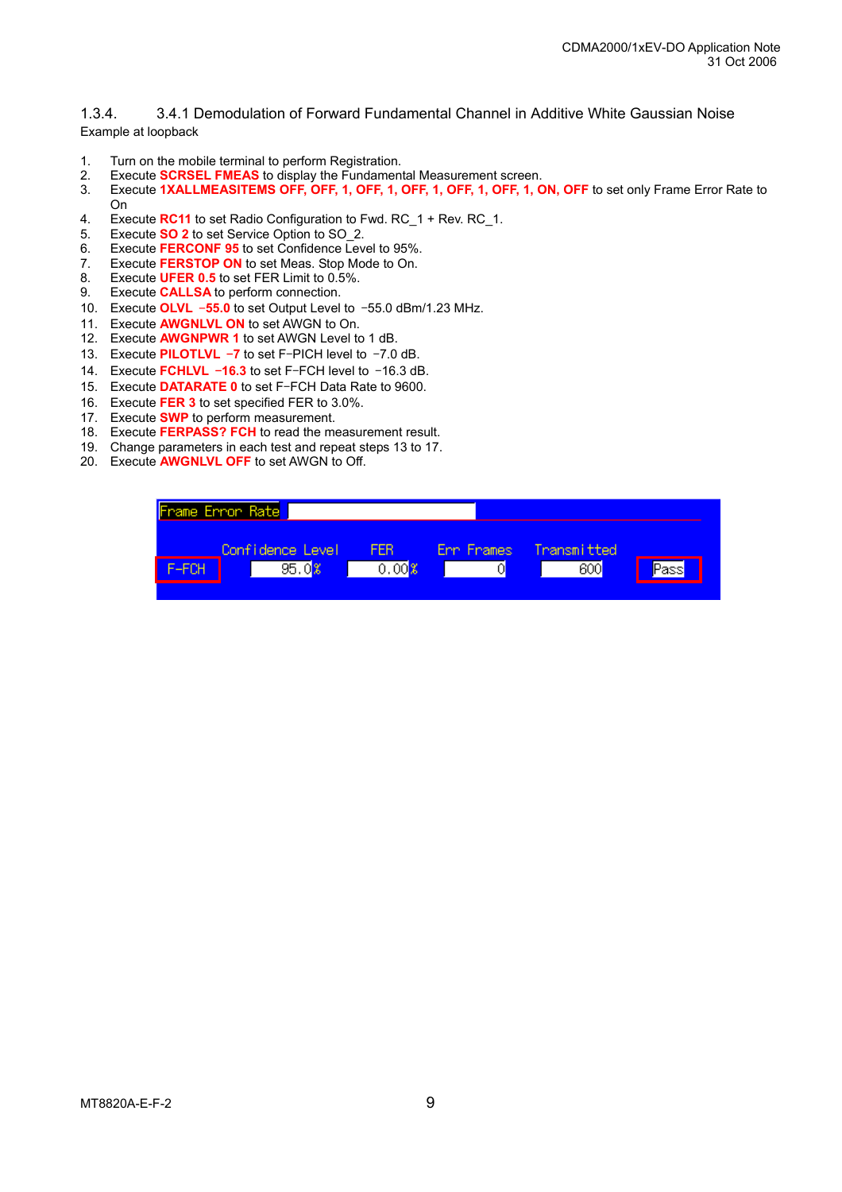### 1.3.4. 3.4.1 Demodulation of Forward Fundamental Channel in Additive White Gaussian Noise

Example at loopback

1. Turn on the mobile terminal to perform Registration.
2. Execute **SCRSEL FMEAS** to display the Fundamental Measurement screen.
3. Execute **1XALLMEASITEMS OFF, OFF, 1, OFF, 1, OFF, 1, OFF, 1, OFF, 1, ON, OFF** to set only Frame Error Rate to On
4. Execute **RC11** to set Radio Configuration to Fwd. RC_1 + Rev. RC_1.
5. Execute **SO 2** to set Service Option to SO_2.
6. Execute **FERCONF 95** to set Confidence Level to 95%.
7. Execute **FERSTOP ON** to set Meas. Stop Mode to On.
8. Execute **UFER 0.5** to set FER Limit to 0.5%.
9. Execute **CALLSA** to perform connection.
10. Execute **OLVL −55.0** to set Output Level to −55.0 dBm/1.23 MHz.
11. Execute **AWGNLVL ON** to set AWGN to On.
12. Execute **AWGNPWR 1** to set AWGN Level to 1 dB.
13. Execute **PILOTLVL −7** to set F-PICH level to −7.0 dB.
14. Execute **FCHLVL −16.3** to set F-FCH level to −16.3 dB.
15. Execute **DATARATE 0** to set F-FCH Data Rate to 9600.
16. Execute **FER 3** to set specified FER to 3.0%.
17. Execute **SWP** to perform measurement.
18. Execute **FERPASS? FCH** to read the measurement result.
19. Change parameters in each test and repeat steps 13 to 17.
20. Execute **AWGNLVL OFF** to set AWGN to Off.

| Frame Error Rate | Confidence Level | FER | Err Frames | Transmitted | |
|---|---|---|---|---|---|
| F-FCH | 95.0% | 0.00% | 0 | 600 | Pass |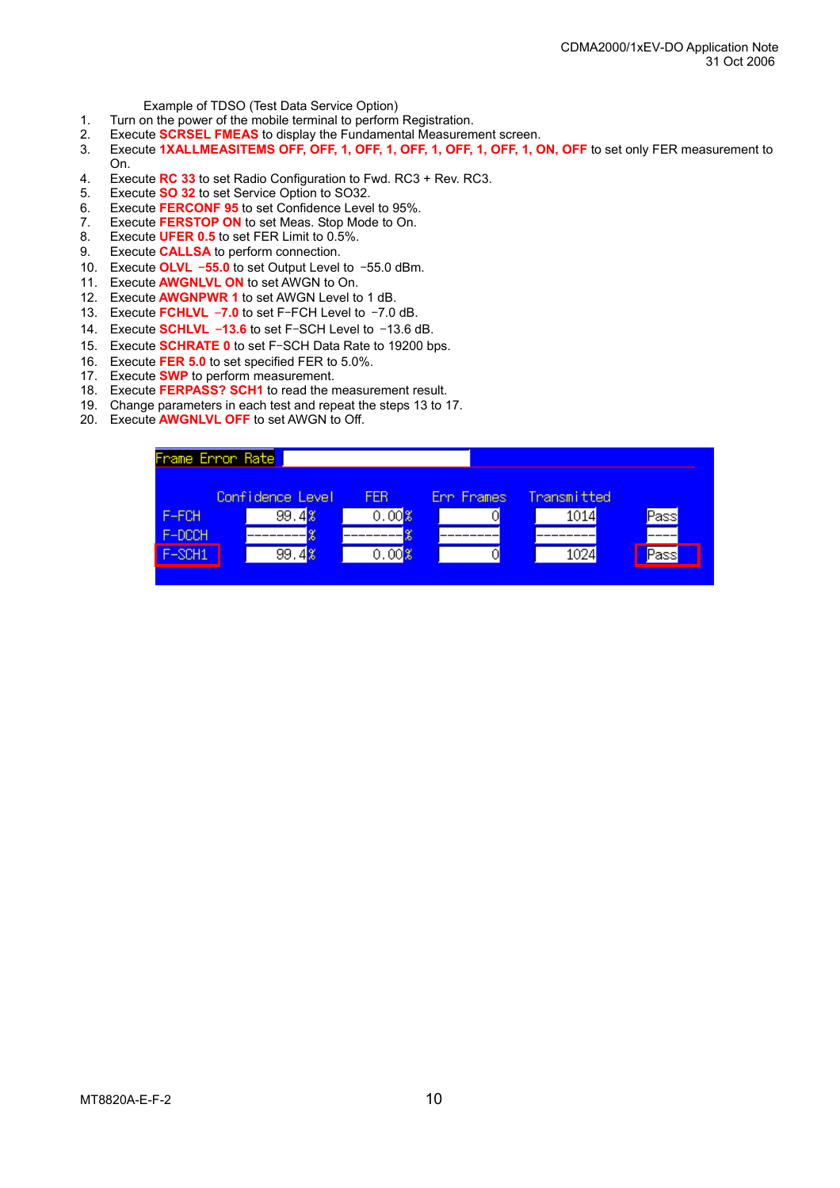Example of TDSO (Test Data Service Option)

1. Turn on the power of the mobile terminal to perform Registration.
2. Execute **SCRSEL FMEAS** to display the Fundamental Measurement screen.
3. Execute **1XALLMEASITEMS OFF, OFF, 1, OFF, 1, OFF, 1, OFF, 1, OFF, 1, ON, OFF** to set only FER measurement to On.
4. Execute **RC 33** to set Radio Configuration to Fwd. RC3 + Rev. RC3.
5. Execute **SO 32** to set Service Option to SO32.
6. Execute **FERCONF 95** to set Confidence Level to 95%.
7. Execute **FERSTOP ON** to set Meas. Stop Mode to On.
8. Execute **UFER 0.5** to set FER Limit to 0.5%.
9. Execute **CALLSA** to perform connection.
10. Execute **OLVL −55.0** to set Output Level to −55.0 dBm.
11. Execute **AWGNLVL ON** to set AWGN to On.
12. Execute **AWGNPWR 1** to set AWGN Level to 1 dB.
13. Execute **FCHLVL −7.0** to set F-FCH Level to −7.0 dB.
14. Execute **SCHLVL −13.6** to set F-SCH Level to −13.6 dB.
15. Execute **SCHRATE 0** to set F-SCH Data Rate to 19200 bps.
16. Execute **FER 5.0** to set specified FER to 5.0%.
17. Execute **SWP** to perform measurement.
18. Execute **FERPASS? SCH1** to read the measurement result.
19. Change parameters in each test and repeat the steps 13 to 17.
20. Execute **AWGNLVL OFF** to set AWGN to Off.

Frame Error Rate

| | Confidence Level | FER | Err Frames | Transmitted | |
|---|---|---|---|---|---|
| F-FCH | 99.4 % | 0.00 % | 0 | 1014 | Pass |
| F-DCCH | -------- % | -------- % | -------- | -------- | ---- |
| F-SCH1 | 99.4 % | 0.00 % | 0 | 1024 | Pass |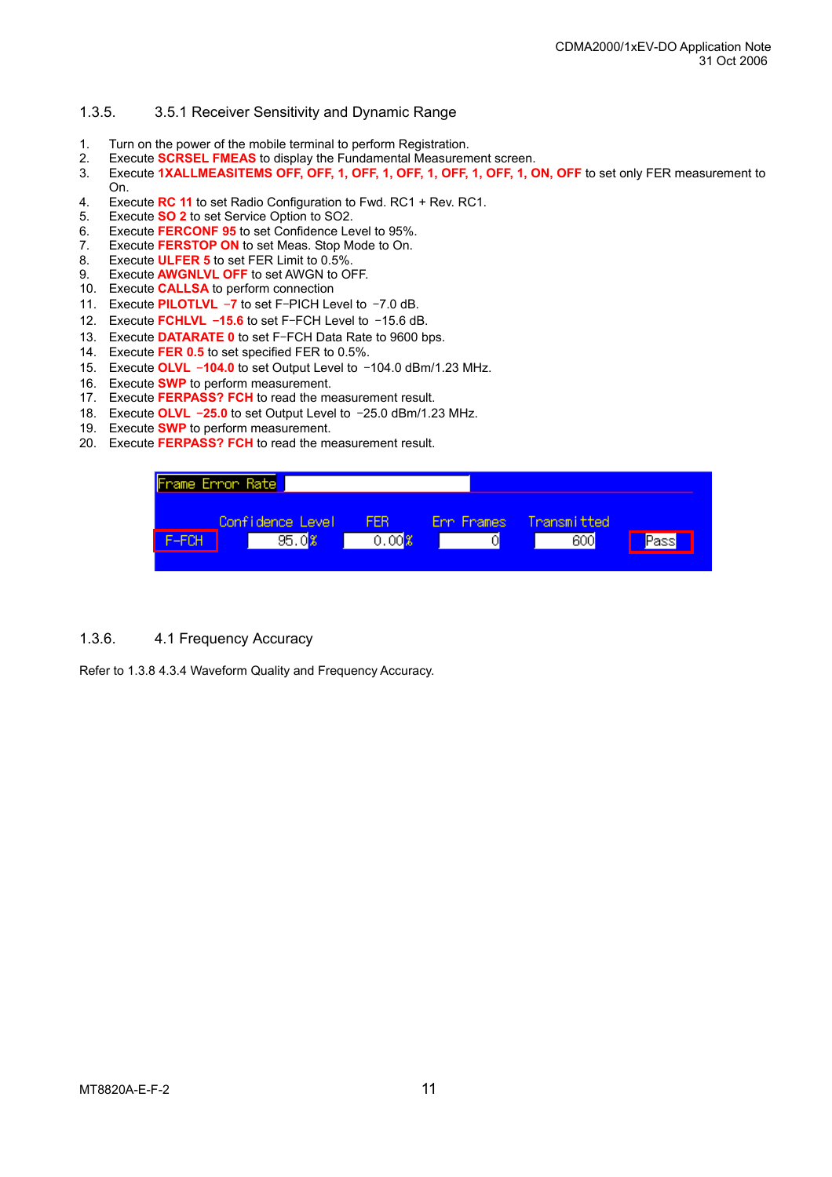### 1.3.5. 3.5.1 Receiver Sensitivity and Dynamic Range

1. Turn on the power of the mobile terminal to perform Registration.
2. Execute **SCRSEL FMEAS** to display the Fundamental Measurement screen.
3. Execute **1XALLMEASITEMS OFF, OFF, 1, OFF, 1, OFF, 1, OFF, 1, OFF, 1, ON, OFF** to set only FER measurement to On.
4. Execute **RC 11** to set Radio Configuration to Fwd. RC1 + Rev. RC1.
5. Execute **SO 2** to set Service Option to SO2.
6. Execute **FERCONF 95** to set Confidence Level to 95%.
7. Execute **FERSTOP ON** to set Meas. Stop Mode to On.
8. Execute **ULFER 5** to set FER Limit to 0.5%.
9. Execute **AWGNLVL OFF** to set AWGN to OFF.
10. Execute **CALLSA** to perform connection
11. Execute **PILOTLVL −7** to set F-PICH Level to −7.0 dB.
12. Execute **FCHLVL −15.6** to set F-FCH Level to −15.6 dB.
13. Execute **DATARATE 0** to set F-FCH Data Rate to 9600 bps.
14. Execute **FER 0.5** to set specified FER to 0.5%.
15. Execute **OLVL −104.0** to set Output Level to −104.0 dBm/1.23 MHz.
16. Execute **SWP** to perform measurement.
17. Execute **FERPASS? FCH** to read the measurement result.
18. Execute **OLVL −25.0** to set Output Level to −25.0 dBm/1.23 MHz.
19. Execute **SWP** to perform measurement.
20. Execute **FERPASS? FCH** to read the measurement result.

Frame Error Rate

| | Confidence Level | FER | Err Frames | Transmitted | |
|---|---|---|---|---|---|
| F-FCH | 95.0% | 0.00% | 0 | 600 | Pass |

### 1.3.6. 4.1 Frequency Accuracy

Refer to 1.3.8 4.3.4 Waveform Quality and Frequency Accuracy.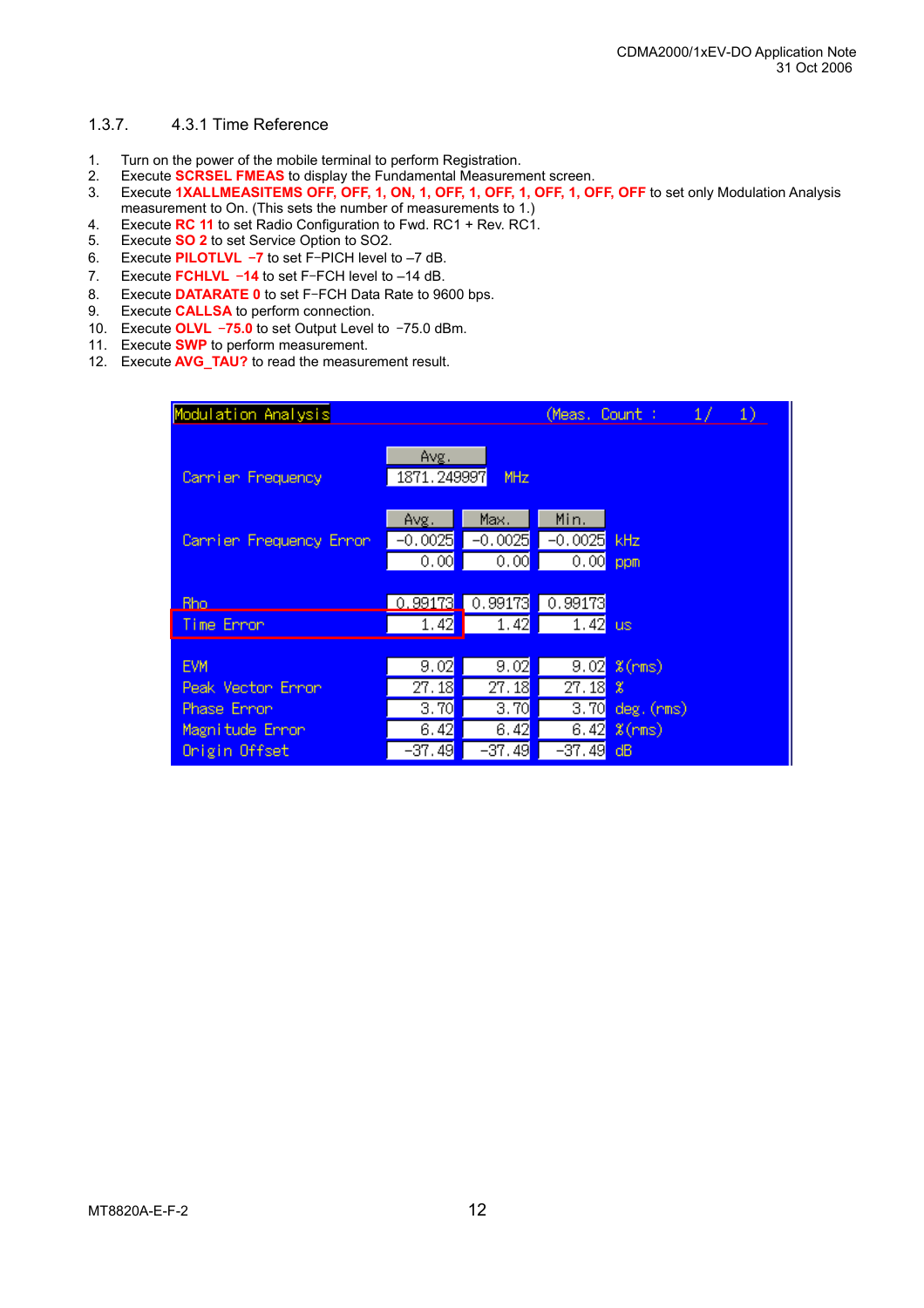### 1.3.7. 4.3.1 Time Reference

1. Turn on the power of the mobile terminal to perform Registration.
2. Execute **SCRSEL FMEAS** to display the Fundamental Measurement screen.
3. Execute **1XALLMEASITEMS OFF, OFF, 1, ON, 1, OFF, 1, OFF, 1, OFF, 1, OFF, OFF** to set only Modulation Analysis measurement to On. (This sets the number of measurements to 1.)
4. Execute **RC 11** to set Radio Configuration to Fwd. RC1 + Rev. RC1.
5. Execute **SO 2** to set Service Option to SO2.
6. Execute **PILOTLVL –7** to set F−PICH level to –7 dB.
7. Execute **FCHLVL –14** to set F−FCH level to –14 dB.
8. Execute **DATARATE 0** to set F−FCH Data Rate to 9600 bps.
9. Execute **CALLSA** to perform connection.
10. Execute **OLVL –75.0** to set Output Level to −75.0 dBm.
11. Execute **SWP** to perform measurement.
12. Execute **AVG_TAU?** to read the measurement result.

Modulation Analysis (Meas. Count : 1/ 1)

| | Avg. | | | |
|---|---|---|---|---|
| Carrier Frequency | 1871.249997 | | | MHz |

| | Avg. | Max. | Min. | |
|---|---|---|---|---|
| Carrier Frequency Error | -0.0025 | -0.0025 | -0.0025 | kHz |
| | 0.00 | 0.00 | 0.00 | ppm |
| Rho | 0.99173 | 0.99173 | 0.99173 | |
| Time Error | 1.42 | 1.42 | 1.42 | us |
| EVM | 9.02 | 9.02 | 9.02 | %(rms) |
| Peak Vector Error | 27.18 | 27.18 | 27.18 | % |
| Phase Error | 3.70 | 3.70 | 3.70 | deg.(rms) |
| Magnitude Error | 6.42 | 6.42 | 6.42 | %(rms) |
| Origin Offset | -37.49 | -37.49 | -37.49 | dB |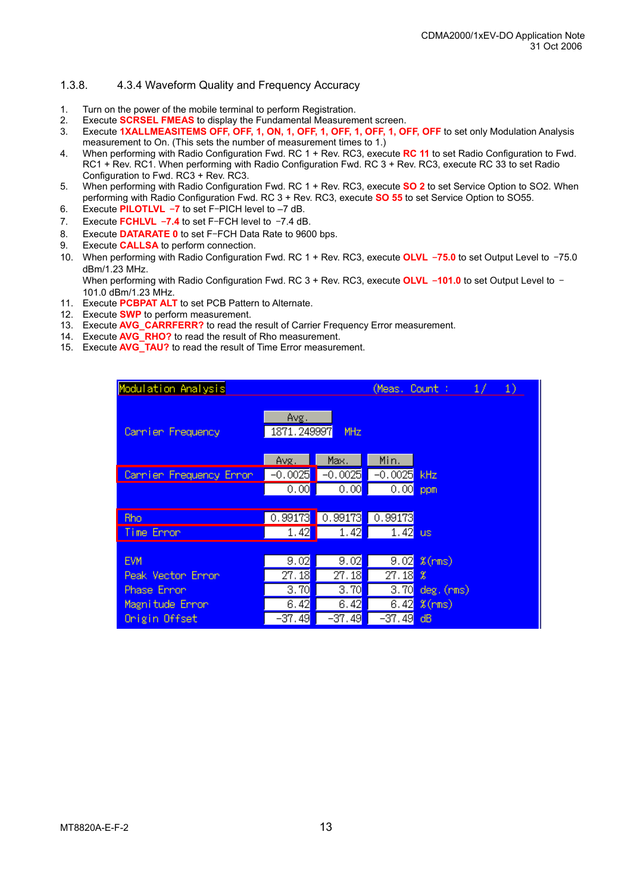### 1.3.8. 4.3.4 Waveform Quality and Frequency Accuracy

1. Turn on the power of the mobile terminal to perform Registration.
2. Execute **SCRSEL FMEAS** to display the Fundamental Measurement screen.
3. Execute **1XALLMEASITEMS OFF, OFF, 1, ON, 1, OFF, 1, OFF, 1, OFF, 1, OFF, OFF** to set only Modulation Analysis measurement to On. (This sets the number of measurement times to 1.)
4. When performing with Radio Configuration Fwd. RC 1 + Rev. RC3, execute **RC 11** to set Radio Configuration to Fwd. RC1 + Rev. RC1. When performing with Radio Configuration Fwd. RC 3 + Rev. RC3, execute RC 33 to set Radio Configuration to Fwd. RC3 + Rev. RC3.
5. When performing with Radio Configuration Fwd. RC 1 + Rev. RC3, execute **SO 2** to set Service Option to SO2. When performing with Radio Configuration Fwd. RC 3 + Rev. RC3, execute **SO 55** to set Service Option to SO55.
6. Execute **PILOTLVL –7** to set F–PICH level to –7 dB.
7. Execute **FCHLVL –7.4** to set F–FCH level to –7.4 dB.
8. Execute **DATARATE 0** to set F–FCH Data Rate to 9600 bps.
9. Execute **CALLSA** to perform connection.
10. When performing with Radio Configuration Fwd. RC 1 + Rev. RC3, execute **OLVL –75.0** to set Output Level to –75.0 dBm/1.23 MHz.
    When performing with Radio Configuration Fwd. RC 3 + Rev. RC3, execute **OLVL –101.0** to set Output Level to –101.0 dBm/1.23 MHz.
11. Execute **PCBPAT ALT** to set PCB Pattern to Alternate.
12. Execute **SWP** to perform measurement.
13. Execute **AVG_CARRFERR?** to read the result of Carrier Frequency Error measurement.
14. Execute **AVG_RHO?** to read the result of Rho measurement.
15. Execute **AVG_TAU?** to read the result of Time Error measurement.

**Modulation Analysis** (Meas. Count : 1/ 1)

| | Avg. | | | |
|---|---|---|---|---|
| Carrier Frequency | 1871.249997 | | | MHz |

| | Avg. | Max. | Min. | |
|---|---|---|---|---|
| Carrier Frequency Error | -0.0025 | -0.0025 | -0.0025 | kHz |
| | 0.00 | 0.00 | 0.00 | ppm |
| Rho | 0.99173 | 0.99173 | 0.99173 | |
| Time Error | 1.42 | 1.42 | 1.42 | us |
| EVM | 9.02 | 9.02 | 9.02 | %(rms) |
| Peak Vector Error | 27.18 | 27.18 | 27.18 | % |
| Phase Error | 3.70 | 3.70 | 3.70 | deg.(rms) |
| Magnitude Error | 6.42 | 6.42 | 6.42 | %(rms) |
| Origin Offset | -37.49 | -37.49 | -37.49 | dB |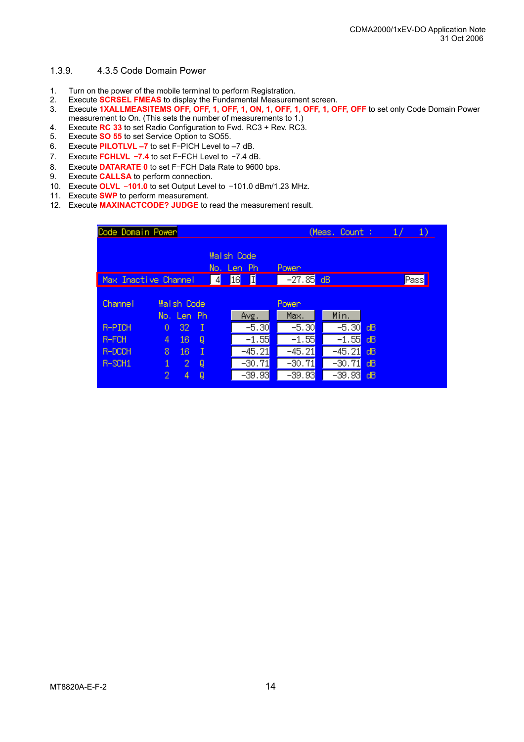### 1.3.9. 4.3.5 Code Domain Power

1. Turn on the power of the mobile terminal to perform Registration.
2. Execute **SCRSEL FMEAS** to display the Fundamental Measurement screen.
3. Execute **1XALLMEASITEMS OFF, OFF, 1, OFF, 1, ON, 1, OFF, 1, OFF, 1, OFF, OFF** to set only Code Domain Power measurement to On. (This sets the number of measurements to 1.)
4. Execute **RC 33** to set Radio Configuration to Fwd. RC3 + Rev. RC3.
5. Execute **SO 55** to set Service Option to SO55.
6. Execute **PILOTLVL –7** to set F-PICH Level to –7 dB.
7. Execute **FCHLVL –7.4** to set F-FCH Level to –7.4 dB.
8. Execute **DATARATE 0** to set F-FCH Data Rate to 9600 bps.
9. Execute **CALLSA** to perform connection.
10. Execute **OLVL –101.0** to set Output Level to –101.0 dBm/1.23 MHz.
11. Execute **SWP** to perform measurement.
12. Execute **MAXINACTCODE? JUDGE** to read the measurement result.

Code Domain Power (Meas. Count : 1/ 1)

| | Walsh Code No. | Len | Ph | Power | |
|---|---|---|---|---|---|
| Max Inactive Channel | 4 | 16 | I | -27.85 dB | Pass |

| Channel | Walsh Code No. | Len | Ph | Power Avg. | Max. | Min. | |
|---|---|---|---|---|---|---|---|
| R-PICH | 0 | 32 | I | -5.30 | -5.30 | -5.30 | dB |
| R-FCH | 4 | 16 | Q | -1.55 | -1.55 | -1.55 | dB |
| R-DCCH | 8 | 16 | I | -45.21 | -45.21 | -45.21 | dB |
| R-SCH1 | 1 | 2 | Q | -30.71 | -30.71 | -30.71 | dB |
| | 2 | 4 | Q | -39.93 | -39.93 | -39.93 | dB |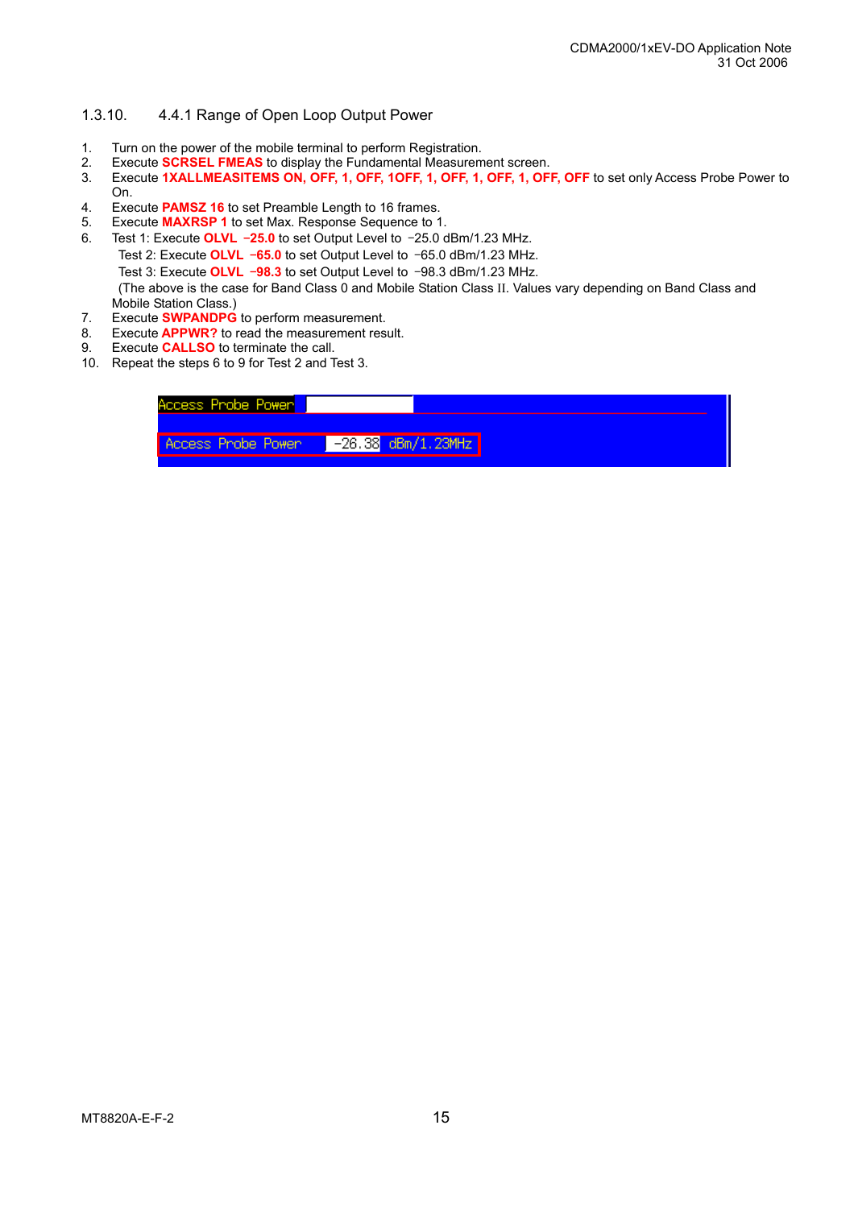### 1.3.10. 4.4.1 Range of Open Loop Output Power

1. Turn on the power of the mobile terminal to perform Registration.
2. Execute **SCRSEL FMEAS** to display the Fundamental Measurement screen.
3. Execute **1XALLMEASITEMS ON, OFF, 1, OFF, 1OFF, 1, OFF, 1, OFF, 1, OFF, OFF** to set only Access Probe Power to On.
4. Execute **PAMSZ 16** to set Preamble Length to 16 frames.
5. Execute **MAXRSP 1** to set Max. Response Sequence to 1.
6. Test 1: Execute **OLVL −25.0** to set Output Level to −25.0 dBm/1.23 MHz.
   Test 2: Execute **OLVL −65.0** to set Output Level to −65.0 dBm/1.23 MHz.
   Test 3: Execute **OLVL −98.3** to set Output Level to −98.3 dBm/1.23 MHz.
   (The above is the case for Band Class 0 and Mobile Station Class II. Values vary depending on Band Class and Mobile Station Class.)
7. Execute **SWPANDPG** to perform measurement.
8. Execute **APPWR?** to read the measurement result.
9. Execute **CALLSO** to terminate the call.
10. Repeat the steps 6 to 9 for Test 2 and Test 3.

Access Probe Power

Access Probe Power -26.38 dBm/1.23MHz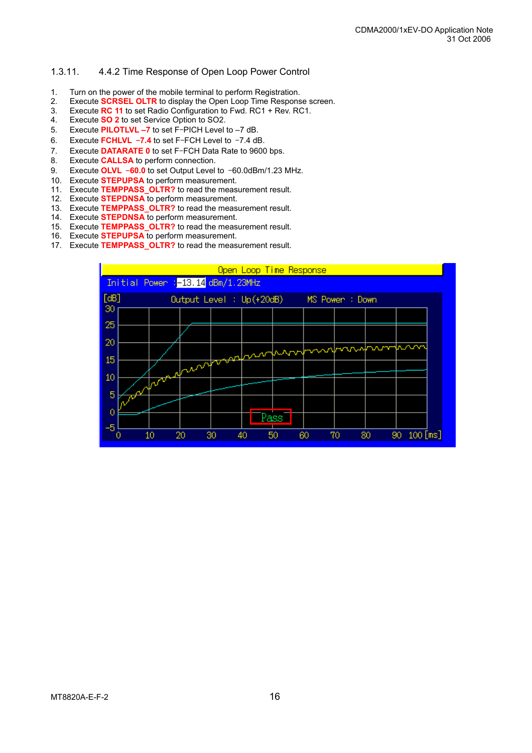## 1.3.11. 4.4.2 Time Response of Open Loop Power Control

1. Turn on the power of the mobile terminal to perform Registration.
2. Execute **SCRSEL OLTR** to display the Open Loop Time Response screen.
3. Execute **RC 11** to set Radio Configuration to Fwd. RC1 + Rev. RC1.
4. Execute **SO 2** to set Service Option to SO2.
5. Execute **PILOTLVL –7** to set F-PICH Level to –7 dB.
6. Execute **FCHLVL –7.4** to set F-FCH Level to –7.4 dB.
7. Execute **DATARATE 0** to set F-FCH Data Rate to 9600 bps.
8. Execute **CALLSA** to perform connection.
9. Execute **OLVL –60.0** to set Output Level to –60.0dBm/1.23 MHz.
10. Execute **STEPUPSA** to perform measurement.
11. Execute **TEMPPASS_OLTR?** to read the measurement result.
12. Execute **STEPDNSA** to perform measurement.
13. Execute **TEMPPASS_OLTR?** to read the measurement result.
14. Execute **STEPDNSA** to perform measurement.
15. Execute **TEMPPASS_OLTR?** to read the measurement result.
16. Execute **STEPUPSA** to perform measurement.
17. Execute **TEMPPASS_OLTR?** to read the measurement result.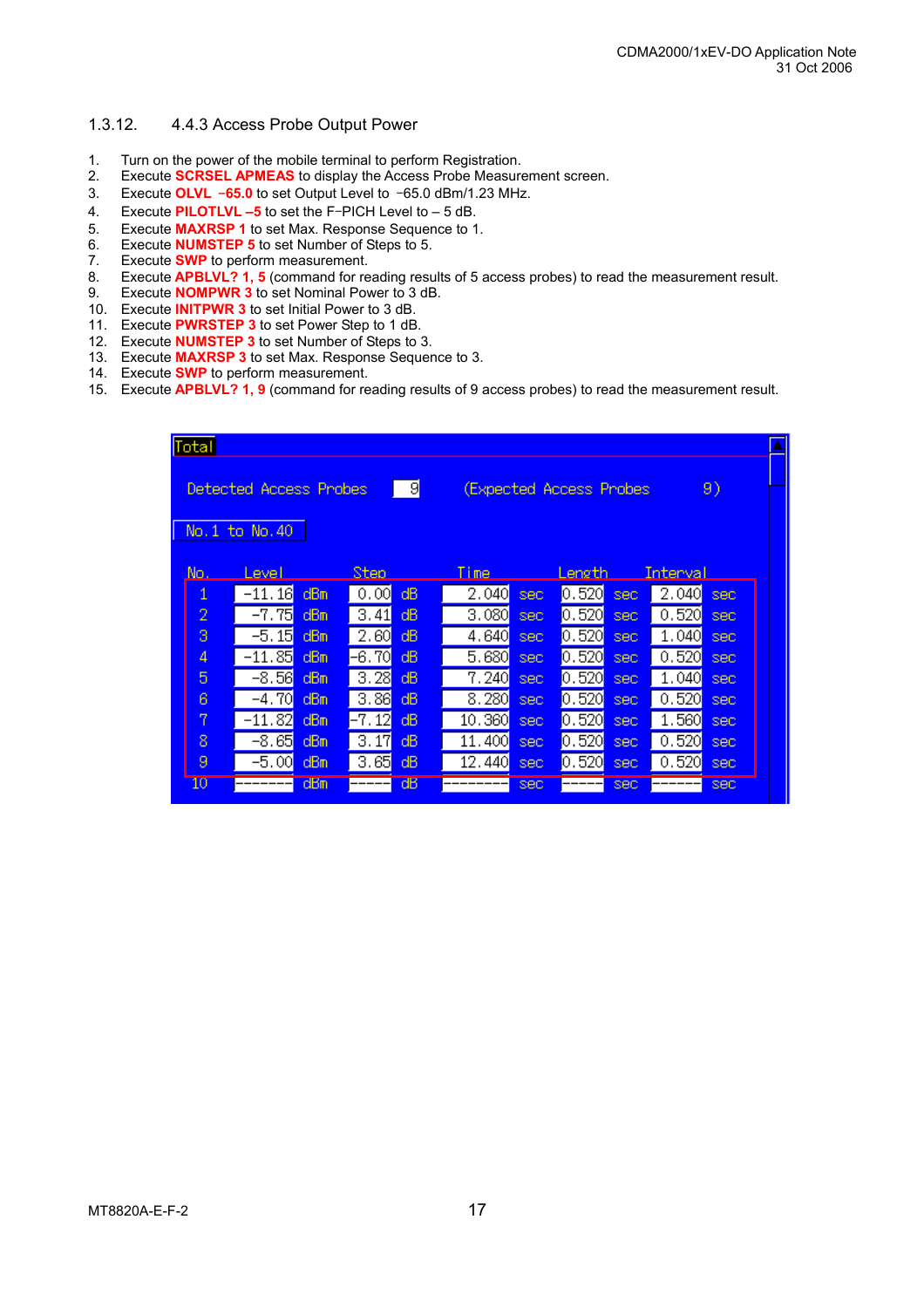### 1.3.12. 4.4.3 Access Probe Output Power

1. Turn on the power of the mobile terminal to perform Registration.
2. Execute **SCRSEL APMEAS** to display the Access Probe Measurement screen.
3. Execute **OLVL –65.0** to set Output Level to –65.0 dBm/1.23 MHz.
4. Execute **PILOTLVL –5** to set the F-PICH Level to – 5 dB.
5. Execute **MAXRSP 1** to set Max. Response Sequence to 1.
6. Execute **NUMSTEP 5** to set Number of Steps to 5.
7. Execute **SWP** to perform measurement.
8. Execute **APBLVL? 1, 5** (command for reading results of 5 access probes) to read the measurement result.
9. Execute **NOMPWR 3** to set Nominal Power to 3 dB.
10. Execute **INITPWR 3** to set Initial Power to 3 dB.
11. Execute **PWRSTEP 3** to set Power Step to 1 dB.
12. Execute **NUMSTEP 3** to set Number of Steps to 3.
13. Execute **MAXRSP 3** to set Max. Response Sequence to 3.
14. Execute **SWP** to perform measurement.
15. Execute **APBLVL? 1, 9** (command for reading results of 9 access probes) to read the measurement result.

Total

Detected Access Probes 9 (Expected Access Probes 9)

No.1 to No.40

| No. | Level | Step | Time | Length | Interval |
|---|---|---|---|---|---|
| 1 | -11.16 dBm | 0.00 dB | 2.040 sec | 0.520 sec | 2.040 sec |
| 2 | -7.75 dBm | 3.41 dB | 3.080 sec | 0.520 sec | 0.520 sec |
| 3 | -5.15 dBm | 2.60 dB | 4.640 sec | 0.520 sec | 1.040 sec |
| 4 | -11.85 dBm | -6.70 dB | 5.680 sec | 0.520 sec | 0.520 sec |
| 5 | -8.56 dBm | 3.28 dB | 7.240 sec | 0.520 sec | 1.040 sec |
| 6 | -4.70 dBm | 3.86 dB | 8.280 sec | 0.520 sec | 0.520 sec |
| 7 | -11.82 dBm | -7.12 dB | 10.360 sec | 0.520 sec | 1.560 sec |
| 8 | -8.65 dBm | 3.17 dB | 11.400 sec | 0.520 sec | 0.520 sec |
| 9 | -5.00 dBm | 3.65 dB | 12.440 sec | 0.520 sec | 0.520 sec |
| 10 | ------- dBm | ----- dB | -------- sec | ----- sec | ------ sec |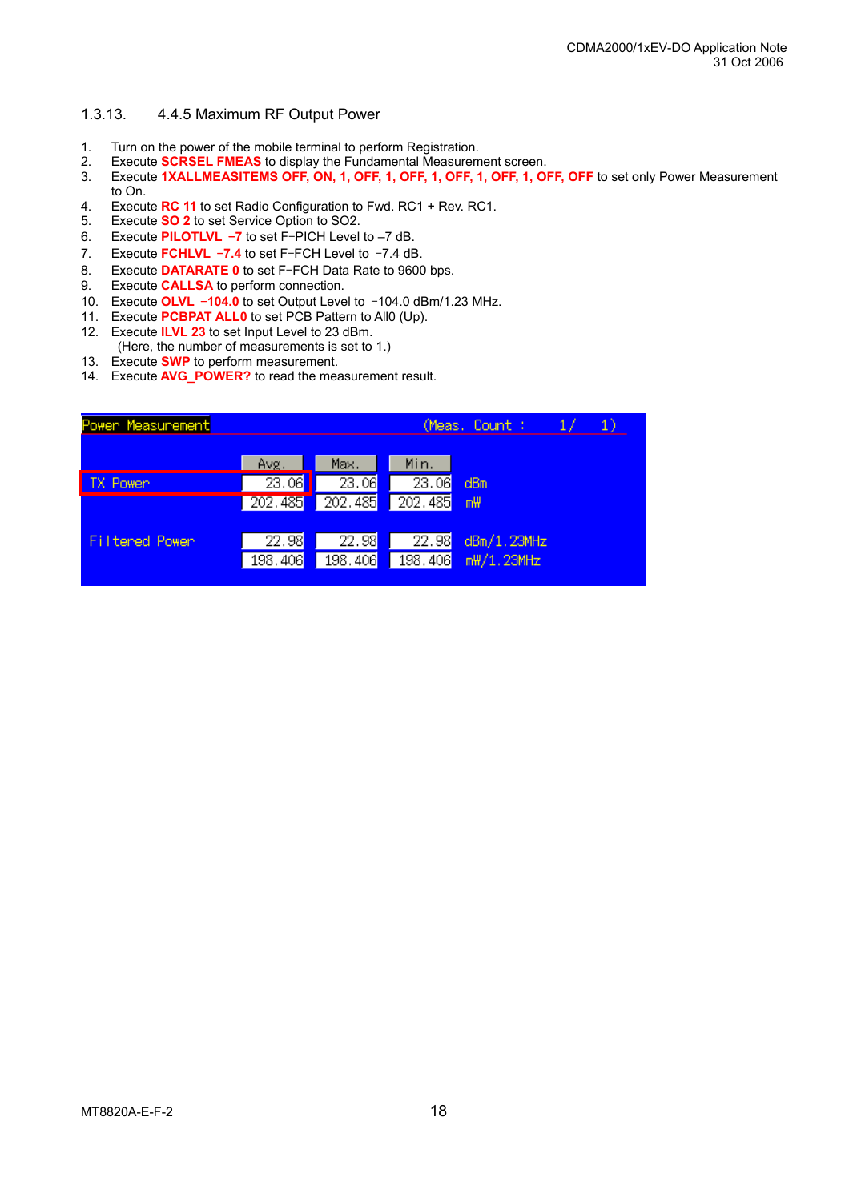### 1.3.13. 4.4.5 Maximum RF Output Power

1. Turn on the power of the mobile terminal to perform Registration.
2. Execute **SCRSEL FMEAS** to display the Fundamental Measurement screen.
3. Execute **1XALLMEASITEMS OFF, ON, 1, OFF, 1, OFF, 1, OFF, 1, OFF, 1, OFF, OFF** to set only Power Measurement to On.
4. Execute **RC 11** to set Radio Configuration to Fwd. RC1 + Rev. RC1.
5. Execute **SO 2** to set Service Option to SO2.
6. Execute **PILOTLVL –7** to set F–PICH Level to –7 dB.
7. Execute **FCHLVL –7.4** to set F–FCH Level to –7.4 dB.
8. Execute **DATARATE 0** to set F–FCH Data Rate to 9600 bps.
9. Execute **CALLSA** to perform connection.
10. Execute **OLVL –104.0** to set Output Level to –104.0 dBm/1.23 MHz.
11. Execute **PCBPAT ALL0** to set PCB Pattern to All0 (Up).
12. Execute **ILVL 23** to set Input Level to 23 dBm.
    (Here, the number of measurements is set to 1.)
13. Execute **SWP** to perform measurement.
14. Execute **AVG_POWER?** to read the measurement result.

Power Measurement (Meas. Count : 1/ 1)

| | Avg. | Max. | Min. | |
|---|---|---|---|---|
| TX Power | 23.06 | 23.06 | 23.06 | dBm |
| | 202.485 | 202.485 | 202.485 | mW |
| Filtered Power | 22.98 | 22.98 | 22.98 | dBm/1.23MHz |
| | 198.406 | 198.406 | 198.406 | mW/1.23MHz |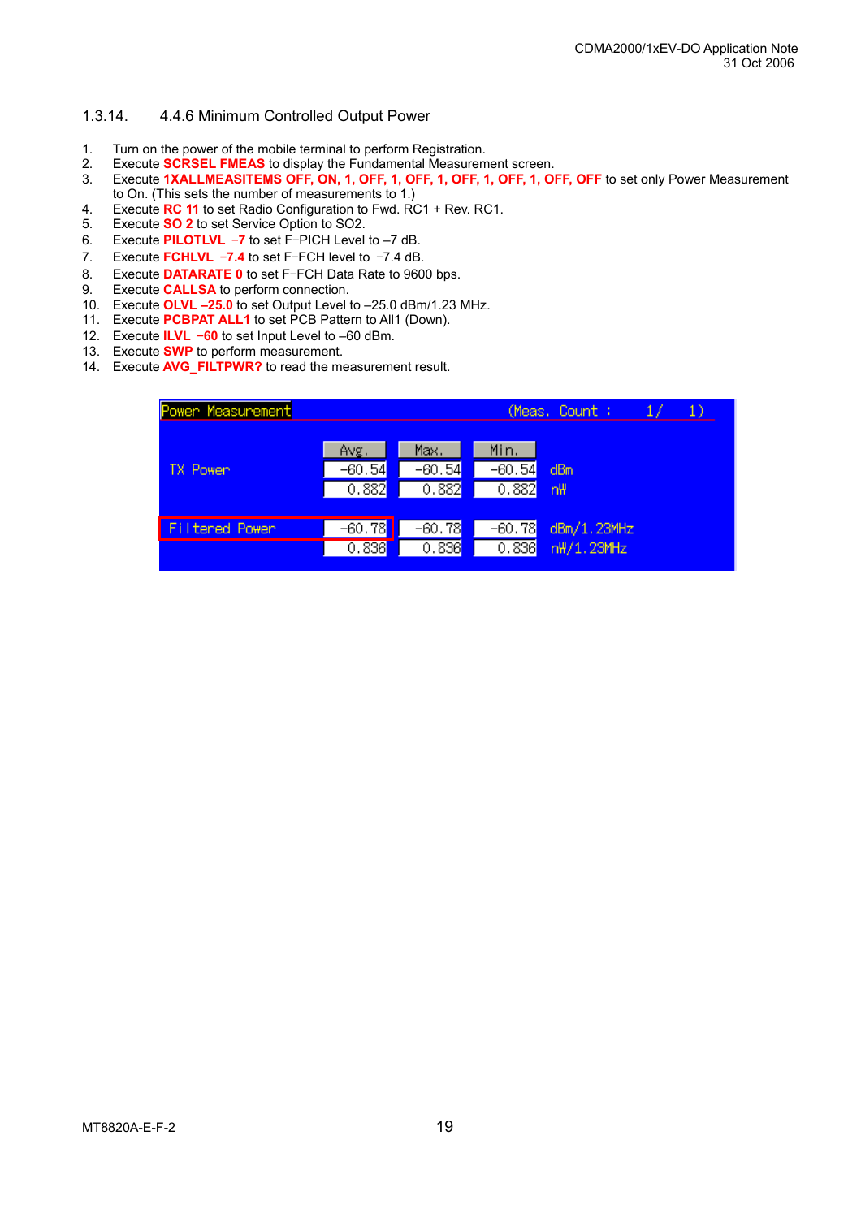### 1.3.14. 4.4.6 Minimum Controlled Output Power

1. Turn on the power of the mobile terminal to perform Registration.
2. Execute **SCRSEL FMEAS** to display the Fundamental Measurement screen.
3. Execute **1XALLMEASITEMS OFF, ON, 1, OFF, 1, OFF, 1, OFF, 1, OFF, 1, OFF, OFF** to set only Power Measurement to On. (This sets the number of measurements to 1.)
4. Execute **RC 11** to set Radio Configuration to Fwd. RC1 + Rev. RC1.
5. Execute **SO 2** to set Service Option to SO2.
6. Execute **PILOTLVL –7** to set F-PICH Level to –7 dB.
7. Execute **FCHLVL –7.4** to set F-FCH level to –7.4 dB.
8. Execute **DATARATE 0** to set F-FCH Data Rate to 9600 bps.
9. Execute **CALLSA** to perform connection.
10. Execute **OLVL –25.0** to set Output Level to –25.0 dBm/1.23 MHz.
11. Execute **PCBPAT ALL1** to set PCB Pattern to All1 (Down).
12. Execute **ILVL –60** to set Input Level to –60 dBm.
13. Execute **SWP** to perform measurement.
14. Execute **AVG_FILTPWR?** to read the measurement result.

Power Measurement (Meas. Count : 1/ 1)

| | Avg. | Max. | Min. | |
|---|---|---|---|---|
| TX Power | -60.54 | -60.54 | -60.54 | dBm |
| | 0.882 | 0.882 | 0.882 | nW |
| Filtered Power | -60.78 | -60.78 | -60.78 | dBm/1.23MHz |
| | 0.836 | 0.836 | 0.836 | nW/1.23MHz |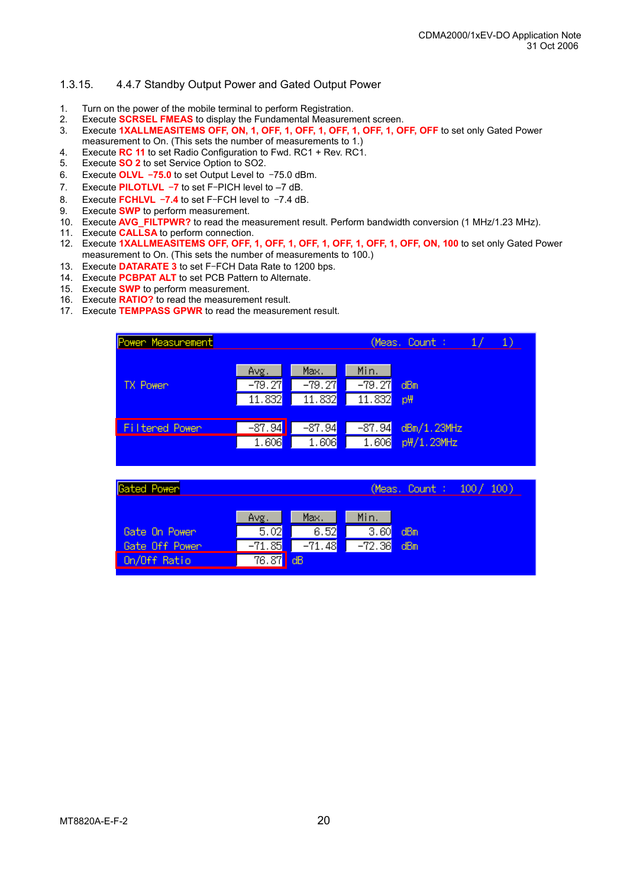### 1.3.15. 4.4.7 Standby Output Power and Gated Output Power

1. Turn on the power of the mobile terminal to perform Registration.
2. Execute **SCRSEL FMEAS** to display the Fundamental Measurement screen.
3. Execute **1XALLMEASITEMS OFF, ON, 1, OFF, 1, OFF, 1, OFF, 1, OFF, 1, OFF, OFF** to set only Gated Power measurement to On. (This sets the number of measurements to 1.)
4. Execute **RC 11** to set Radio Configuration to Fwd. RC1 + Rev. RC1.
5. Execute **SO 2** to set Service Option to SO2.
6. Execute **OLVL −75.0** to set Output Level to −75.0 dBm.
7. Execute **PILOTLVL −7** to set F-PICH level to –7 dB.
8. Execute **FCHLVL −7.4** to set F-FCH level to −7.4 dB.
9. Execute **SWP** to perform measurement.
10. Execute **AVG_FILTPWR?** to read the measurement result. Perform bandwidth conversion (1 MHz/1.23 MHz).
11. Execute **CALLSA** to perform connection.
12. Execute **1XALLMEASITEMS OFF, OFF, 1, OFF, 1, OFF, 1, OFF, 1, OFF, 1, OFF, ON, 100** to set only Gated Power measurement to On. (This sets the number of measurements to 100.)
13. Execute **DATARATE 3** to set F-FCH Data Rate to 1200 bps.
14. Execute **PCBPAT ALT** to set PCB Pattern to Alternate.
15. Execute **SWP** to perform measurement.
16. Execute **RATIO?** to read the measurement result.
17. Execute **TEMPPASS GPWR** to read the measurement result.

**Power Measurement** (Meas. Count : 1/ 1)

| | Avg. | Max. | Min. | |
|---|---|---|---|---|
| TX Power | -79.27 | -79.27 | -79.27 | dBm |
| | 11.832 | 11.832 | 11.832 | pW |
| Filtered Power | -87.94 | -87.94 | -87.94 | dBm/1.23MHz |
| | 1.606 | 1.606 | 1.606 | pW/1.23MHz |

**Gated Power** (Meas. Count : 100/ 100)

| | Avg. | Max. | Min. | |
|---|---|---|---|---|
| Gate On Power | 5.02 | 6.52 | 3.60 | dBm |
| Gate Off Power | -71.85 | -71.48 | -72.36 | dBm |
| On/Off Ratio | 76.87 dB | | | |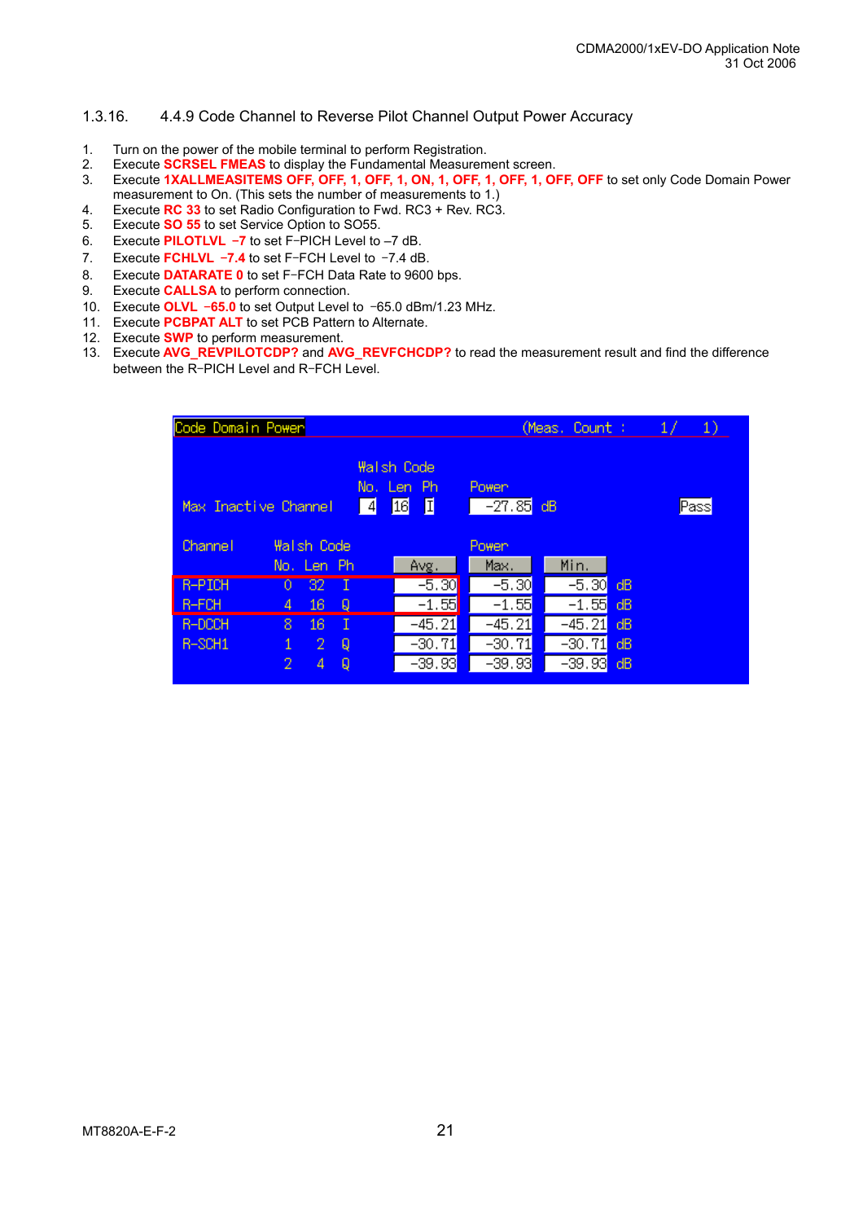### 1.3.16. 4.4.9 Code Channel to Reverse Pilot Channel Output Power Accuracy

1. Turn on the power of the mobile terminal to perform Registration.
2. Execute **SCRSEL FMEAS** to display the Fundamental Measurement screen.
3. Execute **1XALLMEASITEMS OFF, OFF, 1, OFF, 1, ON, 1, OFF, 1, OFF, 1, OFF, OFF** to set only Code Domain Power measurement to On. (This sets the number of measurements to 1.)
4. Execute **RC 33** to set Radio Configuration to Fwd. RC3 + Rev. RC3.
5. Execute **SO 55** to set Service Option to SO55.
6. Execute **PILOTLVL –7** to set F-PICH Level to –7 dB.
7. Execute **FCHLVL –7.4** to set F-FCH Level to –7.4 dB.
8. Execute **DATARATE 0** to set F-FCH Data Rate to 9600 bps.
9. Execute **CALLSA** to perform connection.
10. Execute **OLVL –65.0** to set Output Level to –65.0 dBm/1.23 MHz.
11. Execute **PCBPAT ALT** to set PCB Pattern to Alternate.
12. Execute **SWP** to perform measurement.
13. Execute **AVG_REVPILOTCDP?** and **AVG_REVFCHCDP?** to read the measurement result and find the difference between the R-PICH Level and R-FCH Level.

Code Domain Power (Meas. Count : 1/ 1)

| | Walsh Code No. | Len | Ph | Power | |
|---|---|---|---|---|---|
| Max Inactive Channel | 4 | 16 | I | -27.85 dB | Pass |

| Channel | Walsh Code No. | Len | Ph | Power Avg. | Max. | Min. | |
|---|---|---|---|---|---|---|---|
| R-PICH | 0 | 32 | I | -5.30 | -5.30 | -5.30 | dB |
| R-FCH | 4 | 16 | Q | -1.55 | -1.55 | -1.55 | dB |
| R-DCCH | 8 | 16 | I | -45.21 | -45.21 | -45.21 | dB |
| R-SCH1 | 1 | 2 | Q | -30.71 | -30.71 | -30.71 | dB |
| | 2 | 4 | Q | -39.93 | -39.93 | -39.93 | dB |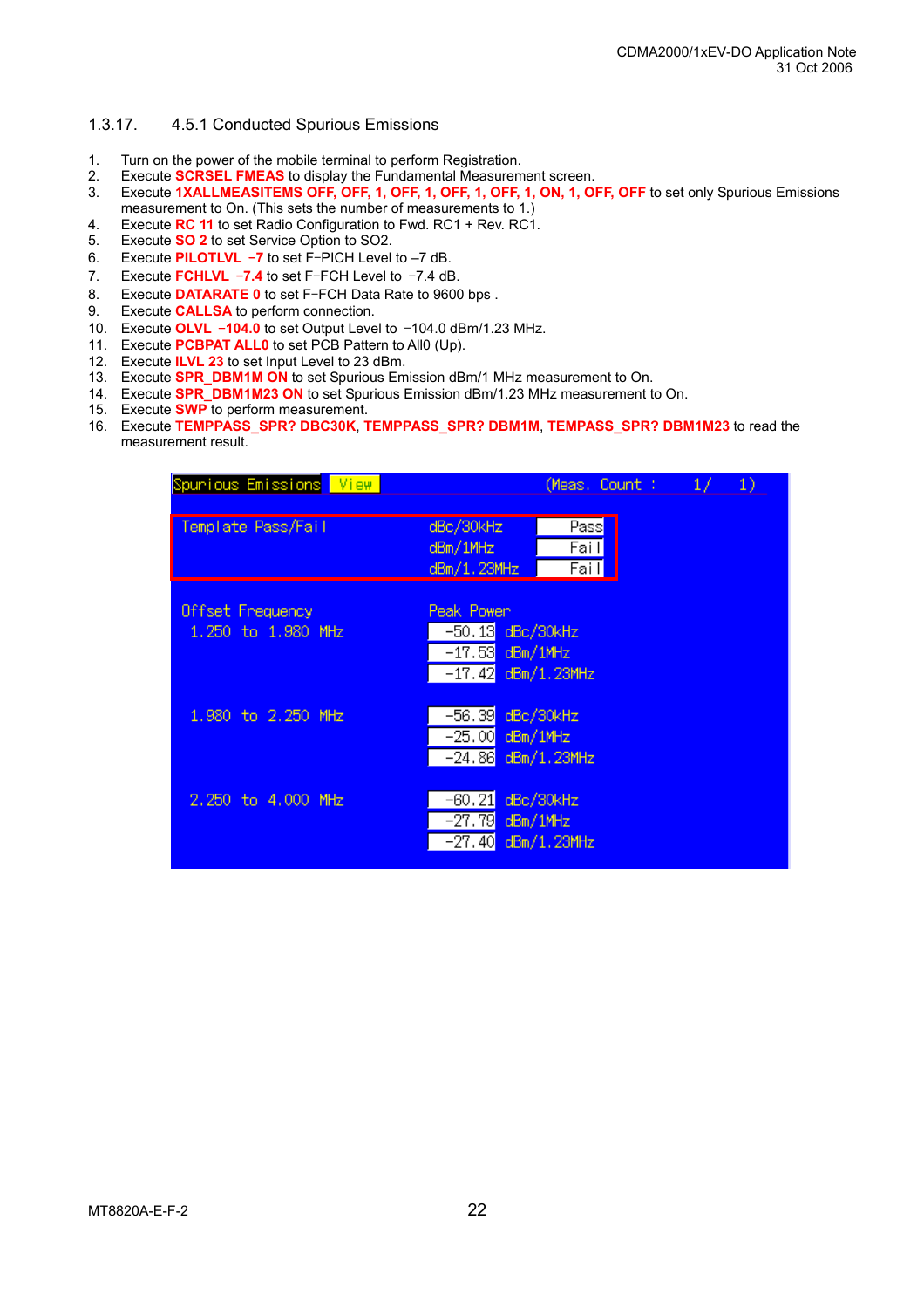## 1.3.17. 4.5.1 Conducted Spurious Emissions

1. Turn on the power of the mobile terminal to perform Registration.
2. Execute **SCRSEL FMEAS** to display the Fundamental Measurement screen.
3. Execute **1XALLMEASITEMS OFF, OFF, 1, OFF, 1, OFF, 1, OFF, 1, ON, 1, OFF, OFF** to set only Spurious Emissions measurement to On. (This sets the number of measurements to 1.)
4. Execute **RC 11** to set Radio Configuration to Fwd. RC1 + Rev. RC1.
5. Execute **SO 2** to set Service Option to SO2.
6. Execute **PILOTLVL –7** to set F-PICH Level to –7 dB.
7. Execute **FCHLVL –7.4** to set F-FCH Level to –7.4 dB.
8. Execute **DATARATE 0** to set F-FCH Data Rate to 9600 bps .
9. Execute **CALLSA** to perform connection.
10. Execute **OLVL –104.0** to set Output Level to –104.0 dBm/1.23 MHz.
11. Execute **PCBPAT ALL0** to set PCB Pattern to All0 (Up).
12. Execute **ILVL 23** to set Input Level to 23 dBm.
13. Execute **SPR_DBM1M ON** to set Spurious Emission dBm/1 MHz measurement to On.
14. Execute **SPR_DBM1M23 ON** to set Spurious Emission dBm/1.23 MHz measurement to On.
15. Execute **SWP** to perform measurement.
16. Execute **TEMPPASS_SPR? DBC30K**, **TEMPPASS_SPR? DBM1M**, **TEMPPASS_SPR? DBM1M23** to read the measurement result.

Spurious Emissions View (Meas. Count : 1/ 1)

| Template Pass/Fail | | |
|---|---|---|
| | dBc/30kHz | Pass |
| | dBm/1MHz | Fail |
| | dBm/1.23MHz | Fail |

| Offset Frequency | Peak Power | |
|---|---|---|
| 1.250 to 1.980 MHz | -50.13 | dBc/30kHz |
| | -17.53 | dBm/1MHz |
| | -17.42 | dBm/1.23MHz |
| 1.980 to 2.250 MHz | -56.39 | dBc/30kHz |
| | -25.00 | dBm/1MHz |
| | -24.86 | dBm/1.23MHz |
| 2.250 to 4.000 MHz | -60.21 | dBc/30kHz |
| | -27.79 | dBm/1MHz |
| | -27.40 | dBm/1.23MHz |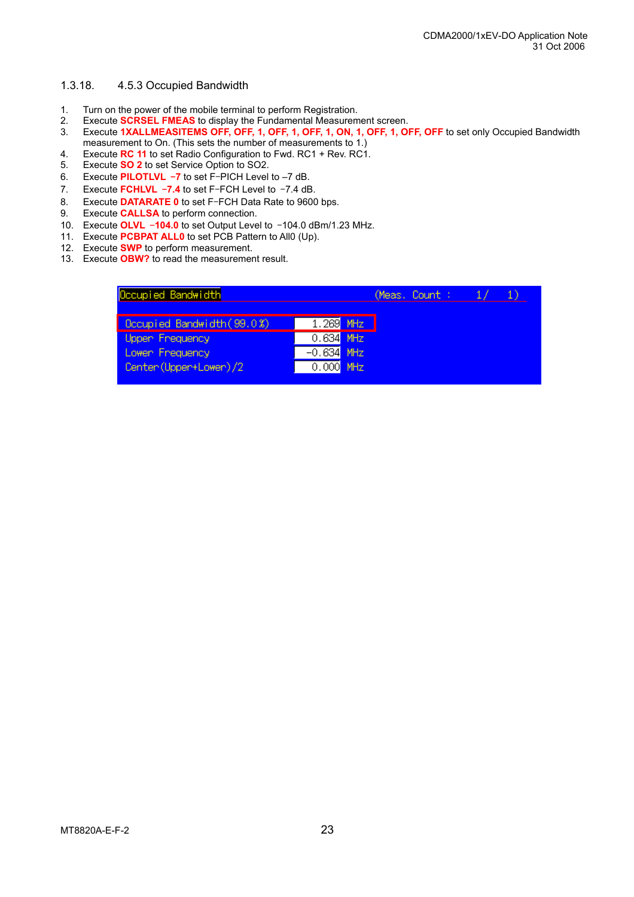### 1.3.18. 4.5.3 Occupied Bandwidth

1. Turn on the power of the mobile terminal to perform Registration.
2. Execute **SCRSEL FMEAS** to display the Fundamental Measurement screen.
3. Execute **1XALLMEASITEMS OFF, OFF, 1, OFF, 1, OFF, 1, ON, 1, OFF, 1, OFF, OFF** to set only Occupied Bandwidth measurement to On. (This sets the number of measurements to 1.)
4. Execute **RC 11** to set Radio Configuration to Fwd. RC1 + Rev. RC1.
5. Execute **SO 2** to set Service Option to SO2.
6. Execute **PILOTLVL –7** to set F-PICH Level to –7 dB.
7. Execute **FCHLVL –7.4** to set F-FCH Level to –7.4 dB.
8. Execute **DATARATE 0** to set F-FCH Data Rate to 9600 bps.
9. Execute **CALLSA** to perform connection.
10. Execute **OLVL –104.0** to set Output Level to –104.0 dBm/1.23 MHz.
11. Execute **PCBPAT ALL0** to set PCB Pattern to All0 (Up).
12. Execute **SWP** to perform measurement.
13. Execute **OBW?** to read the measurement result.

| Occupied Bandwidth | (Meas. Count : 1/ 1) | |
|---|---|---|
| Occupied Bandwidth(99.0%) | 1.269 | MHz |
| Upper Frequency | 0.634 | MHz |
| Lower Frequency | -0.634 | MHz |
| Center(Upper+Lower)/2 | 0.000 | MHz |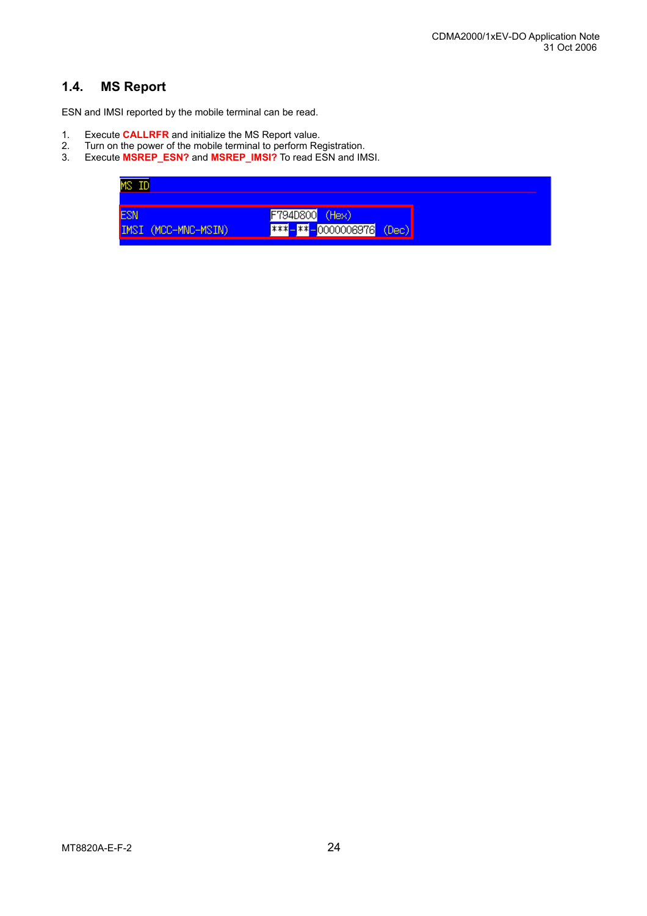## 1.4. MS Report

ESN and IMSI reported by the mobile terminal can be read.

1. Execute **CALLRFR** and initialize the MS Report value.
2. Turn on the power of the mobile terminal to perform Registration.
3. Execute **MSREP_ESN?** and **MSREP_IMSI?** To read ESN and IMSI.

MS ID

| | | |
|---|---|---|
| ESN | F794D800 | (Hex) |
| IMSI (MCC-MNC-MSIN) | ***-**-0000006976 | (Dec) |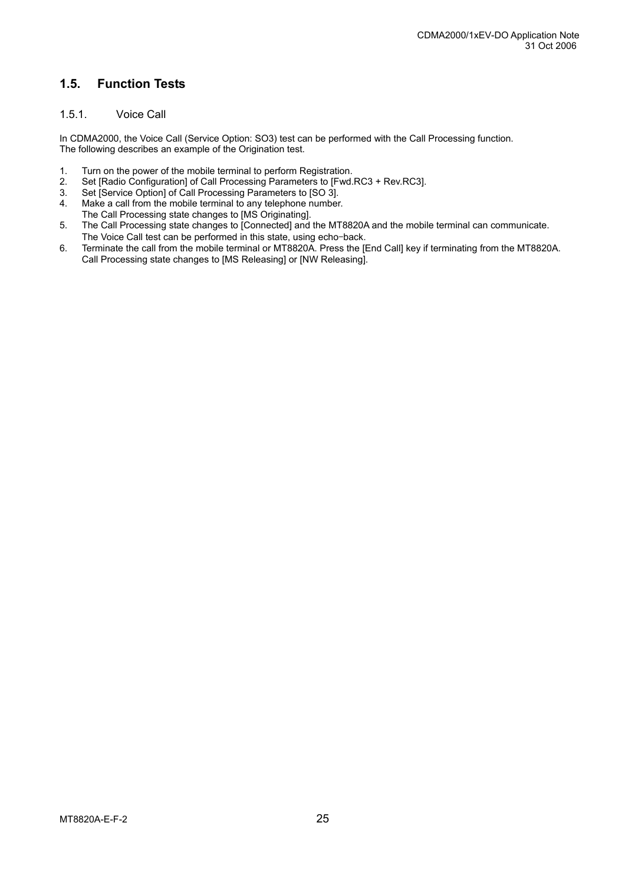## 1.5. Function Tests

### 1.5.1. Voice Call

In CDMA2000, the Voice Call (Service Option: SO3) test can be performed with the Call Processing function.
The following describes an example of the Origination test.

1. Turn on the power of the mobile terminal to perform Registration.
2. Set [Radio Configuration] of Call Processing Parameters to [Fwd.RC3 + Rev.RC3].
3. Set [Service Option] of Call Processing Parameters to [SO 3].
4. Make a call from the mobile terminal to any telephone number.
   The Call Processing state changes to [MS Originating].
5. The Call Processing state changes to [Connected] and the MT8820A and the mobile terminal can communicate.
   The Voice Call test can be performed in this state, using echo-back.
6. Terminate the call from the mobile terminal or MT8820A. Press the [End Call] key if terminating from the MT8820A.
   Call Processing state changes to [MS Releasing] or [NW Releasing].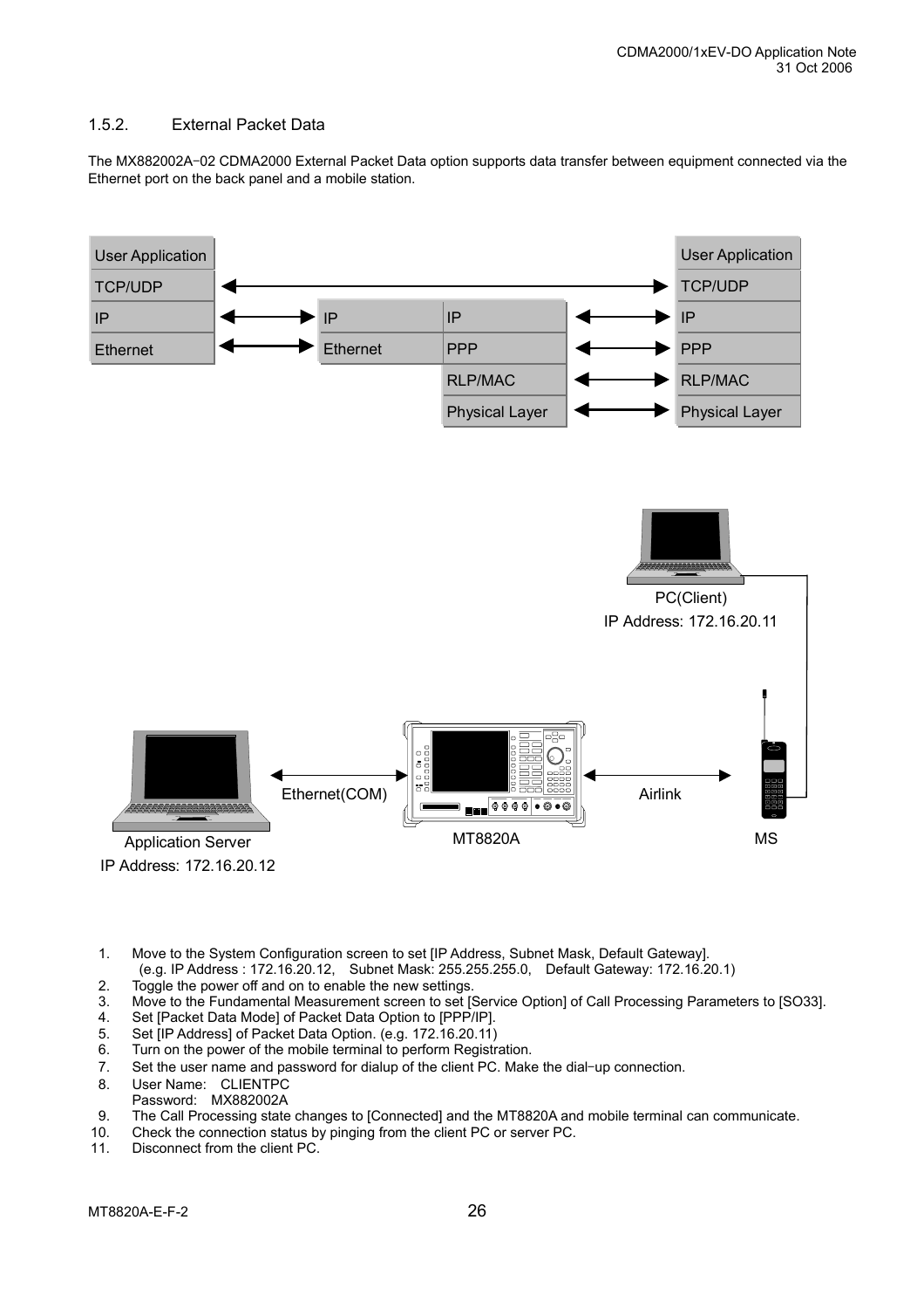### 1.5.2. External Packet Data

The MX882002A-02 CDMA2000 External Packet Data option supports data transfer between equipment connected via the Ethernet port on the back panel and a mobile station.

| Application Server | | MT8820A | | | MS |
|---|---|---|---|---|---|
| User Application | | | | | User Application |
| TCP/UDP | ↔ | | | ↔ | TCP/UDP |
| IP | ↔ | IP | IP | ↔ | IP |
| Ethernet | ↔ | Ethernet | PPP | ↔ | PPP |
| | | | RLP/MAC | ↔ | RLP/MAC |
| | | | Physical Layer | ↔ | Physical Layer |

PC(Client)
IP Address: 172.16.20.11

Application Server
IP Address: 172.16.20.12

Ethernet(COM) — MT8820A — Airlink — MS

1. Move to the System Configuration screen to set [IP Address, Subnet Mask, Default Gateway].
   (e.g. IP Address : 172.16.20.12, Subnet Mask: 255.255.255.0, Default Gateway: 172.16.20.1)
2. Toggle the power off and on to enable the new settings.
3. Move to the Fundamental Measurement screen to set [Service Option] of Call Processing Parameters to [SO33].
4. Set [Packet Data Mode] of Packet Data Option to [PPP/IP].
5. Set [IP Address] of Packet Data Option. (e.g. 172.16.20.11)
6. Turn on the power of the mobile terminal to perform Registration.
7. Set the user name and password for dialup of the client PC. Make the dial-up connection.
8. User Name: CLIENTPC
   Password: MX882002A
9. The Call Processing state changes to [Connected] and the MT8820A and mobile terminal can communicate.
10. Check the connection status by pinging from the client PC or server PC.
11. Disconnect from the client PC.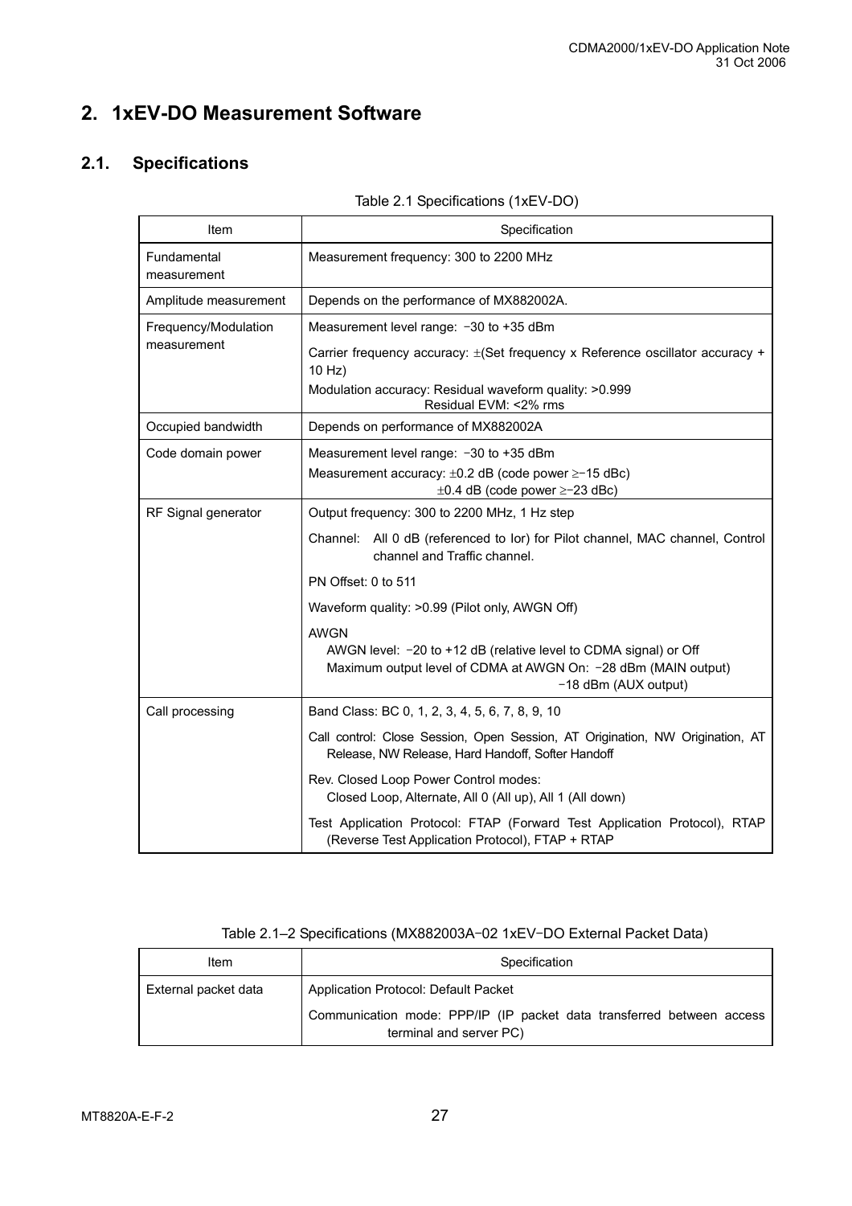# 2. 1xEV-DO Measurement Software

## 2.1. Specifications

Table 2.1 Specifications (1xEV-DO)

| Item | Specification |
|---|---|
| Fundamental measurement | Measurement frequency: 300 to 2200 MHz |
| Amplitude measurement | Depends on the performance of MX882002A. |
| Frequency/Modulation measurement | Measurement level range: −30 to +35 dBm<br>Carrier frequency accuracy: ±(Set frequency x Reference oscillator accuracy + 10 Hz)<br>Modulation accuracy: Residual waveform quality: >0.999<br>Residual EVM: <2% rms |
| Occupied bandwidth | Depends on performance of MX882002A |
| Code domain power | Measurement level range: −30 to +35 dBm<br>Measurement accuracy: ±0.2 dB (code power ≥−15 dBc)<br>±0.4 dB (code power ≥−23 dBc) |
| RF Signal generator | Output frequency: 300 to 2200 MHz, 1 Hz step<br>Channel: All 0 dB (referenced to Ior) for Pilot channel, MAC channel, Control channel and Traffic channel.<br>PN Offset: 0 to 511<br>Waveform quality: >0.99 (Pilot only, AWGN Off)<br>AWGN<br>AWGN level: −20 to +12 dB (relative level to CDMA signal) or Off<br>Maximum output level of CDMA at AWGN On: −28 dBm (MAIN output)<br>−18 dBm (AUX output) |
| Call processing | Band Class: BC 0, 1, 2, 3, 4, 5, 6, 7, 8, 9, 10<br>Call control: Close Session, Open Session, AT Origination, NW Origination, AT Release, NW Release, Hard Handoff, Softer Handoff<br>Rev. Closed Loop Power Control modes:<br>Closed Loop, Alternate, All 0 (All up), All 1 (All down)<br>Test Application Protocol: FTAP (Forward Test Application Protocol), RTAP (Reverse Test Application Protocol), FTAP + RTAP |

Table 2.1–2 Specifications (MX882003A−02 1xEV−DO External Packet Data)

| Item | Specification |
|---|---|
| External packet data | Application Protocol: Default Packet<br>Communication mode: PPP/IP (IP packet data transferred between access terminal and server PC) |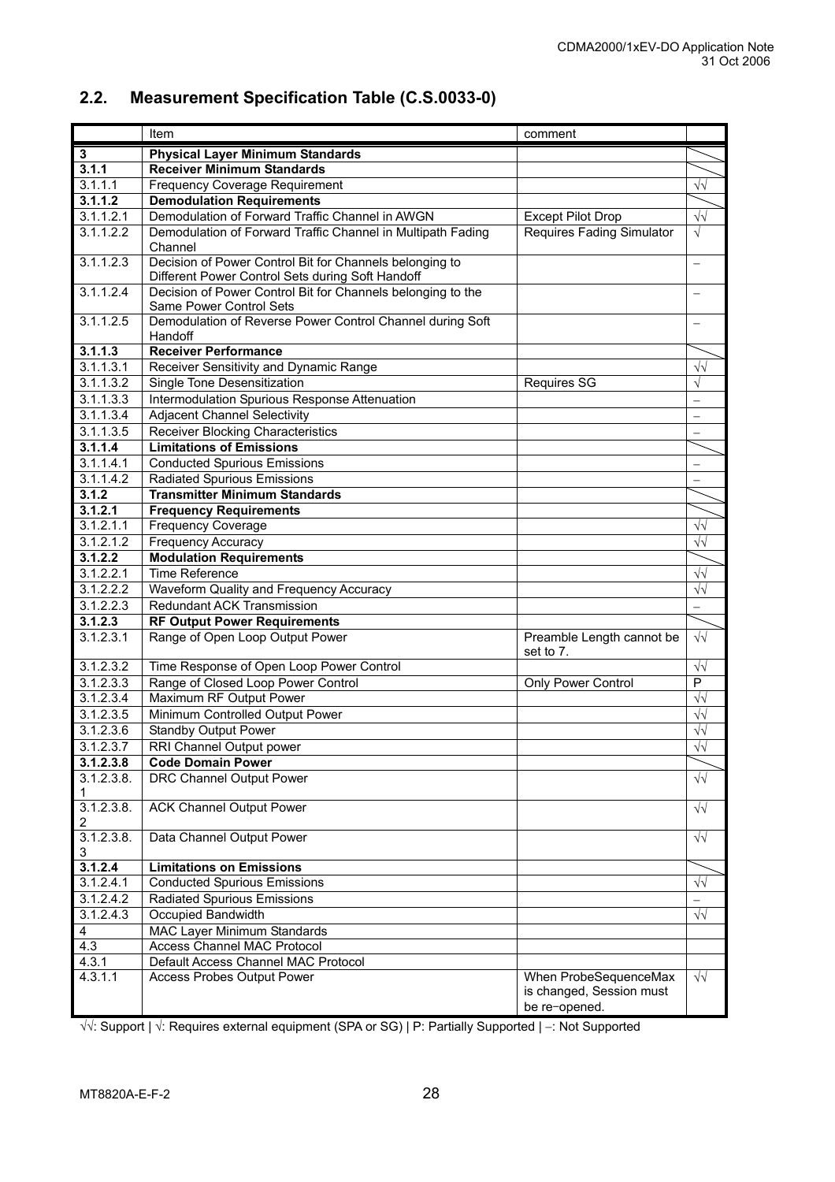## 2.2. Measurement Specification Table (C.S.0033-0)

| | Item | comment | |
|---|---|---|---|
| **3** | **Physical Layer Minimum Standards** | | |
| **3.1.1** | **Receiver Minimum Standards** | | |
| 3.1.1.1 | Frequency Coverage Requirement | | √√ |
| **3.1.1.2** | **Demodulation Requirements** | | |
| 3.1.1.2.1 | Demodulation of Forward Traffic Channel in AWGN | Except Pilot Drop | √√ |
| 3.1.1.2.2 | Demodulation of Forward Traffic Channel in Multipath Fading Channel | Requires Fading Simulator | √ |
| 3.1.1.2.3 | Decision of Power Control Bit for Channels belonging to Different Power Control Sets during Soft Handoff | | – |
| 3.1.1.2.4 | Decision of Power Control Bit for Channels belonging to the Same Power Control Sets | | – |
| 3.1.1.2.5 | Demodulation of Reverse Power Control Channel during Soft Handoff | | – |
| **3.1.1.3** | **Receiver Performance** | | |
| 3.1.1.3.1 | Receiver Sensitivity and Dynamic Range | | √√ |
| 3.1.1.3.2 | Single Tone Desensitization | Requires SG | √ |
| 3.1.1.3.3 | Intermodulation Spurious Response Attenuation | | – |
| 3.1.1.3.4 | Adjacent Channel Selectivity | | – |
| 3.1.1.3.5 | Receiver Blocking Characteristics | | – |
| **3.1.1.4** | **Limitations of Emissions** | | |
| 3.1.1.4.1 | Conducted Spurious Emissions | | – |
| 3.1.1.4.2 | Radiated Spurious Emissions | | – |
| **3.1.2** | **Transmitter Minimum Standards** | | |
| **3.1.2.1** | **Frequency Requirements** | | |
| 3.1.2.1.1 | Frequency Coverage | | √√ |
| 3.1.2.1.2 | Frequency Accuracy | | √√ |
| **3.1.2.2** | **Modulation Requirements** | | |
| 3.1.2.2.1 | Time Reference | | √√ |
| 3.1.2.2.2 | Waveform Quality and Frequency Accuracy | | √√ |
| 3.1.2.2.3 | Redundant ACK Transmission | | – |
| **3.1.2.3** | **RF Output Power Requirements** | | |
| 3.1.2.3.1 | Range of Open Loop Output Power | Preamble Length cannot be set to 7. | √√ |
| 3.1.2.3.2 | Time Response of Open Loop Power Control | | √√ |
| 3.1.2.3.3 | Range of Closed Loop Power Control | Only Power Control | P |
| 3.1.2.3.4 | Maximum RF Output Power | | √√ |
| 3.1.2.3.5 | Minimum Controlled Output Power | | √√ |
| 3.1.2.3.6 | Standby Output Power | | √√ |
| 3.1.2.3.7 | RRI Channel Output power | | √√ |
| **3.1.2.3.8** | **Code Domain Power** | | |
| 3.1.2.3.8.1 | DRC Channel Output Power | | √√ |
| 3.1.2.3.8.2 | ACK Channel Output Power | | √√ |
| 3.1.2.3.8.3 | Data Channel Output Power | | √√ |
| **3.1.2.4** | **Limitations on Emissions** | | |
| 3.1.2.4.1 | Conducted Spurious Emissions | | √√ |
| 3.1.2.4.2 | Radiated Spurious Emissions | | – |
| 3.1.2.4.3 | Occupied Bandwidth | | √√ |
| 4 | MAC Layer Minimum Standards | | |
| 4.3 | Access Channel MAC Protocol | | |
| 4.3.1 | Default Access Channel MAC Protocol | | |
| 4.3.1.1 | Access Probes Output Power | When ProbeSequenceMax is changed, Session must be re-opened. | √√ |

√√: Support | √: Requires external equipment (SPA or SG) | P: Partially Supported | –: Not Supported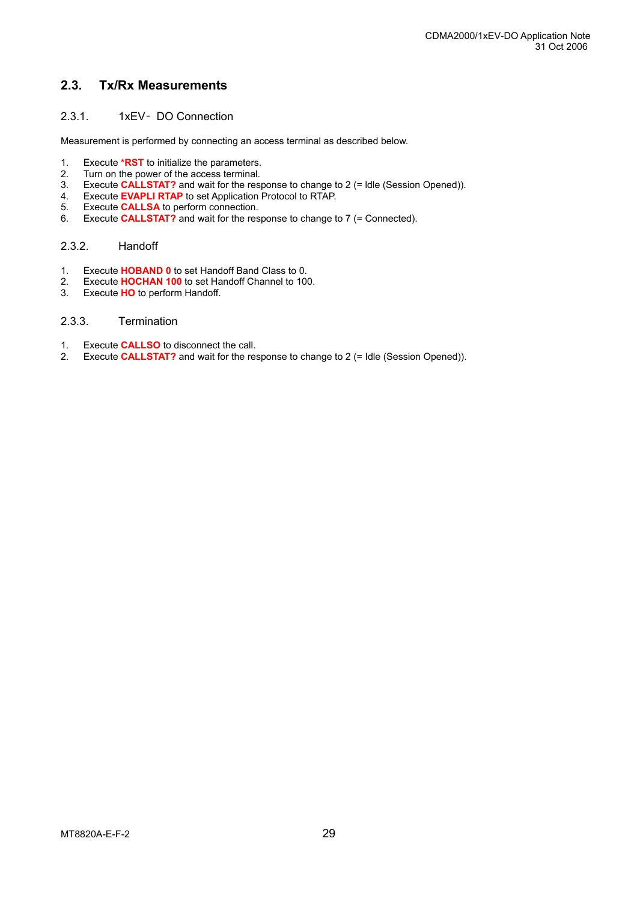## 2.3. Tx/Rx Measurements

### 2.3.1. 1xEV‐DO Connection

Measurement is performed by connecting an access terminal as described below.

1. Execute **\*RST** to initialize the parameters.
2. Turn on the power of the access terminal.
3. Execute **CALLSTAT?** and wait for the response to change to 2 (= Idle (Session Opened)).
4. Execute **EVAPLI RTAP** to set Application Protocol to RTAP.
5. Execute **CALLSA** to perform connection.
6. Execute **CALLSTAT?** and wait for the response to change to 7 (= Connected).

### 2.3.2. Handoff

1. Execute **HOBAND 0** to set Handoff Band Class to 0.
2. Execute **HOCHAN 100** to set Handoff Channel to 100.
3. Execute **HO** to perform Handoff.

### 2.3.3. Termination

1. Execute **CALLSO** to disconnect the call.
2. Execute **CALLSTAT?** and wait for the response to change to 2 (= Idle (Session Opened)).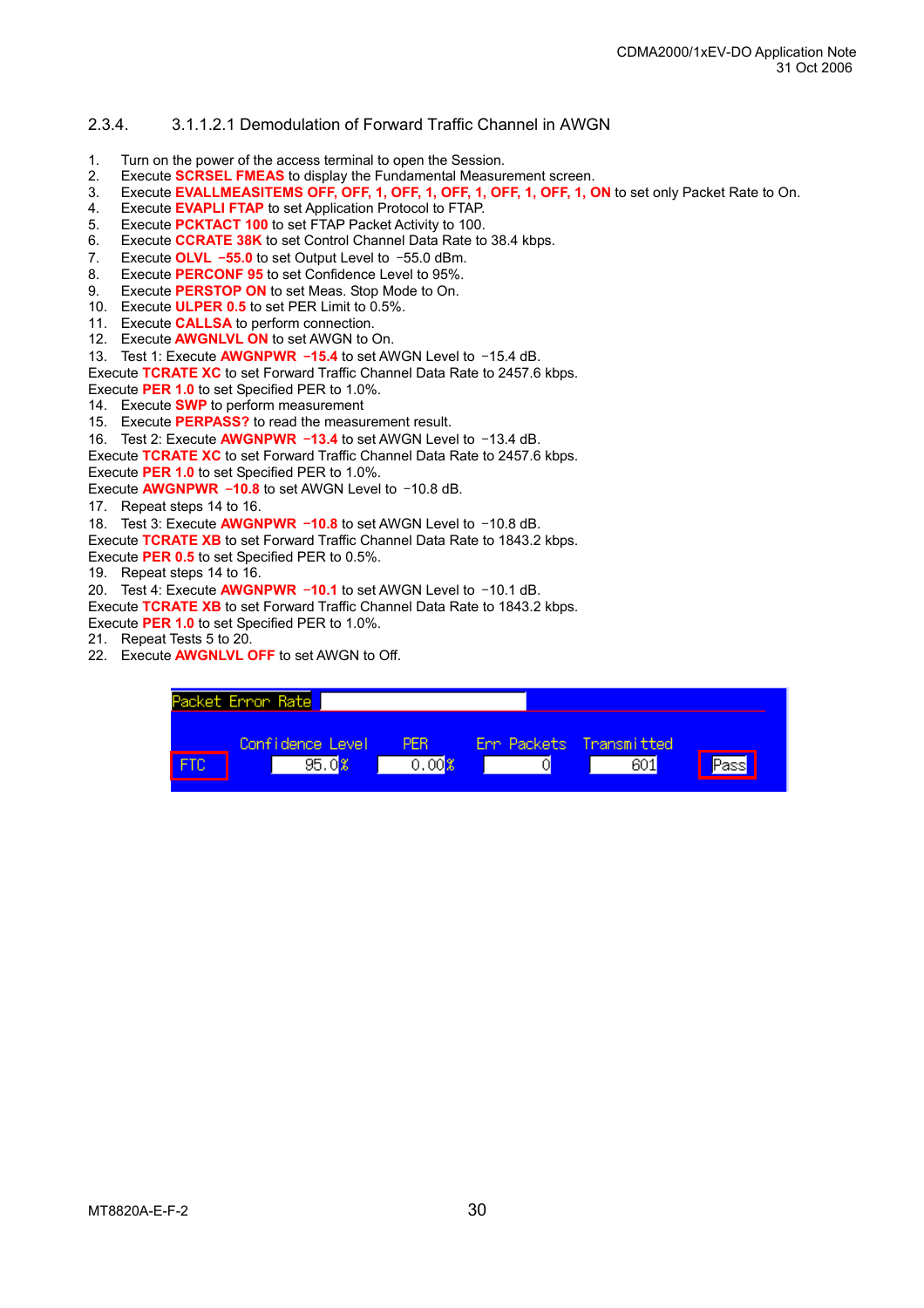## 2.3.4. 3.1.1.2.1 Demodulation of Forward Traffic Channel in AWGN

1. Turn on the power of the access terminal to open the Session.
2. Execute **SCRSEL FMEAS** to display the Fundamental Measurement screen.
3. Execute **EVALLMEASITEMS OFF, OFF, 1, OFF, 1, OFF, 1, OFF, 1, OFF, 1, ON** to set only Packet Rate to On.
4. Execute **EVAPLI FTAP** to set Application Protocol to FTAP.
5. Execute **PCKTACT 100** to set FTAP Packet Activity to 100.
6. Execute **CCRATE 38K** to set Control Channel Data Rate to 38.4 kbps.
7. Execute **OLVL −55.0** to set Output Level to −55.0 dBm.
8. Execute **PERCONF 95** to set Confidence Level to 95%.
9. Execute **PERSTOP ON** to set Meas. Stop Mode to On.
10. Execute **ULPER 0.5** to set PER Limit to 0.5%.
11. Execute **CALLSA** to perform connection.
12. Execute **AWGNLVL ON** to set AWGN to On.
13. Test 1: Execute **AWGNPWR −15.4** to set AWGN Level to −15.4 dB.
Execute **TCRATE XC** to set Forward Traffic Channel Data Rate to 2457.6 kbps.
Execute **PER 1.0** to set Specified PER to 1.0%.
14. Execute **SWP** to perform measurement
15. Execute **PERPASS?** to read the measurement result.
16. Test 2: Execute **AWGNPWR −13.4** to set AWGN Level to −13.4 dB.
Execute **TCRATE XC** to set Forward Traffic Channel Data Rate to 2457.6 kbps.
Execute **PER 1.0** to set Specified PER to 1.0%.
Execute **AWGNPWR −10.8** to set AWGN Level to −10.8 dB.
17. Repeat steps 14 to 16.
18. Test 3: Execute **AWGNPWR −10.8** to set AWGN Level to −10.8 dB.
Execute **TCRATE XB** to set Forward Traffic Channel Data Rate to 1843.2 kbps.
Execute **PER 0.5** to set Specified PER to 0.5%.
19. Repeat steps 14 to 16.
20. Test 4: Execute **AWGNPWR −10.1** to set AWGN Level to −10.1 dB.
Execute **TCRATE XB** to set Forward Traffic Channel Data Rate to 1843.2 kbps.
Execute **PER 1.0** to set Specified PER to 1.0%.
21. Repeat Tests 5 to 20.
22. Execute **AWGNLVL OFF** to set AWGN to Off.

Packet Error Rate

| | Confidence Level | PER | Err Packets | Transmitted | |
|---|---|---|---|---|---|
| FTC | 95.0 % | 0.00 % | 0 | 601 | Pass |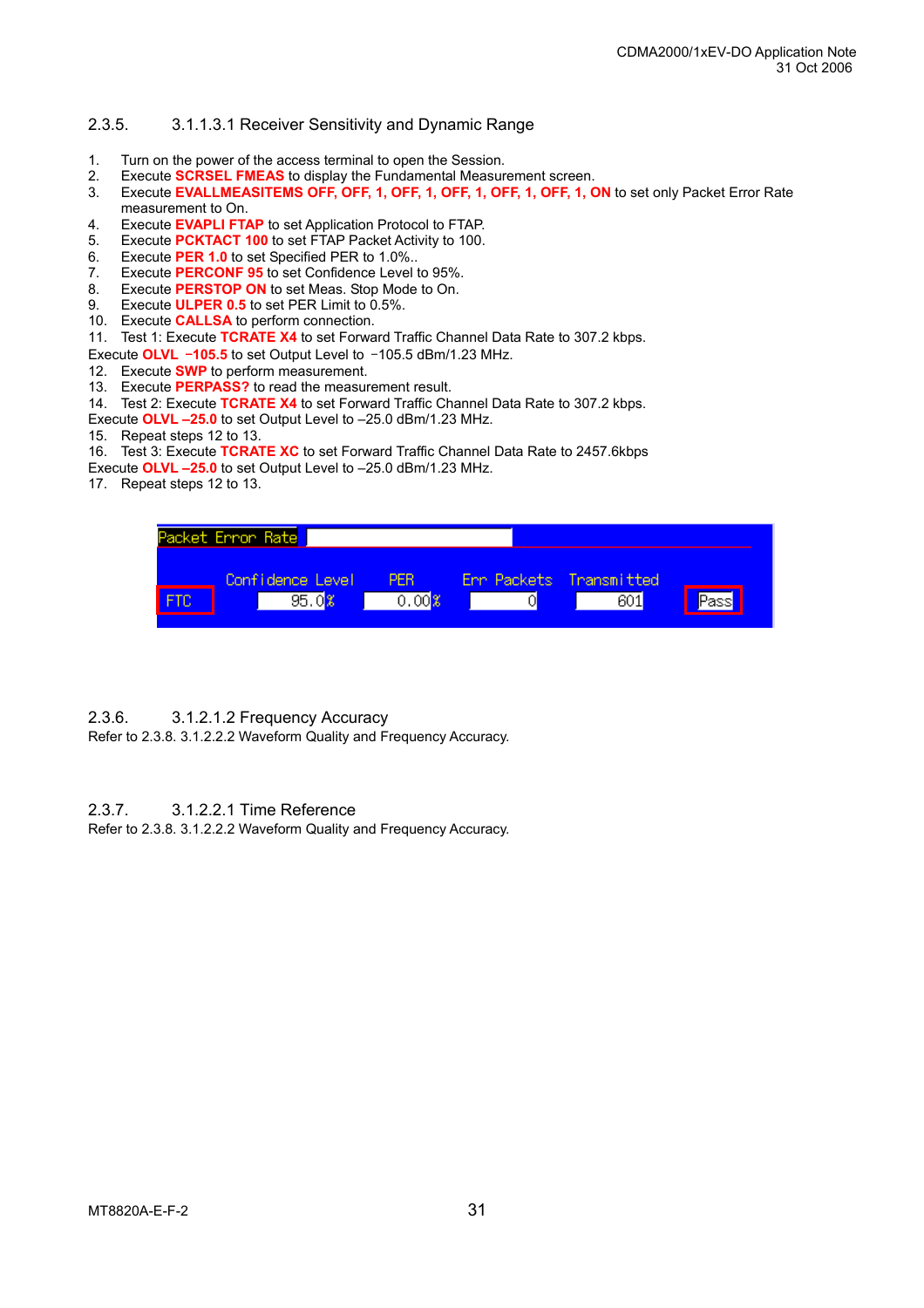## 2.3.5. 3.1.1.3.1 Receiver Sensitivity and Dynamic Range

1. Turn on the power of the access terminal to open the Session.
2. Execute **SCRSEL FMEAS** to display the Fundamental Measurement screen.
3. Execute **EVALLMEASITEMS OFF, OFF, 1, OFF, 1, OFF, 1, OFF, 1, OFF, 1, ON** to set only Packet Error Rate measurement to On.
4. Execute **EVAPLI FTAP** to set Application Protocol to FTAP.
5. Execute **PCKTACT 100** to set FTAP Packet Activity to 100.
6. Execute **PER 1.0** to set Specified PER to 1.0%..
7. Execute **PERCONF 95** to set Confidence Level to 95%.
8. Execute **PERSTOP ON** to set Meas. Stop Mode to On.
9. Execute **ULPER 0.5** to set PER Limit to 0.5%.
10. Execute **CALLSA** to perform connection.
11. Test 1: Execute **TCRATE X4** to set Forward Traffic Channel Data Rate to 307.2 kbps.

Execute **OLVL −105.5** to set Output Level to −105.5 dBm/1.23 MHz.

12. Execute **SWP** to perform measurement.
13. Execute **PERPASS?** to read the measurement result.
14. Test 2: Execute **TCRATE X4** to set Forward Traffic Channel Data Rate to 307.2 kbps.

Execute **OLVL –25.0** to set Output Level to –25.0 dBm/1.23 MHz.

15. Repeat steps 12 to 13.
16. Test 3: Execute **TCRATE XC** to set Forward Traffic Channel Data Rate to 2457.6kbps

Execute **OLVL –25.0** to set Output Level to –25.0 dBm/1.23 MHz.

17. Repeat steps 12 to 13.

| Packet Error Rate | Confidence Level | PER | Err Packets | Transmitted | |
|---|---|---|---|---|---|
| FTC | 95.0% | 0.00% | 0 | 601 | Pass |

## 2.3.6. 3.1.2.1.2 Frequency Accuracy

Refer to 2.3.8. 3.1.2.2.2 Waveform Quality and Frequency Accuracy.

## 2.3.7. 3.1.2.2.1 Time Reference

Refer to 2.3.8. 3.1.2.2.2 Waveform Quality and Frequency Accuracy.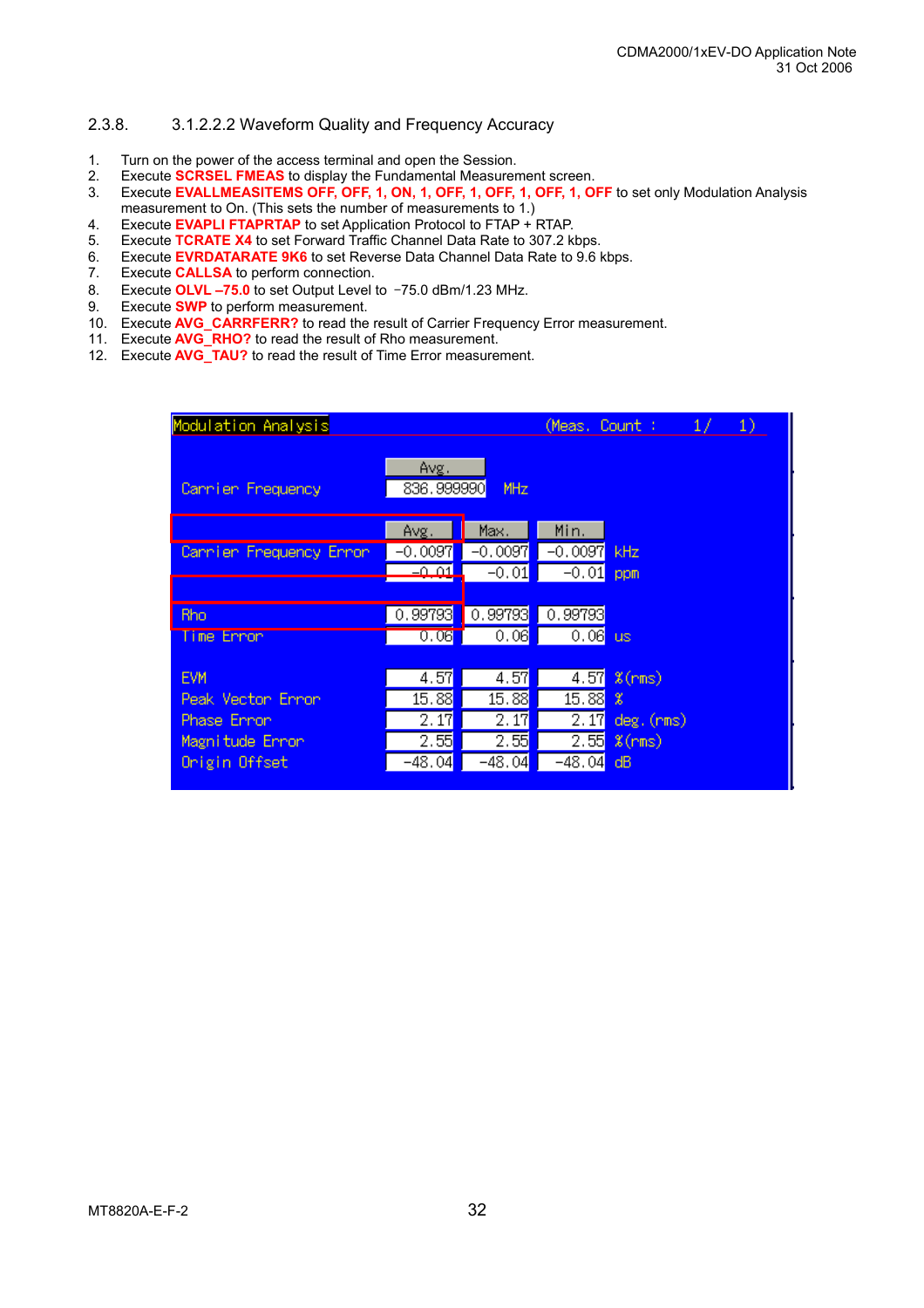## 2.3.8. 3.1.2.2.2 Waveform Quality and Frequency Accuracy

1. Turn on the power of the access terminal and open the Session.
2. Execute **SCRSEL FMEAS** to display the Fundamental Measurement screen.
3. Execute **EVALLMEASITEMS OFF, OFF, 1, ON, 1, OFF, 1, OFF, 1, OFF, 1, OFF** to set only Modulation Analysis measurement to On. (This sets the number of measurements to 1.)
4. Execute **EVAPLI FTAPRTAP** to set Application Protocol to FTAP + RTAP.
5. Execute **TCRATE X4** to set Forward Traffic Channel Data Rate to 307.2 kbps.
6. Execute **EVRDATARATE 9K6** to set Reverse Data Channel Data Rate to 9.6 kbps.
7. Execute **CALLSA** to perform connection.
8. Execute **OLVL –75.0** to set Output Level to −75.0 dBm/1.23 MHz.
9. Execute **SWP** to perform measurement.
10. Execute **AVG_CARRFERR?** to read the result of Carrier Frequency Error measurement.
11. Execute **AVG_RHO?** to read the result of Rho measurement.
12. Execute **AVG_TAU?** to read the result of Time Error measurement.

Modulation Analysis (Meas. Count : 1/ 1)

| | Avg. | | | |
|---|---|---|---|---|
| Carrier Frequency | 836.999990 | | | MHz |

| | Avg. | Max. | Min. | |
|---|---|---|---|---|
| Carrier Frequency Error | -0.0097 | -0.0097 | -0.0097 | kHz |
| | -0.01 | -0.01 | -0.01 | ppm |
| Rho | 0.99793 | 0.99793 | 0.99793 | |
| Time Error | 0.06 | 0.06 | 0.06 | us |
| EVM | 4.57 | 4.57 | 4.57 | %(rms) |
| Peak Vector Error | 15.88 | 15.88 | 15.88 | % |
| Phase Error | 2.17 | 2.17 | 2.17 | deg.(rms) |
| Magnitude Error | 2.55 | 2.55 | 2.55 | %(rms) |
| Origin Offset | -48.04 | -48.04 | -48.04 | dB |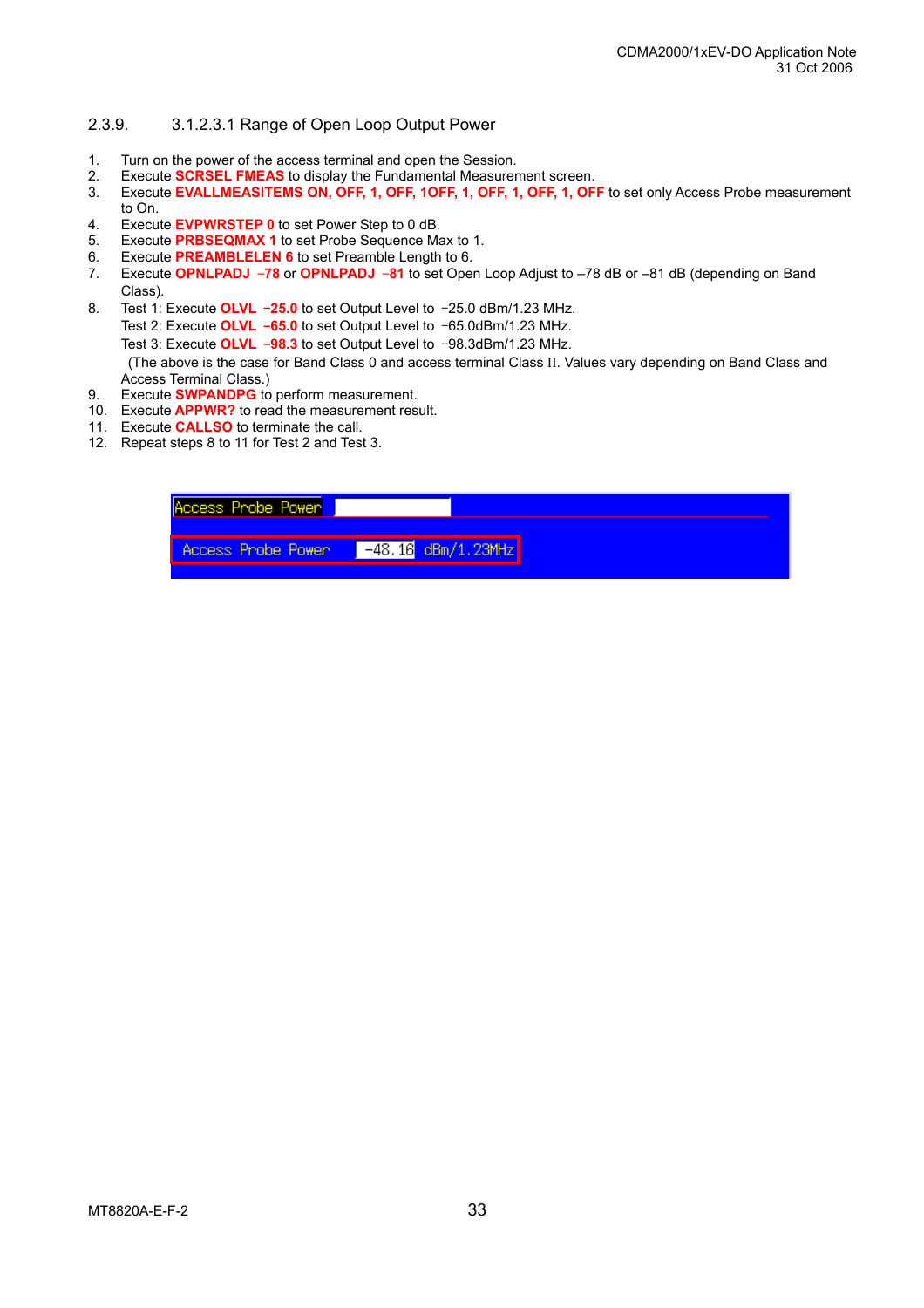## 2.3.9. 3.1.2.3.1 Range of Open Loop Output Power

1. Turn on the power of the access terminal and open the Session.
2. Execute **SCRSEL FMEAS** to display the Fundamental Measurement screen.
3. Execute **EVALLMEASITEMS ON, OFF, 1, OFF, 1OFF, 1, OFF, 1, OFF, 1, OFF** to set only Access Probe measurement to On.
4. Execute **EVPWRSTEP 0** to set Power Step to 0 dB.
5. Execute **PRBSEQMAX 1** to set Probe Sequence Max to 1.
6. Execute **PREAMBLELEN 6** to set Preamble Length to 6.
7. Execute **OPNLPADJ −78** or **OPNLPADJ −81** to set Open Loop Adjust to –78 dB or –81 dB (depending on Band Class).
8. Test 1: Execute **OLVL −25.0** to set Output Level to −25.0 dBm/1.23 MHz.
   Test 2: Execute **OLVL −65.0** to set Output Level to −65.0dBm/1.23 MHz.
   Test 3: Execute **OLVL −98.3** to set Output Level to −98.3dBm/1.23 MHz.
   (The above is the case for Band Class 0 and access terminal Class II. Values vary depending on Band Class and Access Terminal Class.)
9. Execute **SWPANDPG** to perform measurement.
10. Execute **APPWR?** to read the measurement result.
11. Execute **CALLSO** to terminate the call.
12. Repeat steps 8 to 11 for Test 2 and Test 3.

Access Probe Power

Access Probe Power -48.16 dBm/1.23MHz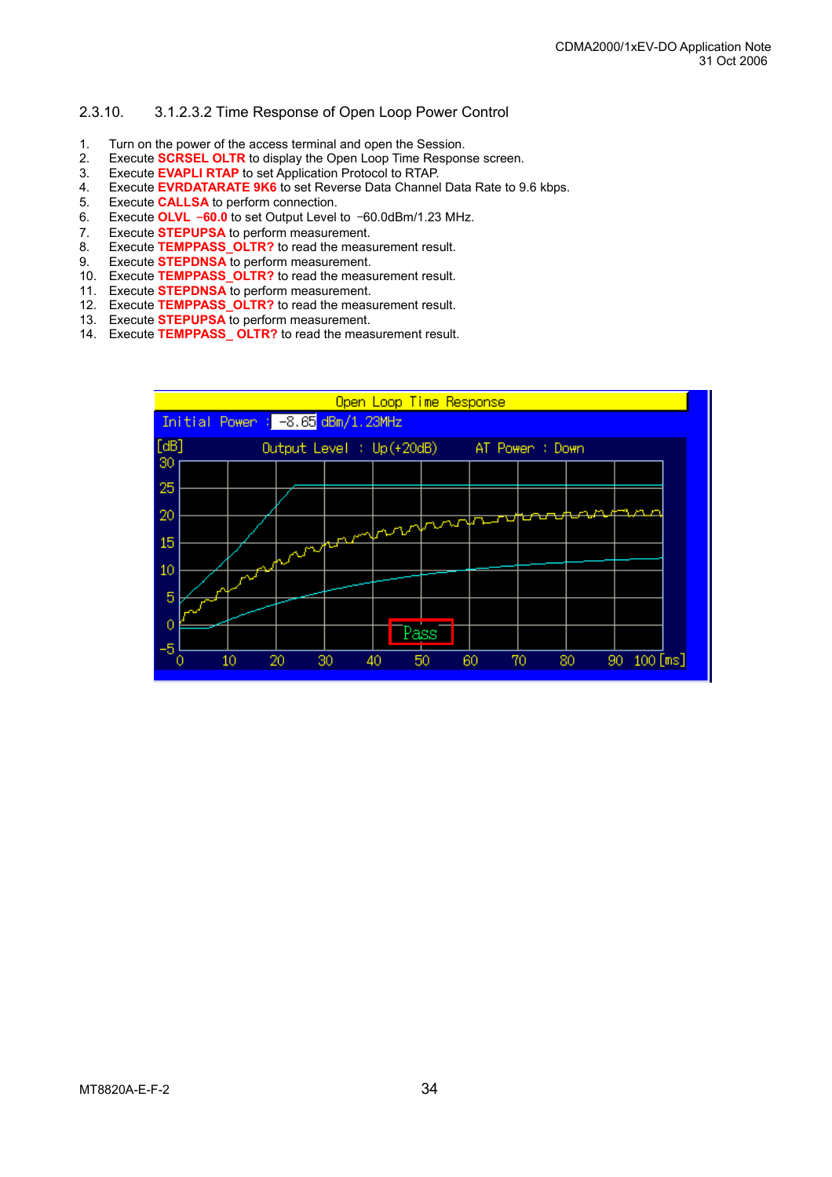## 2.3.10. 3.1.2.3.2 Time Response of Open Loop Power Control

1. Turn on the power of the access terminal and open the Session.
2. Execute **SCRSEL OLTR** to display the Open Loop Time Response screen.
3. Execute **EVAPLI RTAP** to set Application Protocol to RTAP.
4. Execute **EVRDATARATE 9K6** to set Reverse Data Channel Data Rate to 9.6 kbps.
5. Execute **CALLSA** to perform connection.
6. Execute **OLVL −60.0** to set Output Level to −60.0dBm/1.23 MHz.
7. Execute **STEPUPSA** to perform measurement.
8. Execute **TEMPPASS_OLTR?** to read the measurement result.
9. Execute **STEPDNSA** to perform measurement.
10. Execute **TEMPPASS_OLTR?** to read the measurement result.
11. Execute **STEPDNSA** to perform measurement.
12. Execute **TEMPPASS_OLTR?** to read the measurement result.
13. Execute **STEPUPSA** to perform measurement.
14. Execute **TEMPPASS_ OLTR?** to read the measurement result.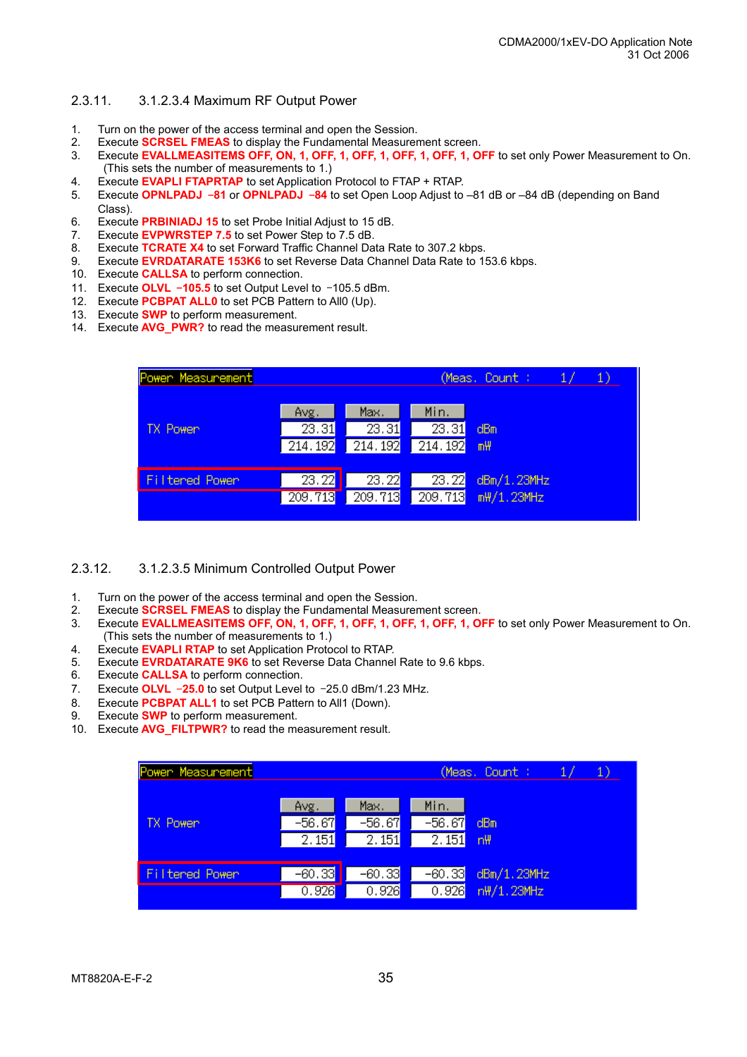## 2.3.11. 3.1.2.3.4 Maximum RF Output Power

1. Turn on the power of the access terminal and open the Session.
2. Execute **SCRSEL FMEAS** to display the Fundamental Measurement screen.
3. Execute **EVALLMEASITEMS OFF, ON, 1, OFF, 1, OFF, 1, OFF, 1, OFF, 1, OFF** to set only Power Measurement to On. (This sets the number of measurements to 1.)
4. Execute **EVAPLI FTAPRTAP** to set Application Protocol to FTAP + RTAP.
5. Execute **OPNLPADJ –81** or **OPNLPADJ –84** to set Open Loop Adjust to –81 dB or –84 dB (depending on Band Class).
6. Execute **PRBINIADJ 15** to set Probe Initial Adjust to 15 dB.
7. Execute **EVPWRSTEP 7.5** to set Power Step to 7.5 dB.
8. Execute **TCRATE X4** to set Forward Traffic Channel Data Rate to 307.2 kbps.
9. Execute **EVRDATARATE 153K6** to set Reverse Data Channel Data Rate to 153.6 kbps.
10. Execute **CALLSA** to perform connection.
11. Execute **OLVL –105.5** to set Output Level to −105.5 dBm.
12. Execute **PCBPAT ALL0** to set PCB Pattern to All0 (Up).
13. Execute **SWP** to perform measurement.
14. Execute **AVG_PWR?** to read the measurement result.

| Power Measurement | Avg. | Max. | Min. | (Meas. Count : 1/ 1) |
|---|---|---|---|---|
| TX Power | 23.31 | 23.31 | 23.31 | dBm |
| | 214.192 | 214.192 | 214.192 | mW |
| Filtered Power | 23.22 | 23.22 | 23.22 | dBm/1.23MHz |
| | 209.713 | 209.713 | 209.713 | mW/1.23MHz |

## 2.3.12. 3.1.2.3.5 Minimum Controlled Output Power

1. Turn on the power of the access terminal and open the Session.
2. Execute **SCRSEL FMEAS** to display the Fundamental Measurement screen.
3. Execute **EVALLMEASITEMS OFF, ON, 1, OFF, 1, OFF, 1, OFF, 1, OFF, 1, OFF** to set only Power Measurement to On. (This sets the number of measurements to 1.)
4. Execute **EVAPLI RTAP** to set Application Protocol to RTAP.
5. Execute **EVRDATARATE 9K6** to set Reverse Data Channel Rate to 9.6 kbps.
6. Execute **CALLSA** to perform connection.
7. Execute **OLVL –25.0** to set Output Level to −25.0 dBm/1.23 MHz.
8. Execute **PCBPAT ALL1** to set PCB Pattern to All1 (Down).
9. Execute **SWP** to perform measurement.
10. Execute **AVG_FILTPWR?** to read the measurement result.

| Power Measurement | Avg. | Max. | Min. | (Meas. Count : 1/ 1) |
|---|---|---|---|---|
| TX Power | -56.67 | -56.67 | -56.67 | dBm |
| | 2.151 | 2.151 | 2.151 | nW |
| Filtered Power | -60.33 | -60.33 | -60.33 | dBm/1.23MHz |
| | 0.926 | 0.926 | 0.926 | nW/1.23MHz |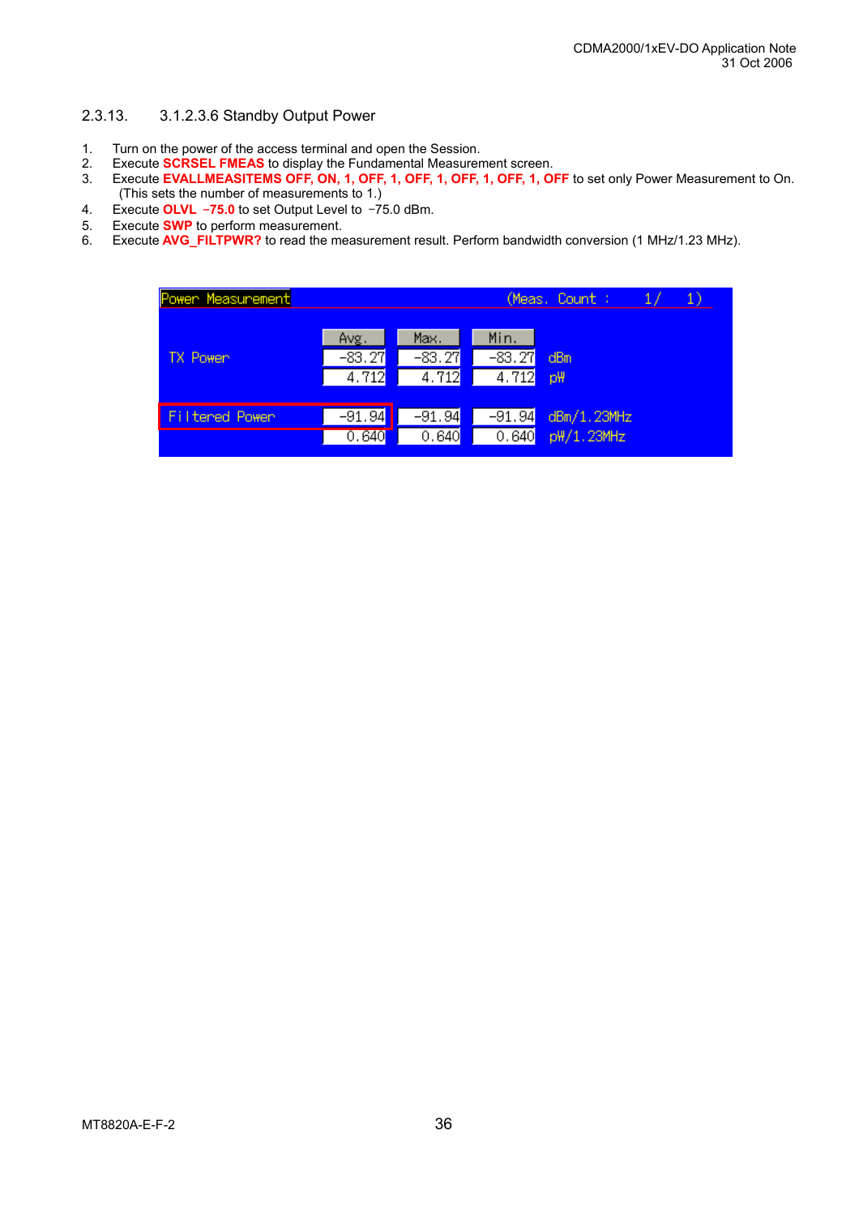## 2.3.13. 3.1.2.3.6 Standby Output Power

1. Turn on the power of the access terminal and open the Session.
2. Execute **SCRSEL FMEAS** to display the Fundamental Measurement screen.
3. Execute **EVALLMEASITEMS OFF, ON, 1, OFF, 1, OFF, 1, OFF, 1, OFF, 1, OFF** to set only Power Measurement to On. (This sets the number of measurements to 1.)
4. Execute **OLVL −75.0** to set Output Level to −75.0 dBm.
5. Execute **SWP** to perform measurement.
6. Execute **AVG_FILTPWR?** to read the measurement result. Perform bandwidth conversion (1 MHz/1.23 MHz).

Power Measurement (Meas. Count : 1/ 1)

| | Avg. | Max. | Min. | |
|---|---|---|---|---|
| TX Power | -83.27 | -83.27 | -83.27 | dBm |
| | 4.712 | 4.712 | 4.712 | pW |
| Filtered Power | -91.94 | -91.94 | -91.94 | dBm/1.23MHz |
| | 0.640 | 0.640 | 0.640 | pW/1.23MHz |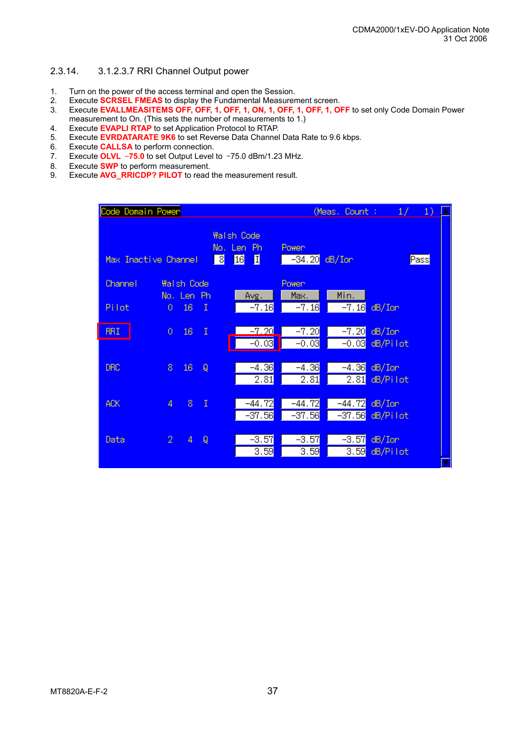## 2.3.14. 3.1.2.3.7 RRI Channel Output power

1. Turn on the power of the access terminal and open the Session.
2. Execute **SCRSEL FMEAS** to display the Fundamental Measurement screen.
3. Execute **EVALLMEASITEMS OFF, OFF, 1, OFF, 1, ON, 1, OFF, 1, OFF, 1, OFF** to set only Code Domain Power measurement to On. (This sets the number of measurements to 1.)
4. Execute **EVAPLI RTAP** to set Application Protocol to RTAP.
5. Execute **EVRDATARATE 9K6** to set Reverse Data Channel Data Rate to 9.6 kbps.
6. Execute **CALLSA** to perform connection.
7. Execute **OLVL −75.0** to set Output Level to −75.0 dBm/1.23 MHz.
8. Execute **SWP** to perform measurement.
9. Execute **AVG_RRICDP? PILOT** to read the measurement result.

Code Domain Power (Meas. Count : 1/ 1)

| | Walsh Code No. | Len | Ph | Power | | |
|---|---|---|---|---|---|---|
| Max Inactive Channel | 8 | 16 | I | -34.20 dB/Ior | | Pass |

| Channel | Walsh Code No. | Len | Ph | Avg. | Max. | Min. | |
|---|---|---|---|---|---|---|---|
| Pilot | 0 | 16 | I | -7.16 | -7.16 | -7.16 | dB/Ior |
| RRI | 0 | 16 | I | -7.20 | -7.20 | -7.20 | dB/Ior |
| | | | | -0.03 | -0.03 | -0.03 | dB/Pilot |
| DRC | 8 | 16 | Q | -4.36 | -4.36 | -4.36 | dB/Ior |
| | | | | 2.81 | 2.81 | 2.81 | dB/Pilot |
| ACK | 4 | 8 | I | -44.72 | -44.72 | -44.72 | dB/Ior |
| | | | | -37.56 | -37.56 | -37.56 | dB/Pilot |
| Data | 2 | 4 | Q | -3.57 | -3.57 | -3.57 | dB/Ior |
| | | | | 3.59 | 3.59 | 3.59 | dB/Pilot |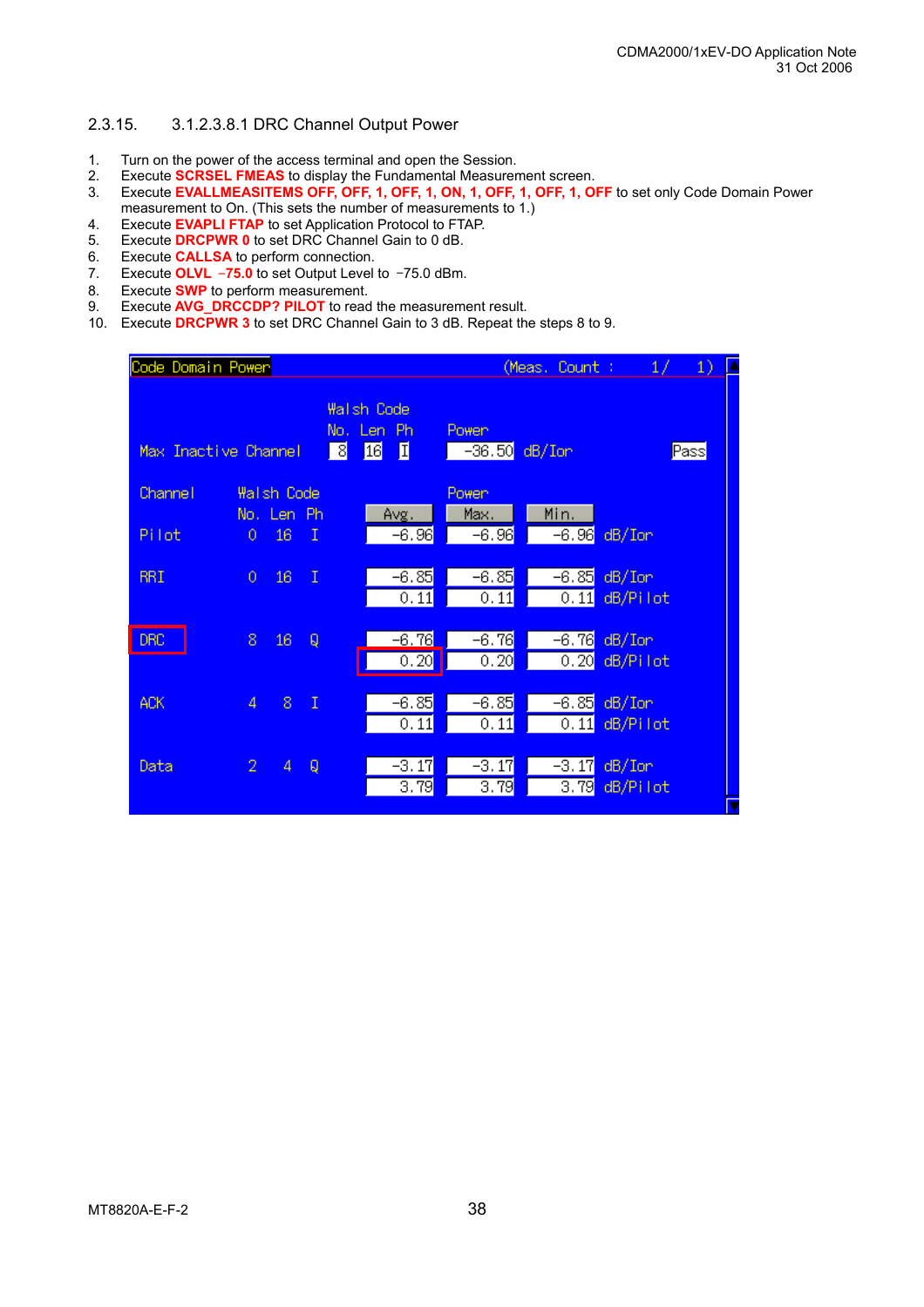## 2.3.15. 3.1.2.3.8.1 DRC Channel Output Power

1. Turn on the power of the access terminal and open the Session.
2. Execute **SCRSEL FMEAS** to display the Fundamental Measurement screen.
3. Execute **EVALLMEASITEMS OFF, OFF, 1, OFF, 1, ON, 1, OFF, 1, OFF, 1, OFF** to set only Code Domain Power measurement to On. (This sets the number of measurements to 1.)
4. Execute **EVAPLI FTAP** to set Application Protocol to FTAP.
5. Execute **DRCPWR 0** to set DRC Channel Gain to 0 dB.
6. Execute **CALLSA** to perform connection.
7. Execute **OLVL −75.0** to set Output Level to −75.0 dBm.
8. Execute **SWP** to perform measurement.
9. Execute **AVG_DRCCDP? PILOT** to read the measurement result.
10. Execute **DRCPWR 3** to set DRC Channel Gain to 3 dB. Repeat the steps 8 to 9.

Code Domain Power (Meas. Count : 1/ 1)

| | Walsh Code No. | Len | Ph | Power | |
|---|---|---|---|---|---|
| Max Inactive Channel | 8 | 16 | I | -36.50 dB/Ior | Pass |

| Channel | Walsh Code No. | Len | Ph | Power Avg. | Max. | Min. | Unit |
|---|---|---|---|---|---|---|---|
| Pilot | 0 | 16 | I | -6.96 | -6.96 | -6.96 | dB/Ior |
| RRI | 0 | 16 | I | -6.85 | -6.85 | -6.85 | dB/Ior |
| | | | | 0.11 | 0.11 | 0.11 | dB/Pilot |
| DRC | 8 | 16 | Q | -6.76 | -6.76 | -6.76 | dB/Ior |
| | | | | 0.20 | 0.20 | 0.20 | dB/Pilot |
| ACK | 4 | 8 | I | -6.85 | -6.85 | -6.85 | dB/Ior |
| | | | | 0.11 | 0.11 | 0.11 | dB/Pilot |
| Data | 2 | 4 | Q | -3.17 | -3.17 | -3.17 | dB/Ior |
| | | | | 3.79 | 3.79 | 3.79 | dB/Pilot |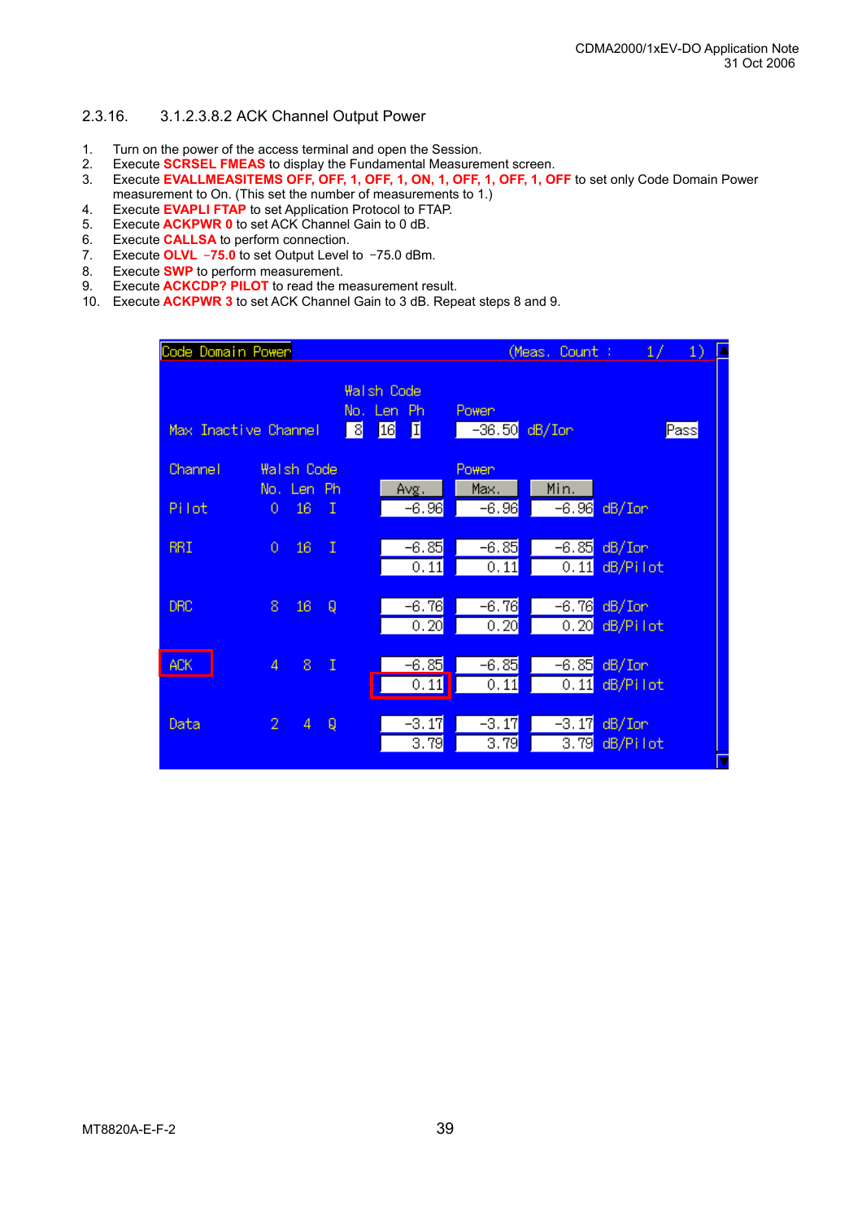## 2.3.16. 3.1.2.3.8.2 ACK Channel Output Power

1. Turn on the power of the access terminal and open the Session.
2. Execute **SCRSEL FMEAS** to display the Fundamental Measurement screen.
3. Execute **EVALLMEASITEMS OFF, OFF, 1, OFF, 1, ON, 1, OFF, 1, OFF, 1, OFF** to set only Code Domain Power measurement to On. (This set the number of measurements to 1.)
4. Execute **EVAPLI FTAP** to set Application Protocol to FTAP.
5. Execute **ACKPWR 0** to set ACK Channel Gain to 0 dB.
6. Execute **CALLSA** to perform connection.
7. Execute **OLVL −75.0** to set Output Level to −75.0 dBm.
8. Execute **SWP** to perform measurement.
9. Execute **ACKCDP? PILOT** to read the measurement result.
10. Execute **ACKPWR 3** to set ACK Channel Gain to 3 dB. Repeat steps 8 and 9.

Code Domain Power (Meas. Count : 1/ 1)

| | Walsh Code No. | Len | Ph | Power | | |
|---|---|---|---|---|---|---|
| Max Inactive Channel | 8 | 16 | I | -36.50 | dB/Ior | Pass |

| Channel | Walsh Code No. | Len | Ph | Power Avg. | Max. | Min. | |
|---|---|---|---|---|---|---|---|
| Pilot | 0 | 16 | I | -6.96 | -6.96 | -6.96 | dB/Ior |
| RRI | 0 | 16 | I | -6.85 | -6.85 | -6.85 | dB/Ior |
| | | | | 0.11 | 0.11 | 0.11 | dB/Pilot |
| DRC | 8 | 16 | Q | -6.76 | -6.76 | -6.76 | dB/Ior |
| | | | | 0.20 | 0.20 | 0.20 | dB/Pilot |
| ACK | 4 | 8 | I | -6.85 | -6.85 | -6.85 | dB/Ior |
| | | | | 0.11 | 0.11 | 0.11 | dB/Pilot |
| Data | 2 | 4 | Q | -3.17 | -3.17 | -3.17 | dB/Ior |
| | | | | 3.79 | 3.79 | 3.79 | dB/Pilot |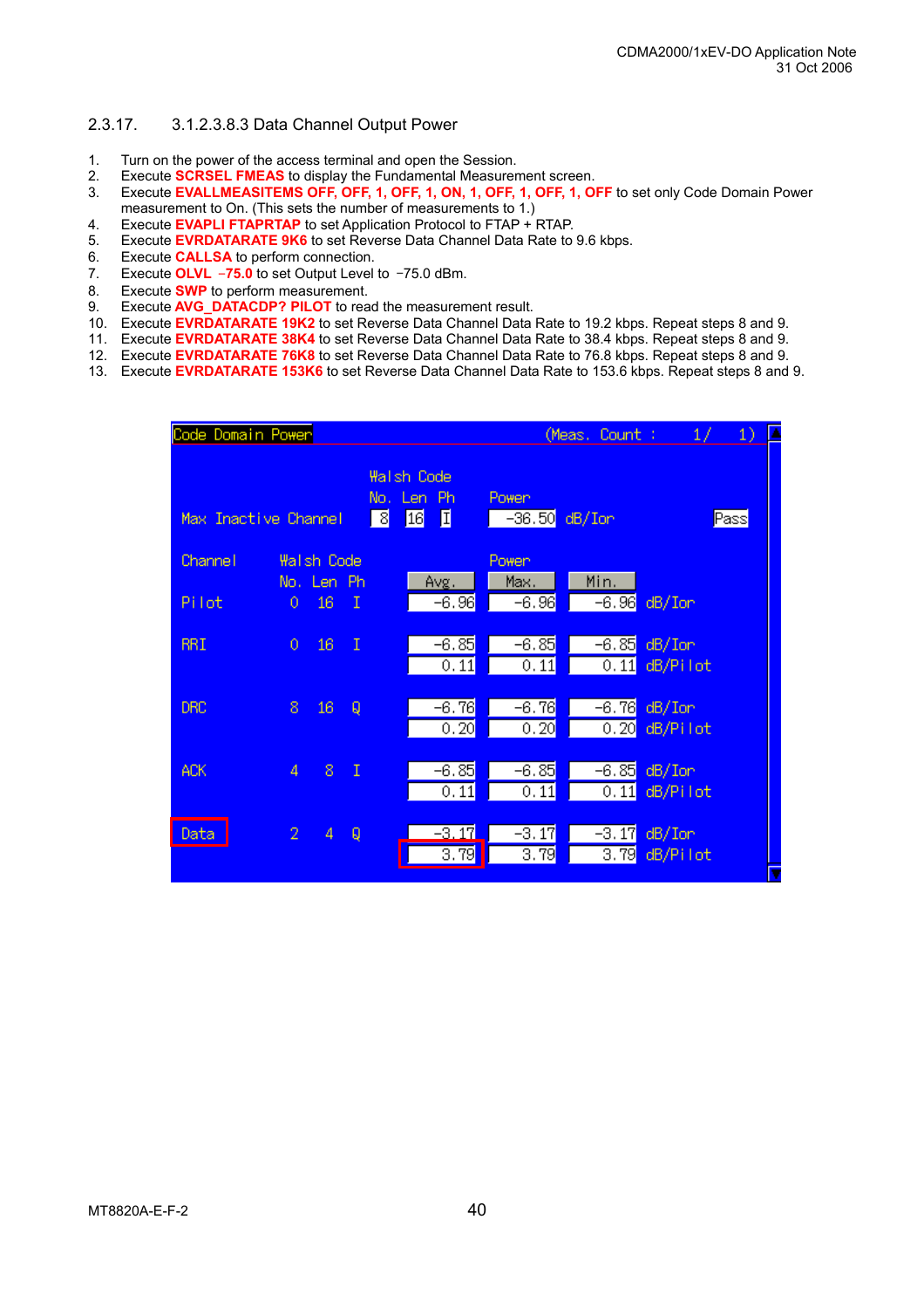## 2.3.17. 3.1.2.3.8.3 Data Channel Output Power

1. Turn on the power of the access terminal and open the Session.
2. Execute **SCRSEL FMEAS** to display the Fundamental Measurement screen.
3. Execute **EVALLMEASITEMS OFF, OFF, 1, OFF, 1, ON, 1, OFF, 1, OFF, 1, OFF** to set only Code Domain Power measurement to On. (This sets the number of measurements to 1.)
4. Execute **EVAPLI FTAPRTAP** to set Application Protocol to FTAP + RTAP.
5. Execute **EVRDATARATE 9K6** to set Reverse Data Channel Data Rate to 9.6 kbps.
6. Execute **CALLSA** to perform connection.
7. Execute **OLVL −75.0** to set Output Level to −75.0 dBm.
8. Execute **SWP** to perform measurement.
9. Execute **AVG_DATACDP? PILOT** to read the measurement result.
10. Execute **EVRDATARATE 19K2** to set Reverse Data Channel Data Rate to 19.2 kbps. Repeat steps 8 and 9.
11. Execute **EVRDATARATE 38K4** to set Reverse Data Channel Data Rate to 38.4 kbps. Repeat steps 8 and 9.
12. Execute **EVRDATARATE 76K8** to set Reverse Data Channel Data Rate to 76.8 kbps. Repeat steps 8 and 9.
13. Execute **EVRDATARATE 153K6** to set Reverse Data Channel Data Rate to 153.6 kbps. Repeat steps 8 and 9.

Code Domain Power (Meas. Count : 1/ 1)

| | Walsh Code No. | Len | Ph | Power | | |
|---|---|---|---|---|---|---|
| Max Inactive Channel | 8 | 16 | I | -36.50 dB/Ior | | Pass |

| Channel | Walsh Code No. | Len | Ph | Power Avg. | Max. | Min. | Unit |
|---|---|---|---|---|---|---|---|
| Pilot | 0 | 16 | I | -6.96 | -6.96 | -6.96 | dB/Ior |
| RRI | 0 | 16 | I | -6.85 | -6.85 | -6.85 | dB/Ior |
| | | | | 0.11 | 0.11 | 0.11 | dB/Pilot |
| DRC | 8 | 16 | Q | -6.76 | -6.76 | -6.76 | dB/Ior |
| | | | | 0.20 | 0.20 | 0.20 | dB/Pilot |
| ACK | 4 | 8 | I | -6.85 | -6.85 | -6.85 | dB/Ior |
| | | | | 0.11 | 0.11 | 0.11 | dB/Pilot |
| Data | 2 | 4 | Q | -3.17 | -3.17 | -3.17 | dB/Ior |
| | | | | 3.79 | 3.79 | 3.79 | dB/Pilot |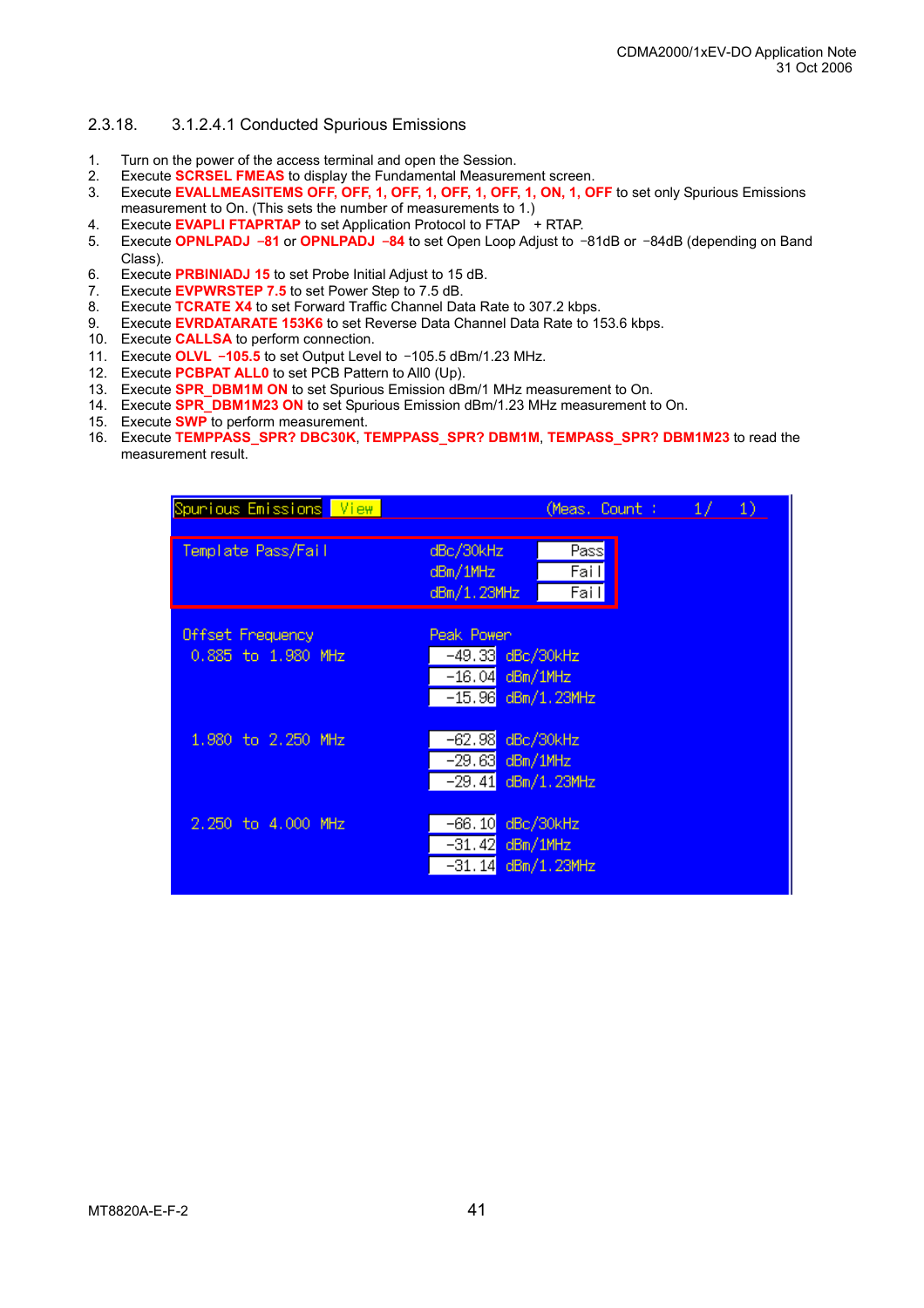## 2.3.18. 3.1.2.4.1 Conducted Spurious Emissions

1. Turn on the power of the access terminal and open the Session.
2. Execute **SCRSEL FMEAS** to display the Fundamental Measurement screen.
3. Execute **EVALLMEASITEMS OFF, OFF, 1, OFF, 1, OFF, 1, OFF, 1, ON, 1, OFF** to set only Spurious Emissions measurement to On. (This sets the number of measurements to 1.)
4. Execute **EVAPLI FTAPRTAP** to set Application Protocol to FTAP + RTAP.
5. Execute **OPNLPADJ −81** or **OPNLPADJ −84** to set Open Loop Adjust to −81dB or −84dB (depending on Band Class).
6. Execute **PRBINIADJ 15** to set Probe Initial Adjust to 15 dB.
7. Execute **EVPWRSTEP 7.5** to set Power Step to 7.5 dB.
8. Execute **TCRATE X4** to set Forward Traffic Channel Data Rate to 307.2 kbps.
9. Execute **EVRDATARATE 153K6** to set Reverse Data Channel Data Rate to 153.6 kbps.
10. Execute **CALLSA** to perform connection.
11. Execute **OLVL −105.5** to set Output Level to −105.5 dBm/1.23 MHz.
12. Execute **PCBPAT ALL0** to set PCB Pattern to All0 (Up).
13. Execute **SPR_DBM1M ON** to set Spurious Emission dBm/1 MHz measurement to On.
14. Execute **SPR_DBM1M23 ON** to set Spurious Emission dBm/1.23 MHz measurement to On.
15. Execute **SWP** to perform measurement.
16. Execute **TEMPPASS_SPR? DBC30K**, **TEMPPASS_SPR? DBM1M**, **TEMPPASS_SPR? DBM1M23** to read the measurement result.

Spurious Emissions View (Meas. Count : 1/ 1)

| Template Pass/Fail | | |
|---|---|---|
| | dBc/30kHz | Pass |
| | dBm/1MHz | Fail |
| | dBm/1.23MHz | Fail |

| Offset Frequency | Peak Power | |
|---|---|---|
| 0.885 to 1.980 MHz | -49.33 | dBc/30kHz |
| | -16.04 | dBm/1MHz |
| | -15.96 | dBm/1.23MHz |
| 1.980 to 2.250 MHz | -62.98 | dBc/30kHz |
| | -29.63 | dBm/1MHz |
| | -29.41 | dBm/1.23MHz |
| 2.250 to 4.000 MHz | -66.10 | dBc/30kHz |
| | -31.42 | dBm/1MHz |
| | -31.14 | dBm/1.23MHz |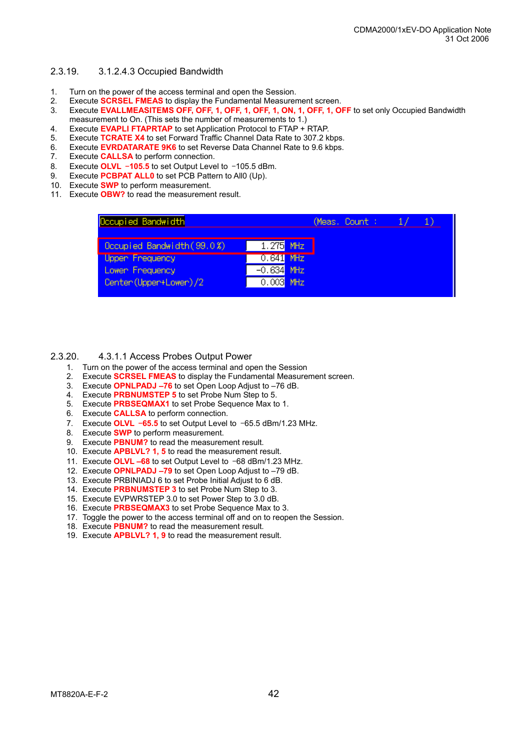## 2.3.19. 3.1.2.4.3 Occupied Bandwidth

1. Turn on the power of the access terminal and open the Session.
2. Execute **SCRSEL FMEAS** to display the Fundamental Measurement screen.
3. Execute **EVALLMEASITEMS OFF, OFF, 1, OFF, 1, OFF, 1, ON, 1, OFF, 1, OFF** to set only Occupied Bandwidth measurement to On. (This sets the number of measurements to 1.)
4. Execute **EVAPLI FTAPRTAP** to set Application Protocol to FTAP + RTAP.
5. Execute **TCRATE X4** to set Forward Traffic Channel Data Rate to 307.2 kbps.
6. Execute **EVRDATARATE 9K6** to set Reverse Data Channel Rate to 9.6 kbps.
7. Execute **CALLSA** to perform connection.
8. Execute **OLVL −105.5** to set Output Level to −105.5 dBm.
9. Execute **PCBPAT ALL0** to set PCB Pattern to All0 (Up).
10. Execute **SWP** to perform measurement.
11. Execute **OBW?** to read the measurement result.

| Occupied Bandwidth | (Meas. Count : 1/ 1) | |
|---|---|---|
| Occupied Bandwidth(99.0%) | 1.275 | MHz |
| Upper Frequency | 0.641 | MHz |
| Lower Frequency | −0.634 | MHz |
| Center(Upper+Lower)/2 | 0.003 | MHz |

## 2.3.20. 4.3.1.1 Access Probes Output Power

1. Turn on the power of the access terminal and open the Session
2. Execute **SCRSEL FMEAS** to display the Fundamental Measurement screen.
3. Execute **OPNLPADJ –76** to set Open Loop Adjust to –76 dB.
4. Execute **PRBNUMSTEP 5** to set Probe Num Step to 5.
5. Execute **PRBSEQMAX1** to set Probe Sequence Max to 1.
6. Execute **CALLSA** to perform connection.
7. Execute **OLVL −65.5** to set Output Level to −65.5 dBm/1.23 MHz.
8. Execute **SWP** to perform measurement.
9. Execute **PBNUM?** to read the measurement result.
10. Execute **APBLVL? 1, 5** to read the measurement result.
11. Execute **OLVL –68** to set Output Level to −68 dBm/1.23 MHz.
12. Execute **OPNLPADJ –79** to set Open Loop Adjust to –79 dB.
13. Execute PRBINIADJ 6 to set Probe Initial Adjust to 6 dB.
14. Execute **PRBNUMSTEP 3** to set Probe Num Step to 3.
15. Execute EVPWRSTEP 3.0 to set Power Step to 3.0 dB.
16. Execute **PRBSEQMAX3** to set Probe Sequence Max to 3.
17. Toggle the power to the access terminal off and on to reopen the Session.
18. Execute **PBNUM?** to read the measurement result.
19. Execute **APBLVL? 1, 9** to read the measurement result.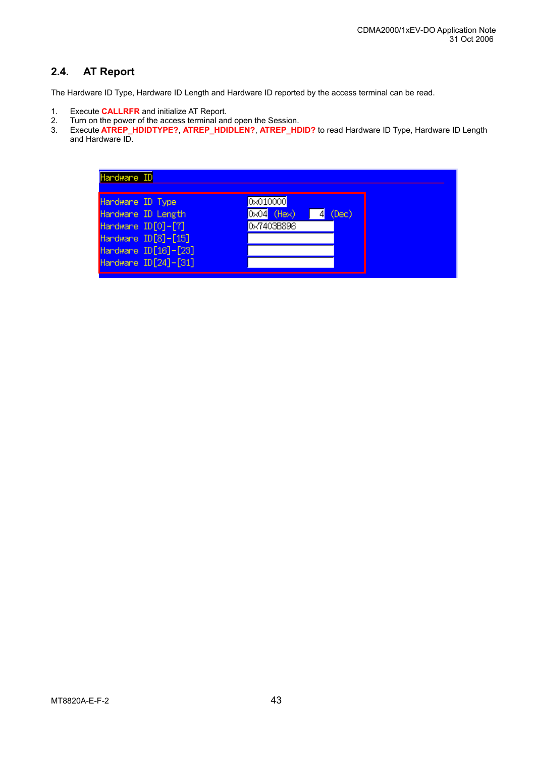## 2.4. AT Report

The Hardware ID Type, Hardware ID Length and Hardware ID reported by the access terminal can be read.

1. Execute **CALLRFR** and initialize AT Report.
2. Turn on the power of the access terminal and open the Session.
3. Execute **ATREP_HDIDTYPE?**, **ATREP_HDIDLEN?**, **ATREP_HDID?** to read Hardware ID Type, Hardware ID Length and Hardware ID.

Hardware ID

| | | |
|---|---|---|
| Hardware ID Type | 0x010000 | |
| Hardware ID Length | 0x04 (Hex) | 4 (Dec) |
| Hardware ID[0]-[7] | 0x7403B896 | |
| Hardware ID[8]-[15] | | |
| Hardware ID[16]-[23] | | |
| Hardware ID[24]-[31] | | |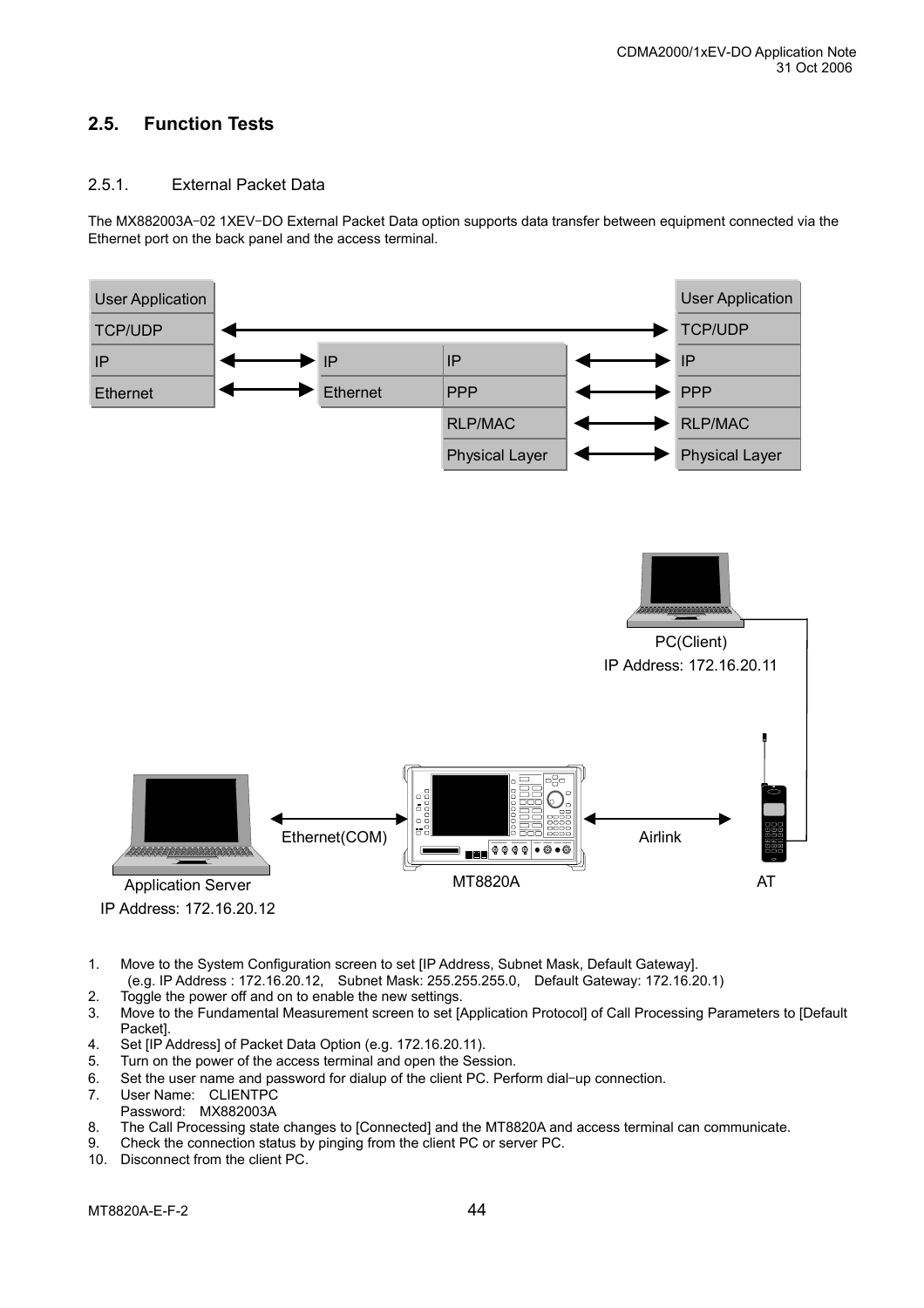## 2.5. Function Tests

### 2.5.1. External Packet Data

The MX882003A−02 1XEV−DO External Packet Data option supports data transfer between equipment connected via the Ethernet port on the back panel and the access terminal.

| User Application | | | | User Application |
|---|---|---|---|---|
| TCP/UDP | ↔ | | ↔ | TCP/UDP |
| IP | ↔ | IP \| IP | ↔ | IP |
| Ethernet | ↔ | Ethernet \| PPP | ↔ | PPP |
| | | RLP/MAC | ↔ | RLP/MAC |
| | | Physical Layer | ↔ | Physical Layer |

PC(Client)
IP Address: 172.16.20.11

Ethernet(COM)

Airlink

Application Server
IP Address: 172.16.20.12

MT8820A

AT

1. Move to the System Configuration screen to set [IP Address, Subnet Mask, Default Gateway].
   (e.g. IP Address : 172.16.20.12, Subnet Mask: 255.255.255.0, Default Gateway: 172.16.20.1)
2. Toggle the power off and on to enable the new settings.
3. Move to the Fundamental Measurement screen to set [Application Protocol] of Call Processing Parameters to [Default Packet].
4. Set [IP Address] of Packet Data Option (e.g. 172.16.20.11).
5. Turn on the power of the access terminal and open the Session.
6. Set the user name and password for dialup of the client PC. Perform dial−up connection.
7. User Name: CLIENTPC
   Password: MX882003A
8. The Call Processing state changes to [Connected] and the MT8820A and access terminal can communicate.
9. Check the connection status by pinging from the client PC or server PC.
10. Disconnect from the client PC.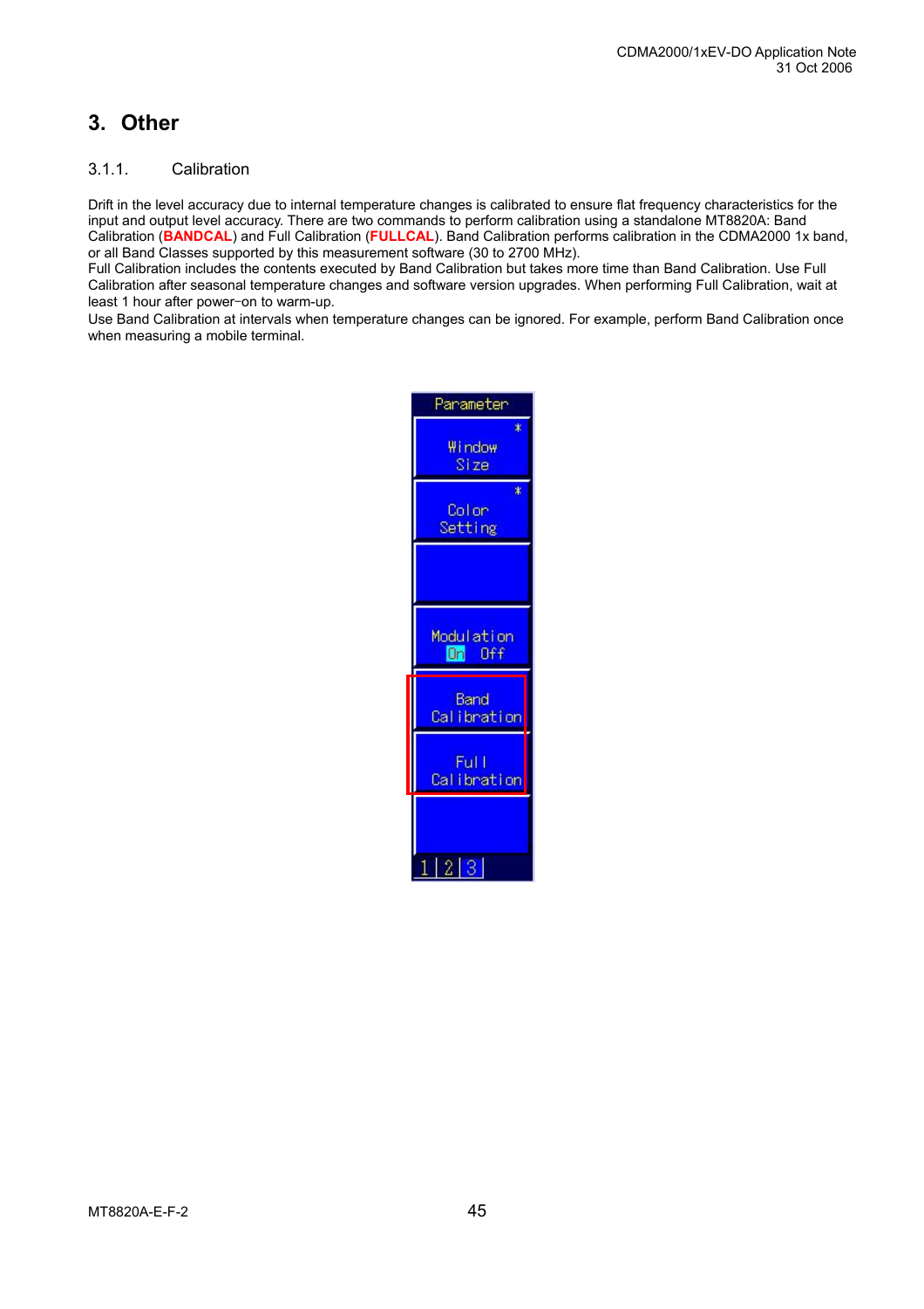# 3. Other

### 3.1.1. Calibration

Drift in the level accuracy due to internal temperature changes is calibrated to ensure flat frequency characteristics for the input and output level accuracy. There are two commands to perform calibration using a standalone MT8820A: Band Calibration (**BANDCAL**) and Full Calibration (**FULLCAL**). Band Calibration performs calibration in the CDMA2000 1x band, or all Band Classes supported by this measurement software (30 to 2700 MHz).
Full Calibration includes the contents executed by Band Calibration but takes more time than Band Calibration. Use Full Calibration after seasonal temperature changes and software version upgrades. When performing Full Calibration, wait at least 1 hour after power-on to warm-up.
Use Band Calibration at intervals when temperature changes can be ignored. For example, perform Band Calibration once when measuring a mobile terminal.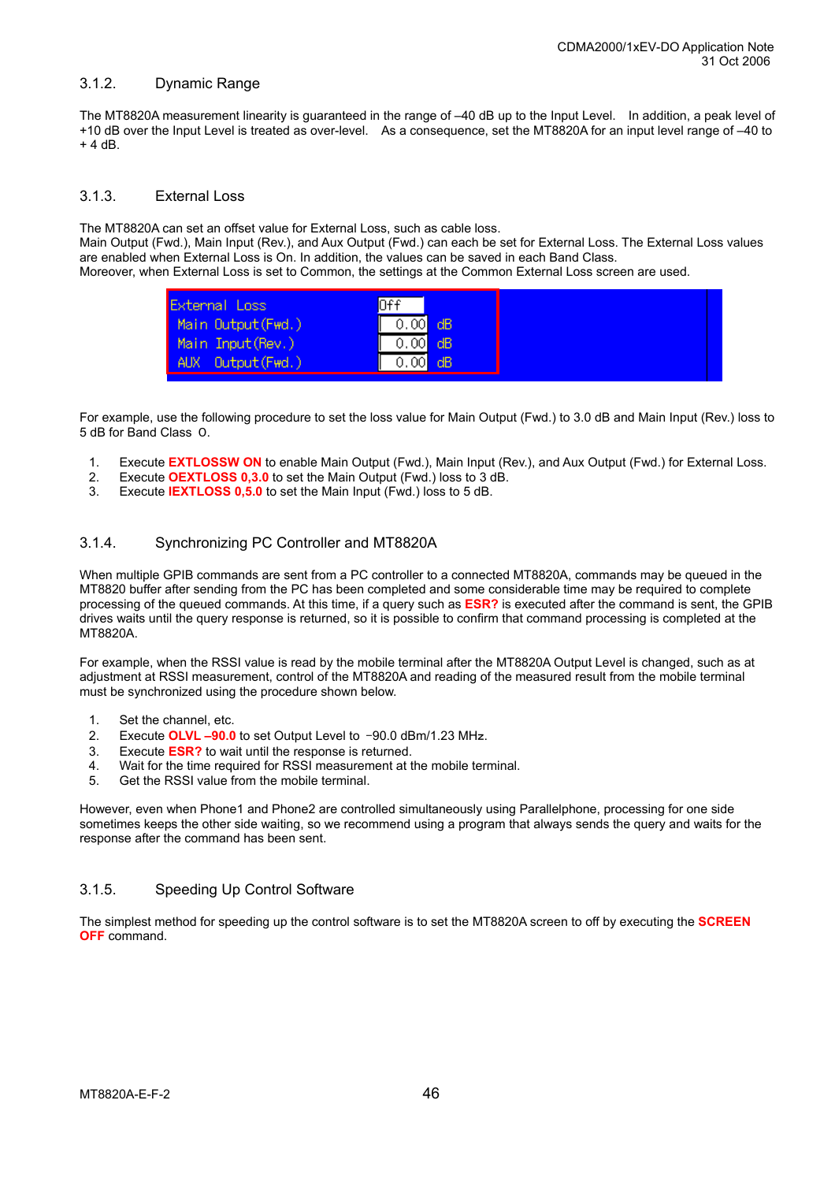### 3.1.2. Dynamic Range

The MT8820A measurement linearity is guaranteed in the range of –40 dB up to the Input Level. In addition, a peak level of +10 dB over the Input Level is treated as over-level. As a consequence, set the MT8820A for an input level range of –40 to + 4 dB.

### 3.1.3. External Loss

The MT8820A can set an offset value for External Loss, such as cable loss.
Main Output (Fwd.), Main Input (Rev.), and Aux Output (Fwd.) can each be set for External Loss. The External Loss values are enabled when External Loss is On. In addition, the values can be saved in each Band Class.
Moreover, when External Loss is set to Common, the settings at the Common External Loss screen are used.

| External Loss | Off | |
|---|---|---|
| Main Output(Fwd.) | 0.00 | dB |
| Main Input(Rev.) | 0.00 | dB |
| AUX Output(Fwd.) | 0.00 | dB |

For example, use the following procedure to set the loss value for Main Output (Fwd.) to 3.0 dB and Main Input (Rev.) loss to 5 dB for Band Class 0.

1. Execute **EXTLOSSW ON** to enable Main Output (Fwd.), Main Input (Rev.), and Aux Output (Fwd.) for External Loss.
2. Execute **OEXTLOSS 0,3.0** to set the Main Output (Fwd.) loss to 3 dB.
3. Execute **IEXTLOSS 0,5.0** to set the Main Input (Fwd.) loss to 5 dB.

### 3.1.4. Synchronizing PC Controller and MT8820A

When multiple GPIB commands are sent from a PC controller to a connected MT8820A, commands may be queued in the MT8820 buffer after sending from the PC has been completed and some considerable time may be required to complete processing of the queued commands. At this time, if a query such as **ESR?** is executed after the command is sent, the GPIB drives waits until the query response is returned, so it is possible to confirm that command processing is completed at the MT8820A.

For example, when the RSSI value is read by the mobile terminal after the MT8820A Output Level is changed, such as at adjustment at RSSI measurement, control of the MT8820A and reading of the measured result from the mobile terminal must be synchronized using the procedure shown below.

1. Set the channel, etc.
2. Execute **OLVL –90.0** to set Output Level to −90.0 dBm/1.23 MHz.
3. Execute **ESR?** to wait until the response is returned.
4. Wait for the time required for RSSI measurement at the mobile terminal.
5. Get the RSSI value from the mobile terminal.

However, even when Phone1 and Phone2 are controlled simultaneously using Parallelphone, processing for one side sometimes keeps the other side waiting, so we recommend using a program that always sends the query and waits for the response after the command has been sent.

### 3.1.5. Speeding Up Control Software

The simplest method for speeding up the control software is to set the MT8820A screen to off by executing the **SCREEN OFF** command.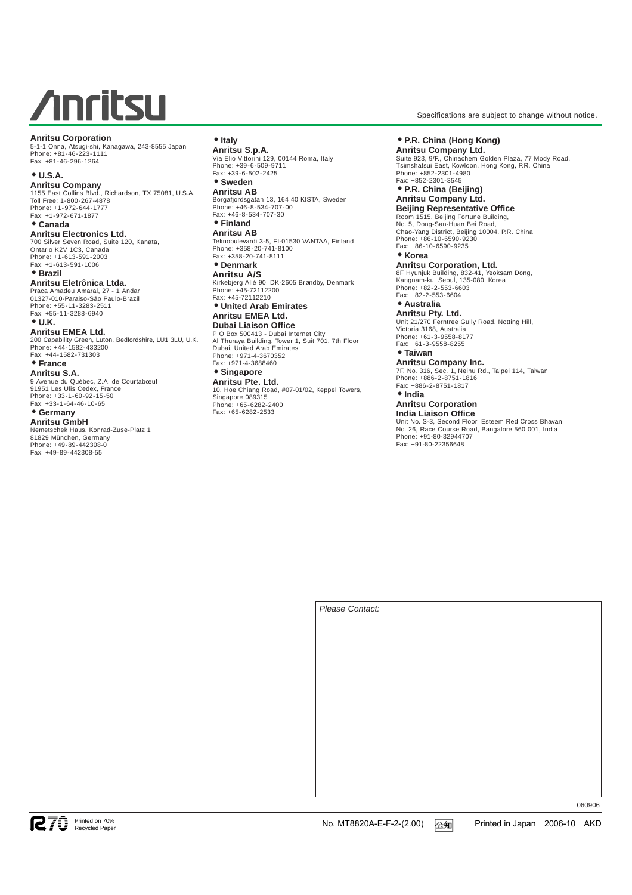# Anritsu

Specifications are subject to change without notice.

**Anritsu Corporation**
5-1-1 Onna, Atsugi-shi, Kanagawa, 243-8555 Japan
Phone: +81-46-223-1111
Fax: +81-46-296-1264

**• U.S.A.**
**Anritsu Company**
1155 East Collins Blvd., Richardson, TX 75081, U.S.A.
Toll Free: 1-800-267-4878
Phone: +1-972-644-1777
Fax: +1-972-671-1877

**• Canada**
**Anritsu Electronics Ltd.**
700 Silver Seven Road, Suite 120, Kanata,
Ontario K2V 1C3, Canada
Phone: +1-613-591-2003
Fax: +1-613-591-1006

**• Brazil**
**Anritsu Eletrônica Ltda.**
Praca Amadeu Amaral, 27 - 1 Andar
01327-010-Paraiso-São Paulo-Brazil
Phone: +55-11-3283-2511
Fax: +55-11-3288-6940

**• U.K.**
**Anritsu EMEA Ltd.**
200 Capability Green, Luton, Bedfordshire, LU1 3LU, U.K.
Phone: +44-1582-433200
Fax: +44-1582-731303

**• France**
**Anritsu S.A.**
9 Avenue du Québec, Z.A. de Courtabœuf
91951 Les Ulis Cedex, France
Phone: +33-1-60-92-15-50
Fax: +33-1-64-46-10-65

**• Germany**
**Anritsu GmbH**
Nemetschek Haus, Konrad-Zuse-Platz 1
81829 München, Germany
Phone: +49-89-442308-0
Fax: +49-89-442308-55

**• Italy**
**Anritsu S.p.A.**
Via Elio Vittorini 129, 00144 Roma, Italy
Phone: +39-6-509-9711
Fax: +39-6-502-2425

**• Sweden**
**Anritsu AB**
Borgafjordsgatan 13, 164 40 KISTA, Sweden
Phone: +46-8-534-707-00
Fax: +46-8-534-707-30

**• Finland**
**Anritsu AB**
Teknobulevardi 3-5, FI-01530 VANTAA, Finland
Phone: +358-20-741-8100
Fax: +358-20-741-8111

**• Denmark**
**Anritsu A/S**
Kirkebjerg Allé 90, DK-2605 Brøndby, Denmark
Phone: +45-72112200
Fax: +45-72112210

**• United Arab Emirates**
**Anritsu EMEA Ltd.**
**Dubai Liaison Office**
P O Box 500413 - Dubai Internet City
Al Thuraya Building, Tower 1, Suit 701, 7th Floor
Dubai, United Arab Emirates
Phone: +971-4-3670352
Fax: +971-4-3688460

**• Singapore**
**Anritsu Pte. Ltd.**
10, Hoe Chiang Road, #07-01/02, Keppel Towers,
Singapore 089315
Phone: +65-6282-2400
Fax: +65-6282-2533

**• P.R. China (Hong Kong)**
**Anritsu Company Ltd.**
Suite 923, 9/F., Chinachem Golden Plaza, 77 Mody Road,
Tsimshatsui East, Kowloon, Hong Kong, P.R. China
Phone: +852-2301-4980
Fax: +852-2301-3545

**• P.R. China (Beijing)**
**Anritsu Company Ltd.**
**Beijing Representative Office**
Room 1515, Beijing Fortune Building,
No. 5, Dong-San-Huan Bei Road,
Chao-Yang District, Beijing 10004, P.R. China
Phone: +86-10-6590-9230
Fax: +86-10-6590-9235

**• Korea**
**Anritsu Corporation, Ltd.**
8F Hyunjuk Building, 832-41, Yeoksam Dong,
Kangnam-ku, Seoul, 135-080, Korea
Phone: +82-2-553-6603
Fax: +82-2-553-6604

**• Australia**
**Anritsu Pty. Ltd.**
Unit 21/270 Ferntree Gully Road, Notting Hill,
Victoria 3168, Australia
Phone: +61-3-9558-8177
Fax: +61-3-9558-8255

**• Taiwan**
**Anritsu Company Inc.**
7F, No. 316, Sec. 1, Neihu Rd., Taipei 114, Taiwan
Phone: +886-2-8751-1816
Fax: +886-2-8751-1817

**• India**
**Anritsu Corporation**
**India Liaison Office**
Unit No. S-3, Second Floor, Esteem Red Cross Bhavan,
No. 26, Race Course Road, Bangalore 560 001, India
Phone: +91-80-32944707
Fax: +91-80-22356648

*Please Contact:*

060906

R70 Printed on 70% Recycled Paper

No. MT8820A-E-F-2-(2.00) 公知 Printed in Japan 2006-10 AKD